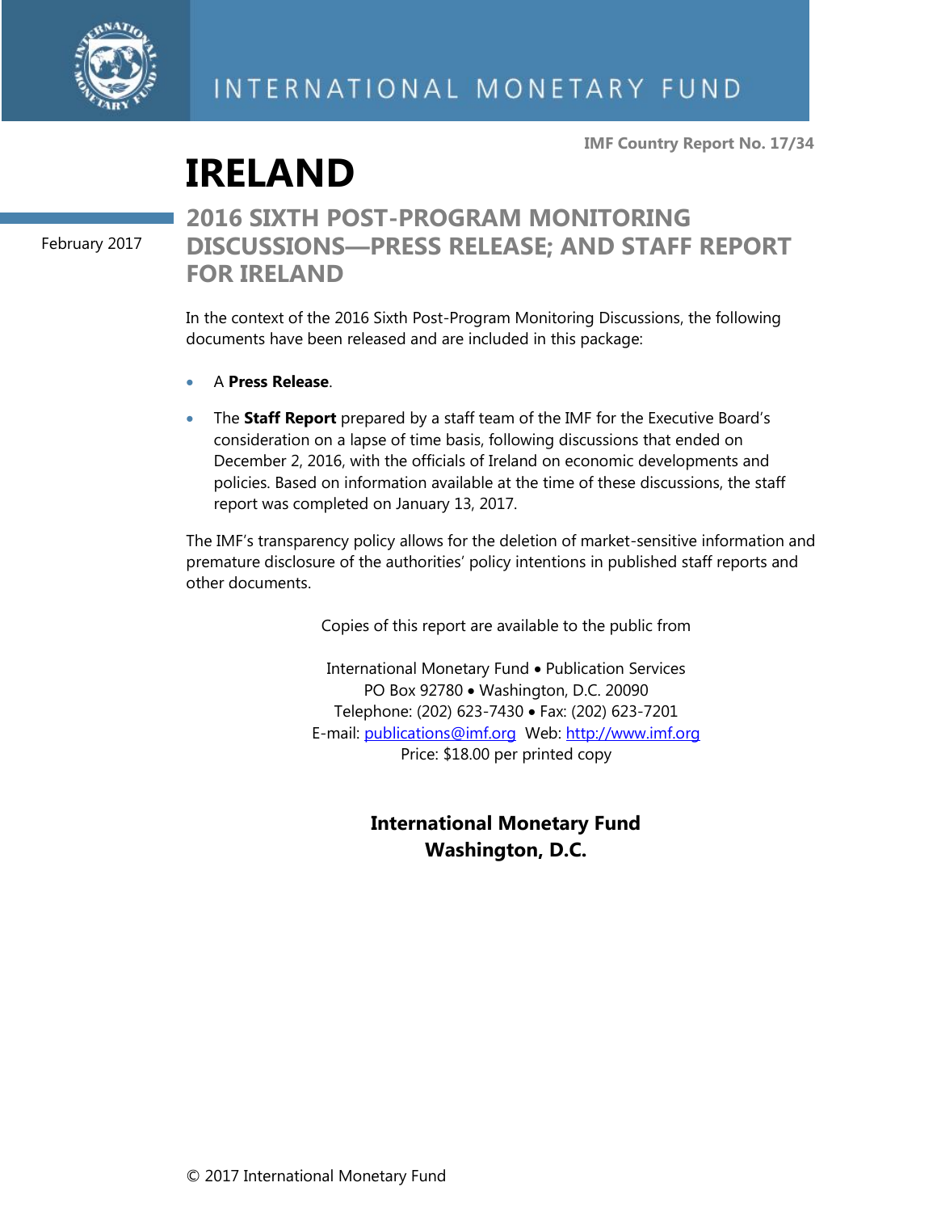INTERNATIONAL MONETARY FUND

**IMF Country Report No. 17/34**

# IRELAND

February 2017

## 2016 SIXTH POST-PROGRAM MONITORING DISCUSSIONS—PRESS RELEASE; AND STAFF REPORT FOR IRELAND

In the context of the 2016 Sixth Post-Program Monitoring Discussions, the following documents have been released and are included in this package:

- A **Press Release**.
- The **Staff Report** prepared by a staff team of the IMF for the Executive Board's consideration on a lapse of time basis, following discussions that ended on December 2, 2016, with the officials of Ireland on economic developments and policies. Based on information available at the time of these discussions, the staff report was completed on January 13, 2017.

The IMF's transparency policy allows for the deletion of market-sensitive information and premature disclosure of the authorities' policy intentions in published staff reports and other documents.

Copies of this report are available to the public from

International Monetary Fund • Publication Services
PO Box 92780 • Washington, D.C. 20090
Telephone: (202) 623-7430 • Fax: (202) 623-7201
E-mail: publications@imf.org Web: http://www.imf.org
Price: $18.00 per printed copy

**International Monetary Fund**
**Washington, D.C.**

© 2017 International Monetary Fund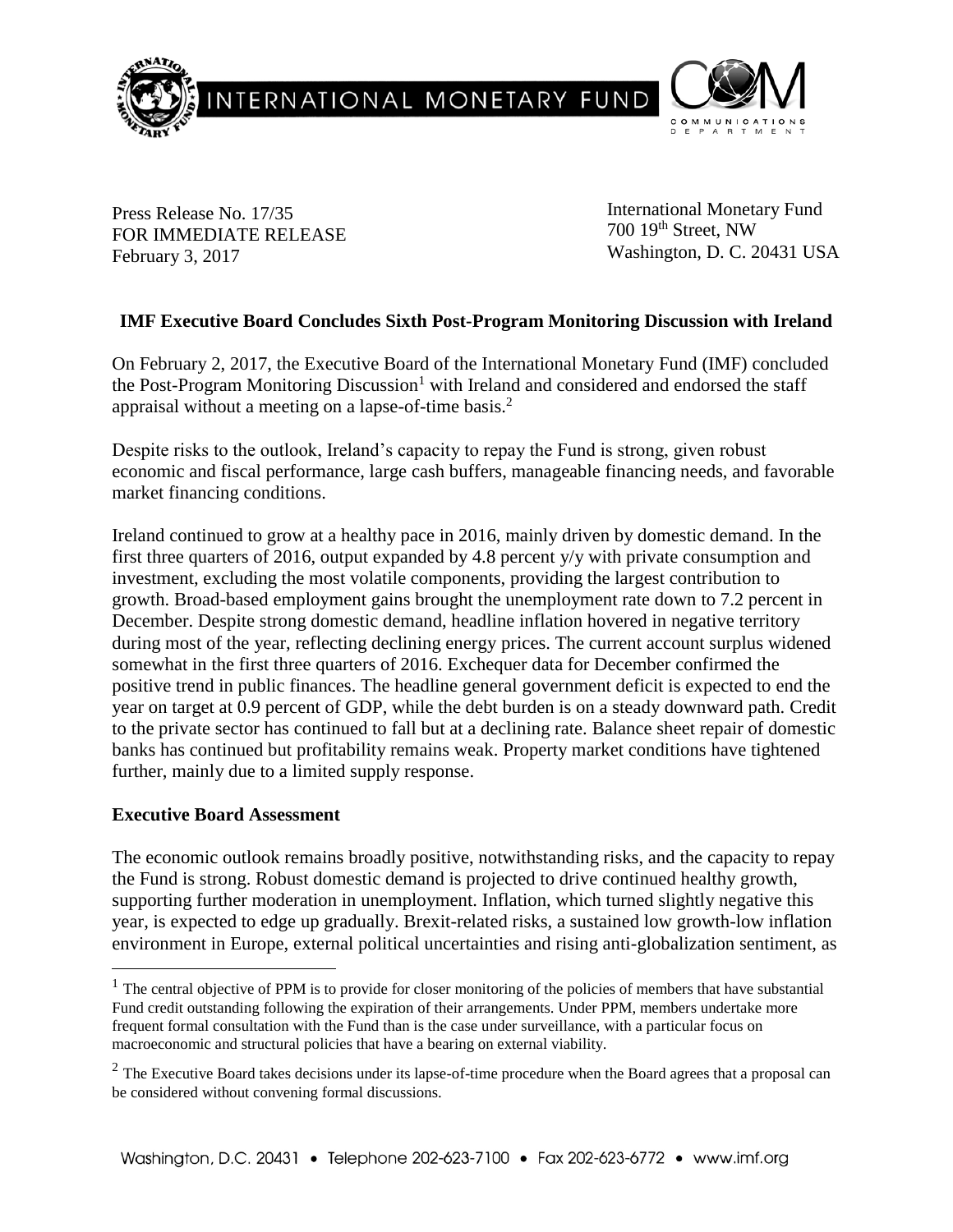Press Release No. 17/35
FOR IMMEDIATE RELEASE
February 3, 2017

International Monetary Fund
700 19th Street, NW
Washington, D. C. 20431 USA

## IMF Executive Board Concludes Sixth Post-Program Monitoring Discussion with Ireland

On February 2, 2017, the Executive Board of the International Monetary Fund (IMF) concluded the Post-Program Monitoring Discussion[1] with Ireland and considered and endorsed the staff appraisal without a meeting on a lapse-of-time basis.[2]

Despite risks to the outlook, Ireland's capacity to repay the Fund is strong, given robust economic and fiscal performance, large cash buffers, manageable financing needs, and favorable market financing conditions.

Ireland continued to grow at a healthy pace in 2016, mainly driven by domestic demand. In the first three quarters of 2016, output expanded by 4.8 percent y/y with private consumption and investment, excluding the most volatile components, providing the largest contribution to growth. Broad-based employment gains brought the unemployment rate down to 7.2 percent in December. Despite strong domestic demand, headline inflation hovered in negative territory during most of the year, reflecting declining energy prices. The current account surplus widened somewhat in the first three quarters of 2016. Exchequer data for December confirmed the positive trend in public finances. The headline general government deficit is expected to end the year on target at 0.9 percent of GDP, while the debt burden is on a steady downward path. Credit to the private sector has continued to fall but at a declining rate. Balance sheet repair of domestic banks has continued but profitability remains weak. Property market conditions have tightened further, mainly due to a limited supply response.

### Executive Board Assessment

The economic outlook remains broadly positive, notwithstanding risks, and the capacity to repay the Fund is strong. Robust domestic demand is projected to drive continued healthy growth, supporting further moderation in unemployment. Inflation, which turned slightly negative this year, is expected to edge up gradually. Brexit-related risks, a sustained low growth-low inflation environment in Europe, external political uncertainties and rising anti-globalization sentiment, as

---

[1] The central objective of PPM is to provide for closer monitoring of the policies of members that have substantial Fund credit outstanding following the expiration of their arrangements. Under PPM, members undertake more frequent formal consultation with the Fund than is the case under surveillance, with a particular focus on macroeconomic and structural policies that have a bearing on external viability.

[2] The Executive Board takes decisions under its lapse-of-time procedure when the Board agrees that a proposal can be considered without convening formal discussions.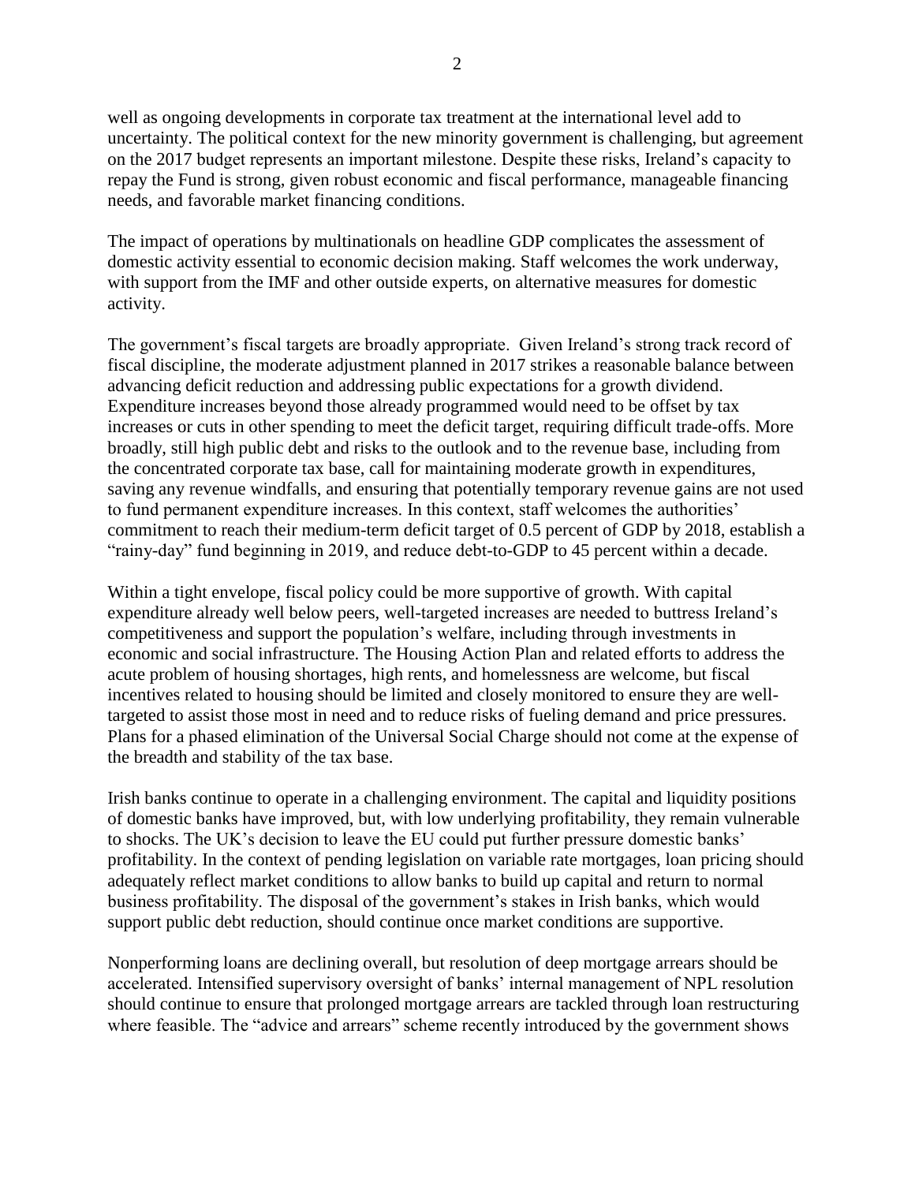well as ongoing developments in corporate tax treatment at the international level add to uncertainty. The political context for the new minority government is challenging, but agreement on the 2017 budget represents an important milestone. Despite these risks, Ireland's capacity to repay the Fund is strong, given robust economic and fiscal performance, manageable financing needs, and favorable market financing conditions.

The impact of operations by multinationals on headline GDP complicates the assessment of domestic activity essential to economic decision making. Staff welcomes the work underway, with support from the IMF and other outside experts, on alternative measures for domestic activity.

The government's fiscal targets are broadly appropriate. Given Ireland's strong track record of fiscal discipline, the moderate adjustment planned in 2017 strikes a reasonable balance between advancing deficit reduction and addressing public expectations for a growth dividend. Expenditure increases beyond those already programmed would need to be offset by tax increases or cuts in other spending to meet the deficit target, requiring difficult trade-offs. More broadly, still high public debt and risks to the outlook and to the revenue base, including from the concentrated corporate tax base, call for maintaining moderate growth in expenditures, saving any revenue windfalls, and ensuring that potentially temporary revenue gains are not used to fund permanent expenditure increases. In this context, staff welcomes the authorities' commitment to reach their medium-term deficit target of 0.5 percent of GDP by 2018, establish a "rainy-day" fund beginning in 2019, and reduce debt-to-GDP to 45 percent within a decade.

Within a tight envelope, fiscal policy could be more supportive of growth. With capital expenditure already well below peers, well-targeted increases are needed to buttress Ireland's competitiveness and support the population's welfare, including through investments in economic and social infrastructure. The Housing Action Plan and related efforts to address the acute problem of housing shortages, high rents, and homelessness are welcome, but fiscal incentives related to housing should be limited and closely monitored to ensure they are well-targeted to assist those most in need and to reduce risks of fueling demand and price pressures. Plans for a phased elimination of the Universal Social Charge should not come at the expense of the breadth and stability of the tax base.

Irish banks continue to operate in a challenging environment. The capital and liquidity positions of domestic banks have improved, but, with low underlying profitability, they remain vulnerable to shocks. The UK's decision to leave the EU could put further pressure domestic banks' profitability. In the context of pending legislation on variable rate mortgages, loan pricing should adequately reflect market conditions to allow banks to build up capital and return to normal business profitability. The disposal of the government's stakes in Irish banks, which would support public debt reduction, should continue once market conditions are supportive.

Nonperforming loans are declining overall, but resolution of deep mortgage arrears should be accelerated. Intensified supervisory oversight of banks' internal management of NPL resolution should continue to ensure that prolonged mortgage arrears are tackled through loan restructuring where feasible. The "advice and arrears" scheme recently introduced by the government shows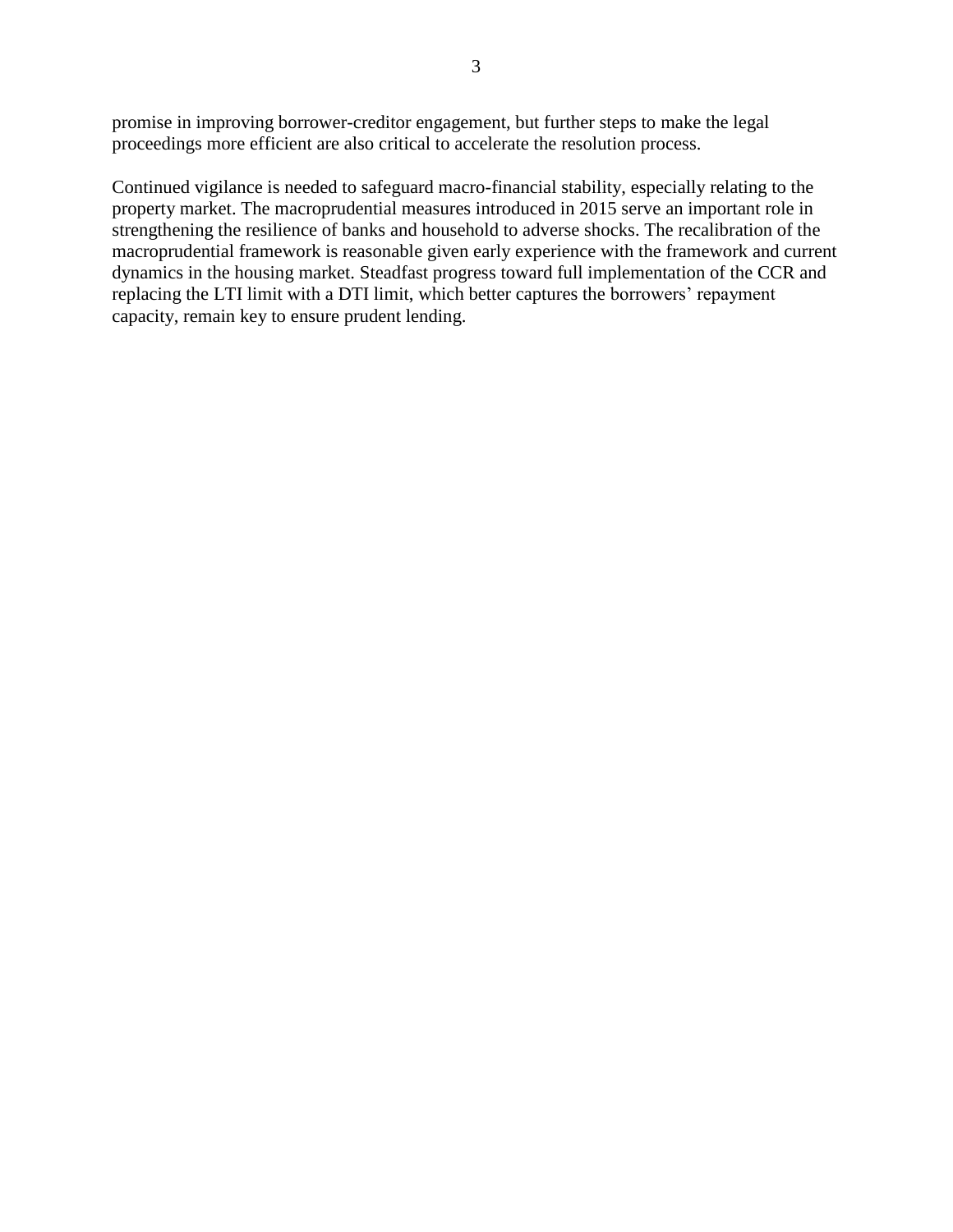promise in improving borrower-creditor engagement, but further steps to make the legal proceedings more efficient are also critical to accelerate the resolution process.

Continued vigilance is needed to safeguard macro-financial stability, especially relating to the property market. The macroprudential measures introduced in 2015 serve an important role in strengthening the resilience of banks and household to adverse shocks. The recalibration of the macroprudential framework is reasonable given early experience with the framework and current dynamics in the housing market. Steadfast progress toward full implementation of the CCR and replacing the LTI limit with a DTI limit, which better captures the borrowers' repayment capacity, remain key to ensure prudent lending.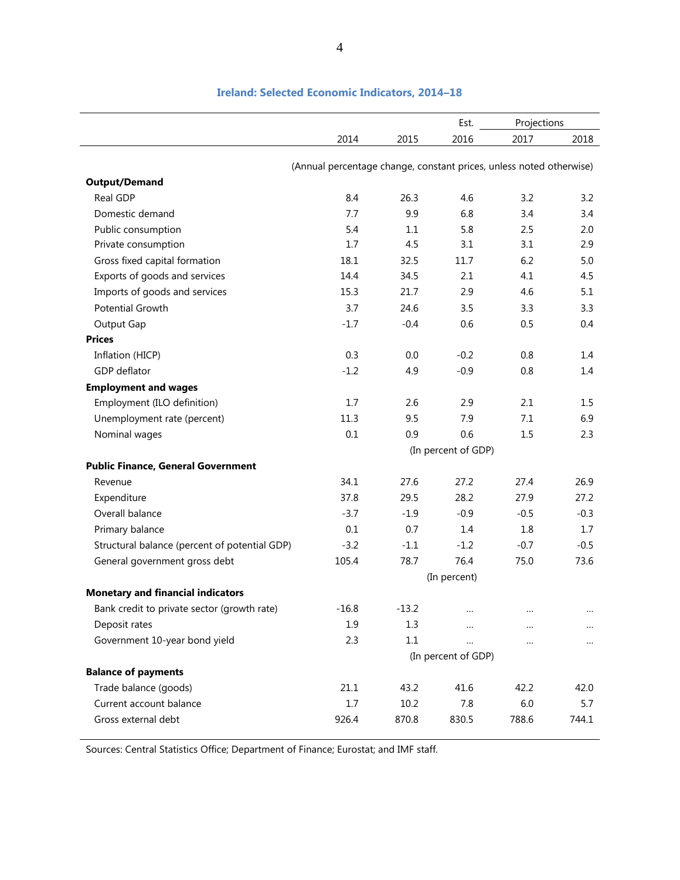## Ireland: Selected Economic Indicators, 2014–18

| | | | Est. | Projections | |
|---|---|---|---|---|---|
| | 2014 | 2015 | 2016 | 2017 | 2018 |
| | (Annual percentage change, constant prices, unless noted otherwise) | | | | |
| **Output/Demand** | | | | | |
| Real GDP | 8.4 | 26.3 | 4.6 | 3.2 | 3.2 |
| Domestic demand | 7.7 | 9.9 | 6.8 | 3.4 | 3.4 |
| Public consumption | 5.4 | 1.1 | 5.8 | 2.5 | 2.0 |
| Private consumption | 1.7 | 4.5 | 3.1 | 3.1 | 2.9 |
| Gross fixed capital formation | 18.1 | 32.5 | 11.7 | 6.2 | 5.0 |
| Exports of goods and services | 14.4 | 34.5 | 2.1 | 4.1 | 4.5 |
| Imports of goods and services | 15.3 | 21.7 | 2.9 | 4.6 | 5.1 |
| Potential Growth | 3.7 | 24.6 | 3.5 | 3.3 | 3.3 |
| Output Gap | -1.7 | -0.4 | 0.6 | 0.5 | 0.4 |
| **Prices** | | | | | |
| Inflation (HICP) | 0.3 | 0.0 | -0.2 | 0.8 | 1.4 |
| GDP deflator | -1.2 | 4.9 | -0.9 | 0.8 | 1.4 |
| **Employment and wages** | | | | | |
| Employment (ILO definition) | 1.7 | 2.6 | 2.9 | 2.1 | 1.5 |
| Unemployment rate (percent) | 11.3 | 9.5 | 7.9 | 7.1 | 6.9 |
| Nominal wages | 0.1 | 0.9 | 0.6 | 1.5 | 2.3 |
| | | | (In percent of GDP) | | |
| **Public Finance, General Government** | | | | | |
| Revenue | 34.1 | 27.6 | 27.2 | 27.4 | 26.9 |
| Expenditure | 37.8 | 29.5 | 28.2 | 27.9 | 27.2 |
| Overall balance | -3.7 | -1.9 | -0.9 | -0.5 | -0.3 |
| Primary balance | 0.1 | 0.7 | 1.4 | 1.8 | 1.7 |
| Structural balance (percent of potential GDP) | -3.2 | -1.1 | -1.2 | -0.7 | -0.5 |
| General government gross debt | 105.4 | 78.7 | 76.4 | 75.0 | 73.6 |
| | | | (In percent) | | |
| **Monetary and financial indicators** | | | | | |
| Bank credit to private sector (growth rate) | -16.8 | -13.2 | … | … | … |
| Deposit rates | 1.9 | 1.3 | … | … | … |
| Government 10-year bond yield | 2.3 | 1.1 | … | … | … |
| | | | (In percent of GDP) | | |
| **Balance of payments** | | | | | |
| Trade balance (goods) | 21.1 | 43.2 | 41.6 | 42.2 | 42.0 |
| Current account balance | 1.7 | 10.2 | 7.8 | 6.0 | 5.7 |
| Gross external debt | 926.4 | 870.8 | 830.5 | 788.6 | 744.1 |

Sources: Central Statistics Office; Department of Finance; Eurostat; and IMF staff.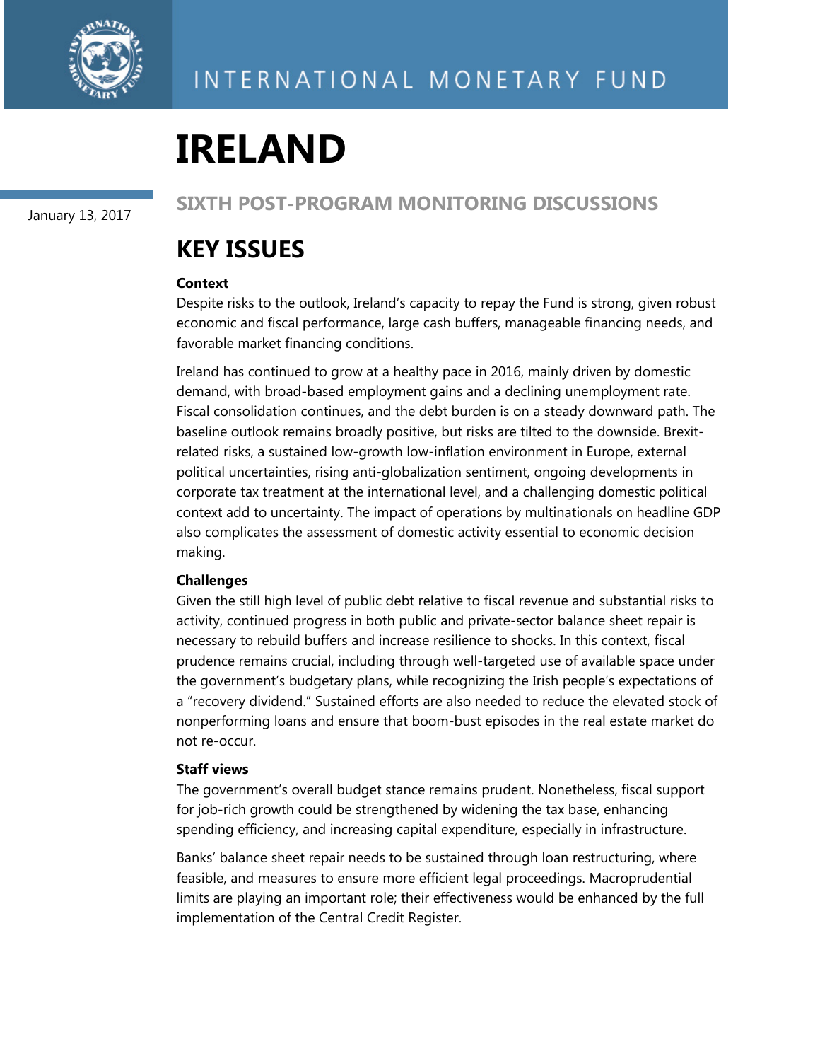# IRELAND

January 13, 2017

## SIXTH POST-PROGRAM MONITORING DISCUSSIONS

## KEY ISSUES

**Context**

Despite risks to the outlook, Ireland's capacity to repay the Fund is strong, given robust economic and fiscal performance, large cash buffers, manageable financing needs, and favorable market financing conditions.

Ireland has continued to grow at a healthy pace in 2016, mainly driven by domestic demand, with broad-based employment gains and a declining unemployment rate. Fiscal consolidation continues, and the debt burden is on a steady downward path. The baseline outlook remains broadly positive, but risks are tilted to the downside. Brexit-related risks, a sustained low-growth low-inflation environment in Europe, external political uncertainties, rising anti-globalization sentiment, ongoing developments in corporate tax treatment at the international level, and a challenging domestic political context add to uncertainty. The impact of operations by multinationals on headline GDP also complicates the assessment of domestic activity essential to economic decision making.

**Challenges**

Given the still high level of public debt relative to fiscal revenue and substantial risks to activity, continued progress in both public and private-sector balance sheet repair is necessary to rebuild buffers and increase resilience to shocks. In this context, fiscal prudence remains crucial, including through well-targeted use of available space under the government's budgetary plans, while recognizing the Irish people's expectations of a "recovery dividend." Sustained efforts are also needed to reduce the elevated stock of nonperforming loans and ensure that boom-bust episodes in the real estate market do not re-occur.

**Staff views**

The government's overall budget stance remains prudent. Nonetheless, fiscal support for job-rich growth could be strengthened by widening the tax base, enhancing spending efficiency, and increasing capital expenditure, especially in infrastructure.

Banks' balance sheet repair needs to be sustained through loan restructuring, where feasible, and measures to ensure more efficient legal proceedings. Macroprudential limits are playing an important role; their effectiveness would be enhanced by the full implementation of the Central Credit Register.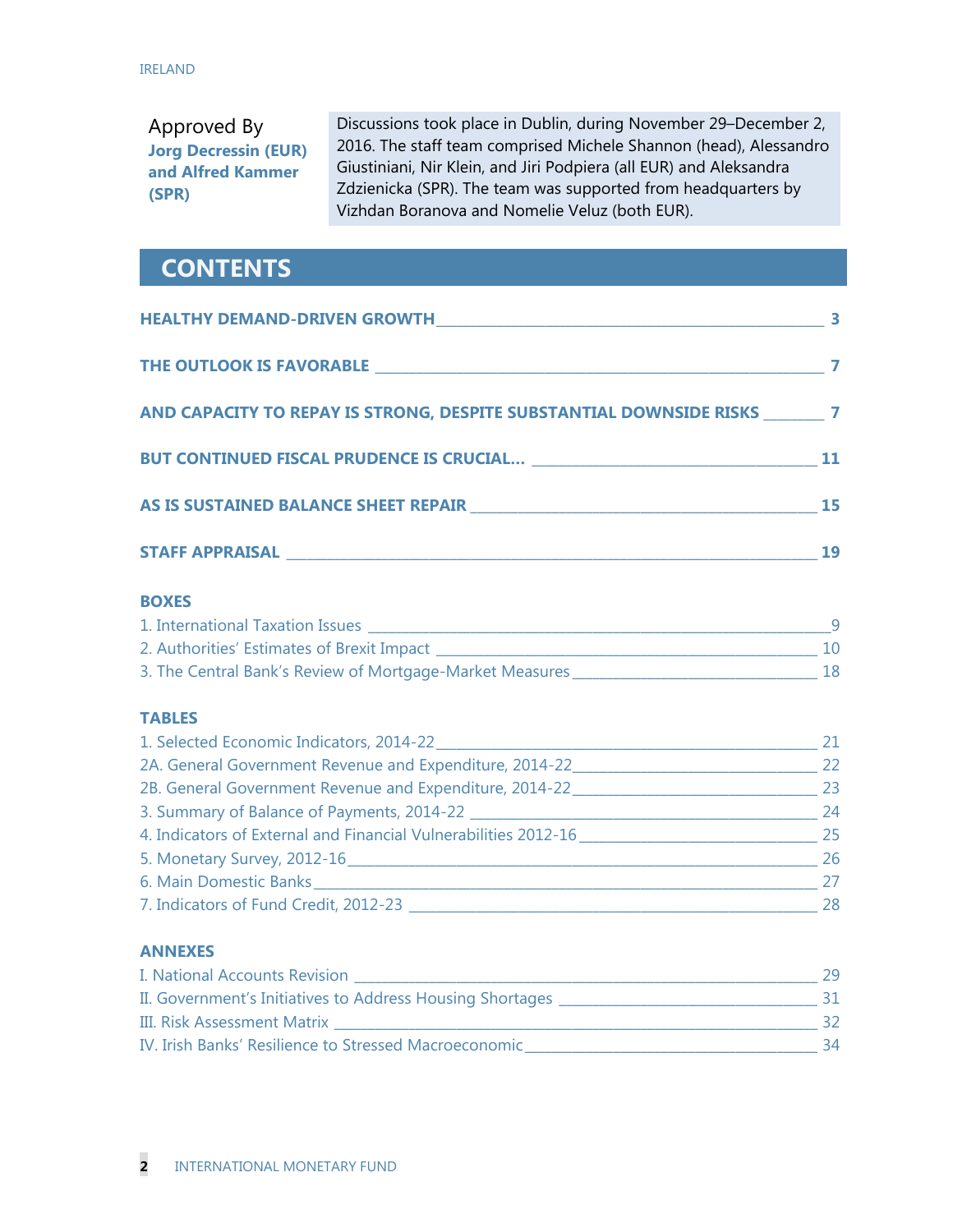Approved By
**Jorg Decressin (EUR) and Alfred Kammer (SPR)**

Discussions took place in Dublin, during November 29–December 2, 2016. The staff team comprised Michele Shannon (head), Alessandro Giustiniani, Nir Klein, and Jiri Podpiera (all EUR) and Aleksandra Zdzienicka (SPR). The team was supported from headquarters by Vizhdan Boranova and Nomelie Veluz (both EUR).

# CONTENTS

**HEALTHY DEMAND-DRIVEN GROWTH** _____ 3

**THE OUTLOOK IS FAVORABLE** _____ 7

**AND CAPACITY TO REPAY IS STRONG, DESPITE SUBSTANTIAL DOWNSIDE RISKS** _____ 7

**BUT CONTINUED FISCAL PRUDENCE IS CRUCIAL…** _____ 11

**AS IS SUSTAINED BALANCE SHEET REPAIR** _____ 15

**STAFF APPRAISAL** _____ 19

**BOXES**

1. International Taxation Issues _____ 9
2. Authorities' Estimates of Brexit Impact _____ 10
3. The Central Bank's Review of Mortgage-Market Measures _____ 18

**TABLES**

1. Selected Economic Indicators, 2014-22 _____ 21

2A. General Government Revenue and Expenditure, 2014-22 _____ 22

2B. General Government Revenue and Expenditure, 2014-22 _____ 23

3. Summary of Balance of Payments, 2014-22 _____ 24
4. Indicators of External and Financial Vulnerabilities 2012-16 _____ 25
5. Monetary Survey, 2012-16 _____ 26
6. Main Domestic Banks _____ 27
7. Indicators of Fund Credit, 2012-23 _____ 28

**ANNEXES**

I. National Accounts Revision _____ 29

II. Government's Initiatives to Address Housing Shortages _____ 31

III. Risk Assessment Matrix _____ 32

IV. Irish Banks' Resilience to Stressed Macroeconomic _____ 34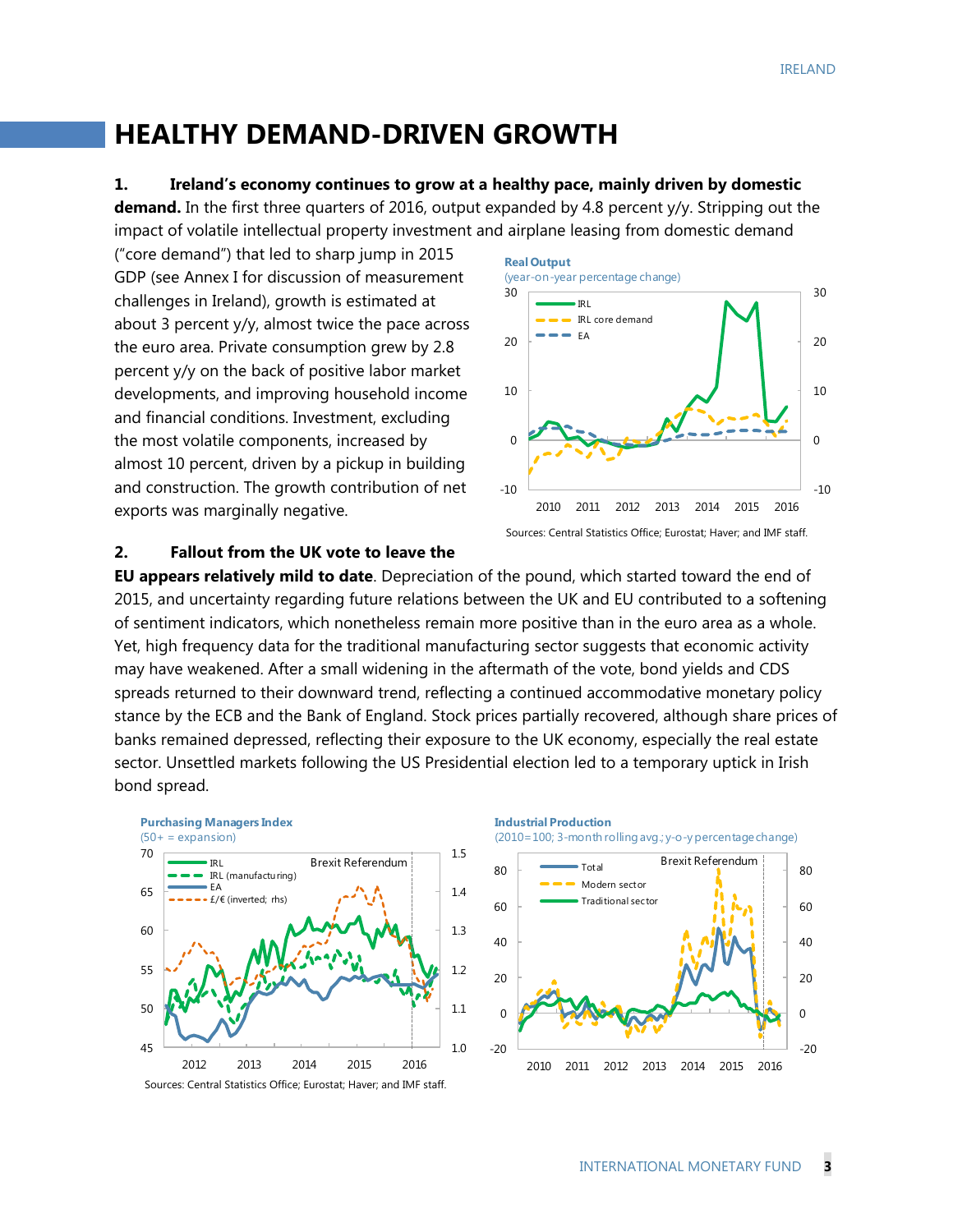# HEALTHY DEMAND-DRIVEN GROWTH

**1. Ireland's economy continues to grow at a healthy pace, mainly driven by domestic demand.** In the first three quarters of 2016, output expanded by 4.8 percent y/y. Stripping out the impact of volatile intellectual property investment and airplane leasing from domestic demand ("core demand") that led to sharp jump in 2015 GDP (see Annex I for discussion of measurement challenges in Ireland), growth is estimated at about 3 percent y/y, almost twice the pace across the euro area. Private consumption grew by 2.8 percent y/y on the back of positive labor market developments, and improving household income and financial conditions. Investment, excluding the most volatile components, increased by almost 10 percent, driven by a pickup in building and construction. The growth contribution of net exports was marginally negative.

**Real Output**
(year-on-year percentage change)

Sources: Central Statistics Office; Eurostat; Haver; and IMF staff.

**2. Fallout from the UK vote to leave the EU appears relatively mild to date**. Depreciation of the pound, which started toward the end of 2015, and uncertainty regarding future relations between the UK and EU contributed to a softening of sentiment indicators, which nonetheless remain more positive than in the euro area as a whole. Yet, high frequency data for the traditional manufacturing sector suggests that economic activity may have weakened. After a small widening in the aftermath of the vote, bond yields and CDS spreads returned to their downward trend, reflecting a continued accommodative monetary policy stance by the ECB and the Bank of England. Stock prices partially recovered, although share prices of banks remained depressed, reflecting their exposure to the UK economy, especially the real estate sector. Unsettled markets following the US Presidential election led to a temporary uptick in Irish bond spread.

**Purchasing Managers Index**
(50+ = expansion)

**Industrial Production**
(2010=100; 3-month rolling avg.; y-o-y percentage change)

Sources: Central Statistics Office; Eurostat; Haver; and IMF staff.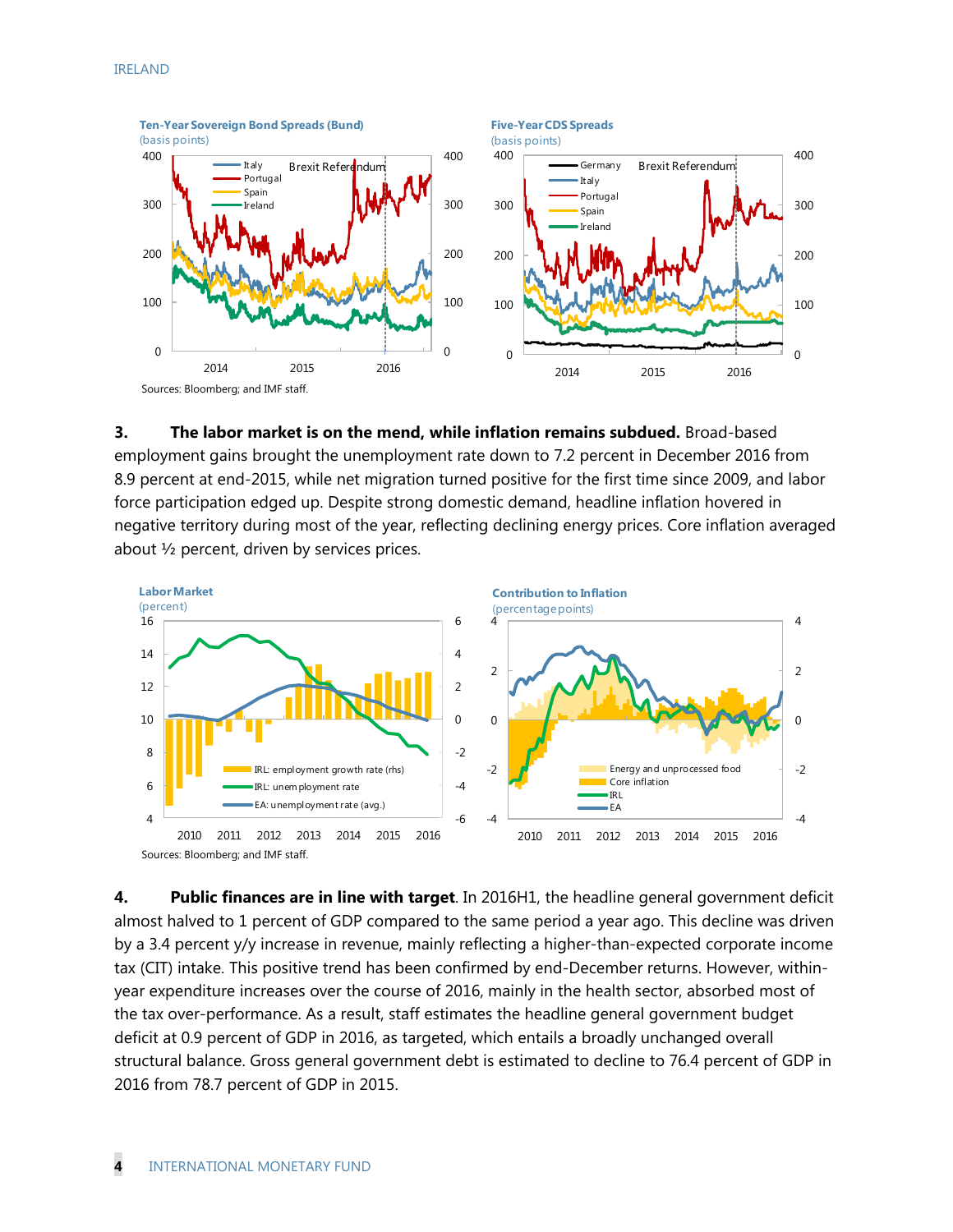**Ten-Year Sovereign Bond Spreads (Bund)**
(basis points)

**Five-Year CDS Spreads**
(basis points)

Sources: Bloomberg; and IMF staff.

**3. The labor market is on the mend, while inflation remains subdued.** Broad-based employment gains brought the unemployment rate down to 7.2 percent in December 2016 from 8.9 percent at end-2015, while net migration turned positive for the first time since 2009, and labor force participation edged up. Despite strong domestic demand, headline inflation hovered in negative territory during most of the year, reflecting declining energy prices. Core inflation averaged about ½ percent, driven by services prices.

**Labor Market**
(percent)

**Contribution to Inflation**
(percentage points)

Sources: Bloomberg; and IMF staff.

**4. Public finances are in line with target**. In 2016H1, the headline general government deficit almost halved to 1 percent of GDP compared to the same period a year ago. This decline was driven by a 3.4 percent y/y increase in revenue, mainly reflecting a higher-than-expected corporate income tax (CIT) intake. This positive trend has been confirmed by end-December returns. However, within-year expenditure increases over the course of 2016, mainly in the health sector, absorbed most of the tax over-performance. As a result, staff estimates the headline general government budget deficit at 0.9 percent of GDP in 2016, as targeted, which entails a broadly unchanged overall structural balance. Gross general government debt is estimated to decline to 76.4 percent of GDP in 2016 from 78.7 percent of GDP in 2015.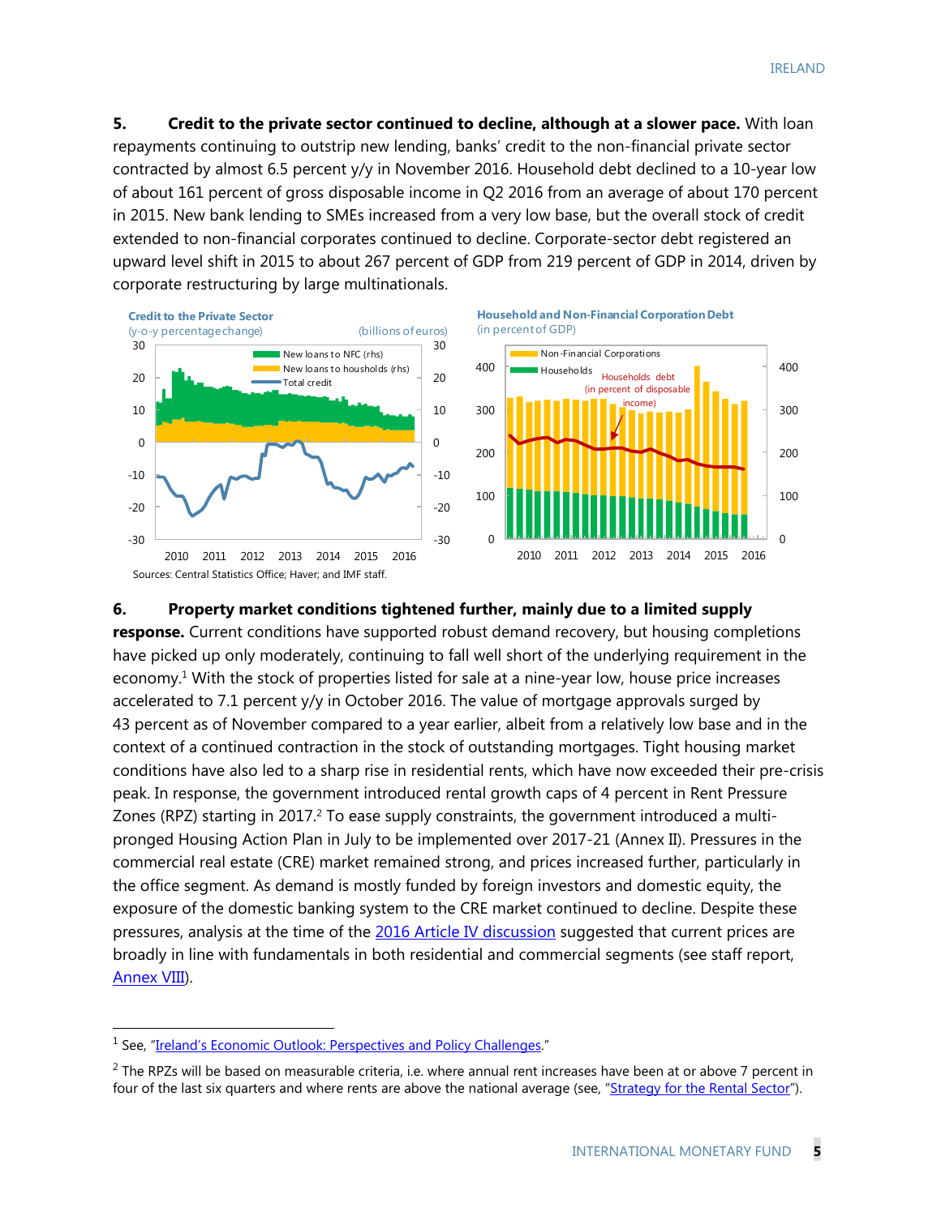5. **Credit to the private sector continued to decline, although at a slower pace.** With loan repayments continuing to outstrip new lending, banks' credit to the non-financial private sector contracted by almost 6.5 percent y/y in November 2016. Household debt declined to a 10-year low of about 161 percent of gross disposable income in Q2 2016 from an average of about 170 percent in 2015. New bank lending to SMEs increased from a very low base, but the overall stock of credit extended to non-financial corporates continued to decline. Corporate-sector debt registered an upward level shift in 2015 to about 267 percent of GDP from 219 percent of GDP in 2014, driven by corporate restructuring by large multinationals.

**Credit to the Private Sector**
(y-o-y percentage change) (billions of euros)

**Household and Non-Financial Corporation Debt**
(in percent of GDP)

Sources: Central Statistics Office; Haver; and IMF staff.

6. **Property market conditions tightened further, mainly due to a limited supply response.** Current conditions have supported robust demand recovery, but housing completions have picked up only moderately, continuing to fall well short of the underlying requirement in the economy.[1] With the stock of properties listed for sale at a nine-year low, house price increases accelerated to 7.1 percent y/y in October 2016. The value of mortgage approvals surged by 43 percent as of November compared to a year earlier, albeit from a relatively low base and in the context of a continued contraction in the stock of outstanding mortgages. Tight housing market conditions have also led to a sharp rise in residential rents, which have now exceeded their pre-crisis peak. In response, the government introduced rental growth caps of 4 percent in Rent Pressure Zones (RPZ) starting in 2017.[2] To ease supply constraints, the government introduced a multi-pronged Housing Action Plan in July to be implemented over 2017-21 (Annex II). Pressures in the commercial real estate (CRE) market remained strong, and prices increased further, particularly in the office segment. As demand is mostly funded by foreign investors and domestic equity, the exposure of the domestic banking system to the CRE market continued to decline. Despite these pressures, analysis at the time of the 2016 Article IV discussion suggested that current prices are broadly in line with fundamentals in both residential and commercial segments (see staff report, Annex VIII).

---

[1] See, "Ireland's Economic Outlook: Perspectives and Policy Challenges."

[2] The RPZs will be based on measurable criteria, i.e. where annual rent increases have been at or above 7 percent in four of the last six quarters and where rents are above the national average (see, "Strategy for the Rental Sector").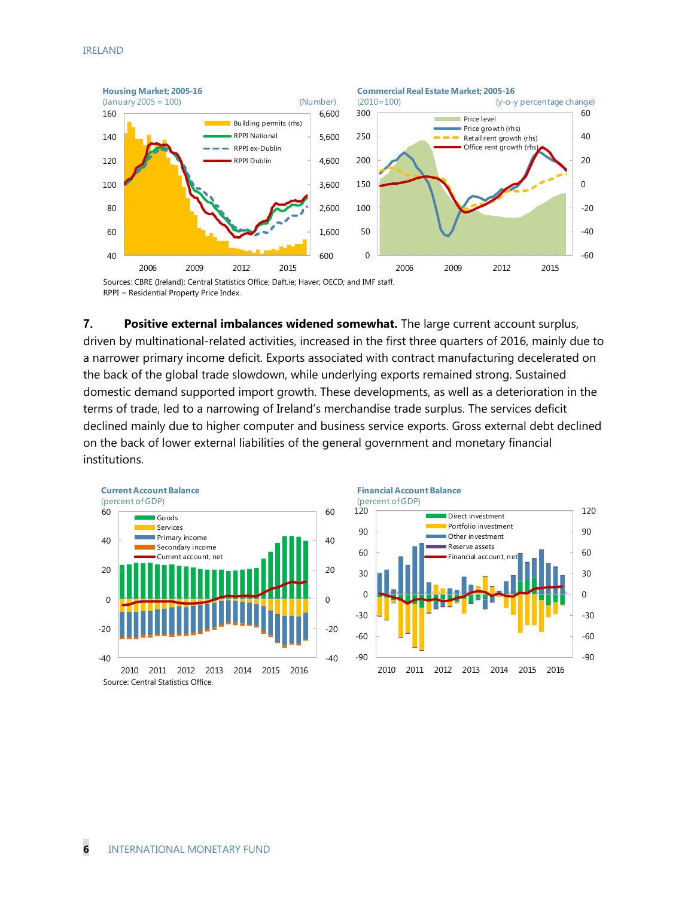**Housing Market; 2005-16**
(January 2005 = 100) (Number)

**Commercial Real Estate Market; 2005-16**
(2010=100) (y-o-y percentage change)

Sources: CBRE (Ireland); Central Statistics Office; Daft.ie; Haver; OECD; and IMF staff.
RPPI = Residential Property Price Index.

7. **Positive external imbalances widened somewhat.** The large current account surplus, driven by multinational-related activities, increased in the first three quarters of 2016, mainly due to a narrower primary income deficit. Exports associated with contract manufacturing decelerated on the back of the global trade slowdown, while underlying exports remained strong. Sustained domestic demand supported import growth. These developments, as well as a deterioration in the terms of trade, led to a narrowing of Ireland's merchandise trade surplus. The services deficit declined mainly due to higher computer and business service exports. Gross external debt declined on the back of lower external liabilities of the general government and monetary financial institutions.

**Current Account Balance**
(percent of GDP)

**Financial Account Balance**
(percent of GDP)

Source: Central Statistics Office.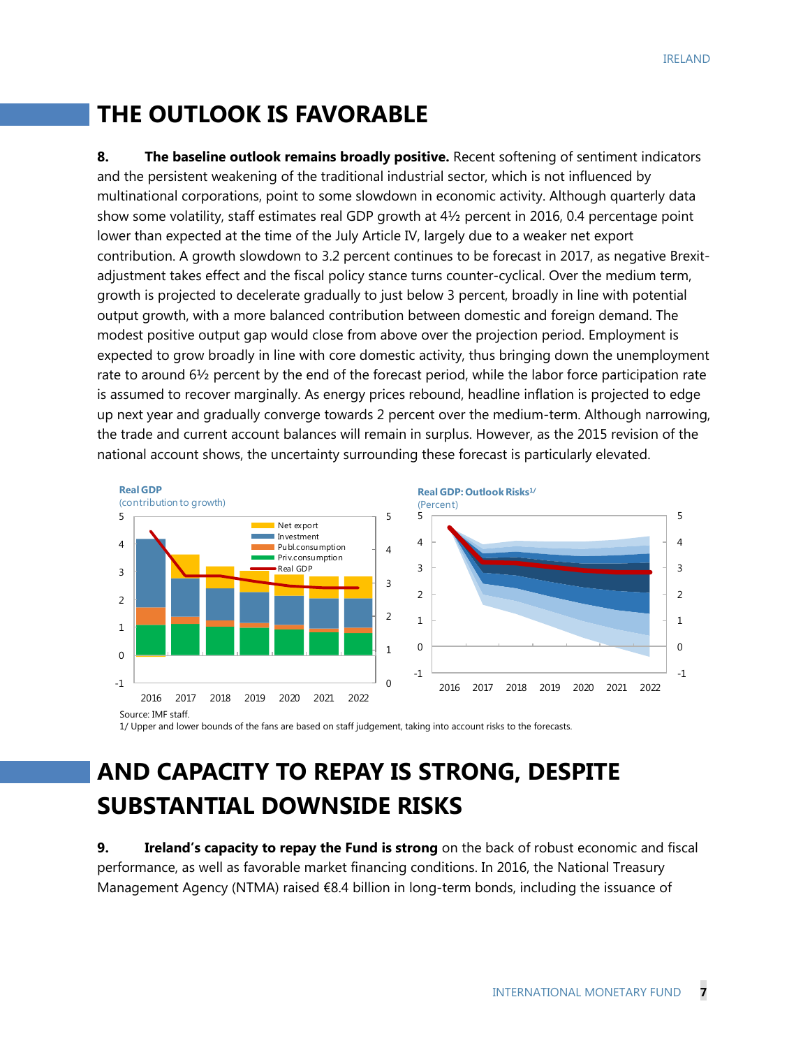# THE OUTLOOK IS FAVORABLE

**8. The baseline outlook remains broadly positive.** Recent softening of sentiment indicators and the persistent weakening of the traditional industrial sector, which is not influenced by multinational corporations, point to some slowdown in economic activity. Although quarterly data show some volatility, staff estimates real GDP growth at 4½ percent in 2016, 0.4 percentage point lower than expected at the time of the July Article IV, largely due to a weaker net export contribution. A growth slowdown to 3.2 percent continues to be forecast in 2017, as negative Brexit-adjustment takes effect and the fiscal policy stance turns counter-cyclical. Over the medium term, growth is projected to decelerate gradually to just below 3 percent, broadly in line with potential output growth, with a more balanced contribution between domestic and foreign demand. The modest positive output gap would close from above over the projection period. Employment is expected to grow broadly in line with core domestic activity, thus bringing down the unemployment rate to around 6½ percent by the end of the forecast period, while the labor force participation rate is assumed to recover marginally. As energy prices rebound, headline inflation is projected to edge up next year and gradually converge towards 2 percent over the medium-term. Although narrowing, the trade and current account balances will remain in surplus. However, as the 2015 revision of the national account shows, the uncertainty surrounding these forecast is particularly elevated.

**Real GDP**
(contribution to growth)

**Real GDP: Outlook Risks[1/]**
(Percent)

Source: IMF staff.
1/ Upper and lower bounds of the fans are based on staff judgement, taking into account risks to the forecasts.

# AND CAPACITY TO REPAY IS STRONG, DESPITE SUBSTANTIAL DOWNSIDE RISKS

**9. Ireland's capacity to repay the Fund is strong** on the back of robust economic and fiscal performance, as well as favorable market financing conditions. In 2016, the National Treasury Management Agency (NTMA) raised €8.4 billion in long-term bonds, including the issuance of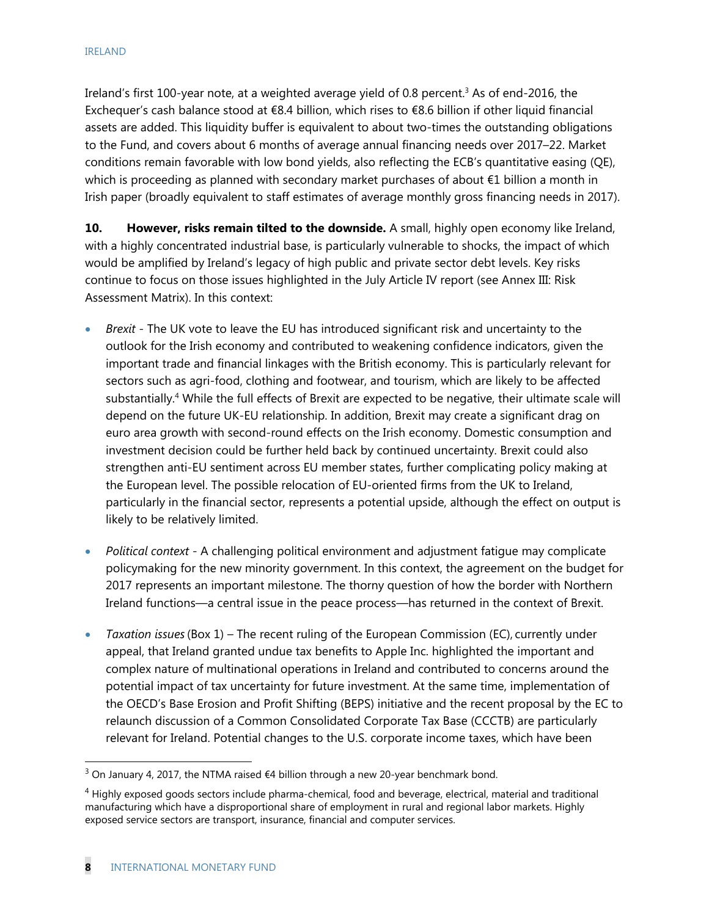Ireland's first 100-year note, at a weighted average yield of 0.8 percent.[3] As of end-2016, the Exchequer's cash balance stood at €8.4 billion, which rises to €8.6 billion if other liquid financial assets are added. This liquidity buffer is equivalent to about two-times the outstanding obligations to the Fund, and covers about 6 months of average annual financing needs over 2017–22. Market conditions remain favorable with low bond yields, also reflecting the ECB's quantitative easing (QE), which is proceeding as planned with secondary market purchases of about €1 billion a month in Irish paper (broadly equivalent to staff estimates of average monthly gross financing needs in 2017).

**10. However, risks remain tilted to the downside.** A small, highly open economy like Ireland, with a highly concentrated industrial base, is particularly vulnerable to shocks, the impact of which would be amplified by Ireland's legacy of high public and private sector debt levels. Key risks continue to focus on those issues highlighted in the July Article IV report (see Annex III: Risk Assessment Matrix). In this context:

- *Brexit* - The UK vote to leave the EU has introduced significant risk and uncertainty to the outlook for the Irish economy and contributed to weakening confidence indicators, given the important trade and financial linkages with the British economy. This is particularly relevant for sectors such as agri-food, clothing and footwear, and tourism, which are likely to be affected substantially.[4] While the full effects of Brexit are expected to be negative, their ultimate scale will depend on the future UK-EU relationship. In addition, Brexit may create a significant drag on euro area growth with second-round effects on the Irish economy. Domestic consumption and investment decision could be further held back by continued uncertainty. Brexit could also strengthen anti-EU sentiment across EU member states, further complicating policy making at the European level. The possible relocation of EU-oriented firms from the UK to Ireland, particularly in the financial sector, represents a potential upside, although the effect on output is likely to be relatively limited.

- *Political context* - A challenging political environment and adjustment fatigue may complicate policymaking for the new minority government. In this context, the agreement on the budget for 2017 represents an important milestone. The thorny question of how the border with Northern Ireland functions—a central issue in the peace process—has returned in the context of Brexit.

- *Taxation issues* (Box 1) – The recent ruling of the European Commission (EC), currently under appeal, that Ireland granted undue tax benefits to Apple Inc. highlighted the important and complex nature of multinational operations in Ireland and contributed to concerns around the potential impact of tax uncertainty for future investment. At the same time, implementation of the OECD's Base Erosion and Profit Shifting (BEPS) initiative and the recent proposal by the EC to relaunch discussion of a Common Consolidated Corporate Tax Base (CCCTB) are particularly relevant for Ireland. Potential changes to the U.S. corporate income taxes, which have been

---

[3] On January 4, 2017, the NTMA raised €4 billion through a new 20-year benchmark bond.

[4] Highly exposed goods sectors include pharma-chemical, food and beverage, electrical, material and traditional manufacturing which have a disproportional share of employment in rural and regional labor markets. Highly exposed service sectors are transport, insurance, financial and computer services.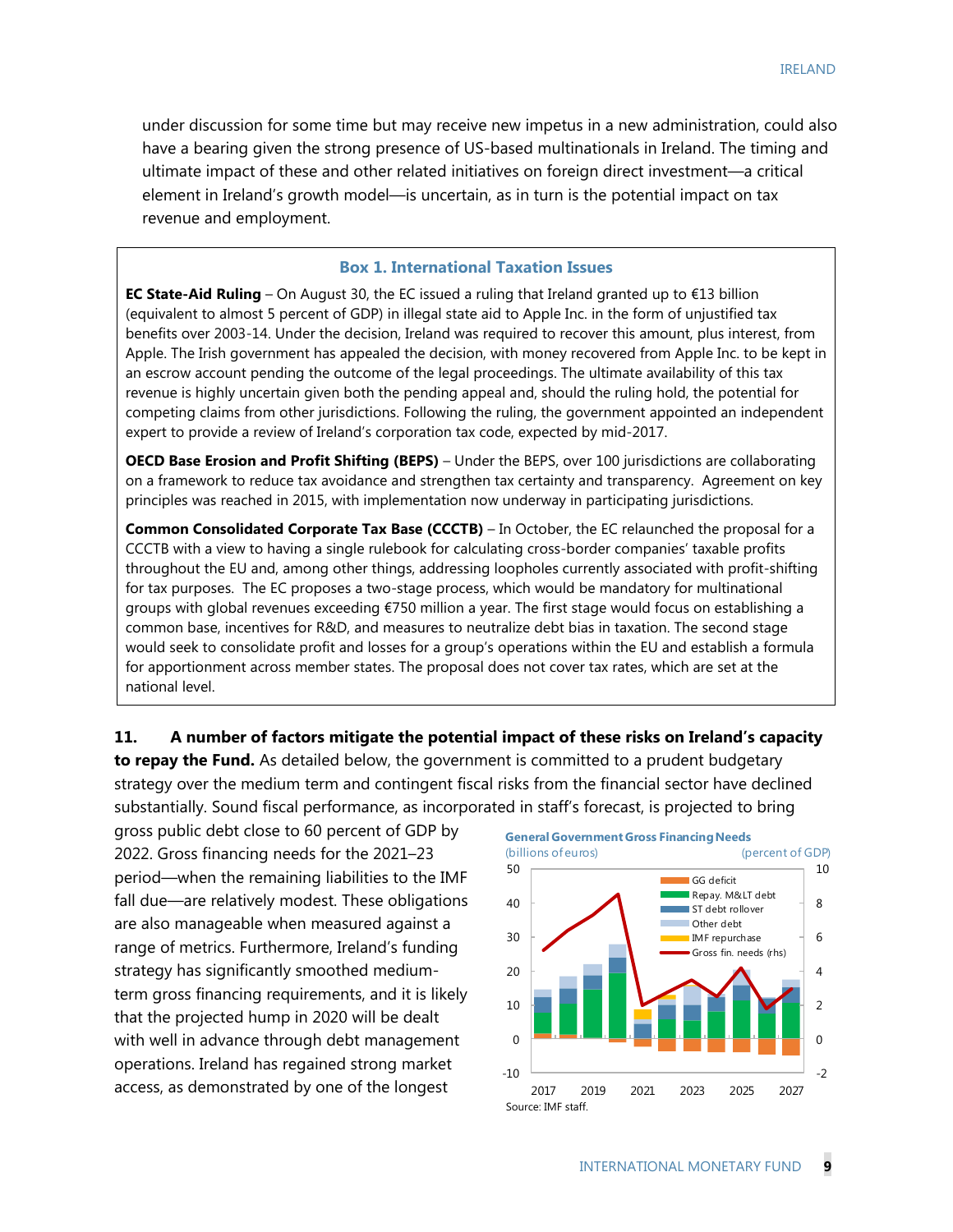under discussion for some time but may receive new impetus in a new administration, could also have a bearing given the strong presence of US-based multinationals in Ireland. The timing and ultimate impact of these and other related initiatives on foreign direct investment—a critical element in Ireland's growth model—is uncertain, as in turn is the potential impact on tax revenue and employment.

### Box 1. International Taxation Issues

**EC State-Aid Ruling** – On August 30, the EC issued a ruling that Ireland granted up to €13 billion (equivalent to almost 5 percent of GDP) in illegal state aid to Apple Inc. in the form of unjustified tax benefits over 2003-14. Under the decision, Ireland was required to recover this amount, plus interest, from Apple. The Irish government has appealed the decision, with money recovered from Apple Inc. to be kept in an escrow account pending the outcome of the legal proceedings. The ultimate availability of this tax revenue is highly uncertain given both the pending appeal and, should the ruling hold, the potential for competing claims from other jurisdictions. Following the ruling, the government appointed an independent expert to provide a review of Ireland's corporation tax code, expected by mid-2017.

**OECD Base Erosion and Profit Shifting (BEPS)** – Under the BEPS, over 100 jurisdictions are collaborating on a framework to reduce tax avoidance and strengthen tax certainty and transparency. Agreement on key principles was reached in 2015, with implementation now underway in participating jurisdictions.

**Common Consolidated Corporate Tax Base (CCCTB)** – In October, the EC relaunched the proposal for a CCCTB with a view to having a single rulebook for calculating cross-border companies' taxable profits throughout the EU and, among other things, addressing loopholes currently associated with profit-shifting for tax purposes. The EC proposes a two-stage process, which would be mandatory for multinational groups with global revenues exceeding €750 million a year. The first stage would focus on establishing a common base, incentives for R&D, and measures to neutralize debt bias in taxation. The second stage would seek to consolidate profit and losses for a group's operations within the EU and establish a formula for apportionment across member states. The proposal does not cover tax rates, which are set at the national level.

**11. A number of factors mitigate the potential impact of these risks on Ireland's capacity to repay the Fund.** As detailed below, the government is committed to a prudent budgetary strategy over the medium term and contingent fiscal risks from the financial sector have declined substantially. Sound fiscal performance, as incorporated in staff's forecast, is projected to bring gross public debt close to 60 percent of GDP by 2022. Gross financing needs for the 2021–23 period—when the remaining liabilities to the IMF fall due—are relatively modest. These obligations are also manageable when measured against a range of metrics. Furthermore, Ireland's funding strategy has significantly smoothed medium-term gross financing requirements, and it is likely that the projected hump in 2020 will be dealt with well in advance through debt management operations. Ireland has regained strong market access, as demonstrated by one of the longest

**General Government Gross Financing Needs**
(billions of euros) (percent of GDP)

Legend: GG deficit; Repay. M&LT debt; ST debt rollover; Other debt; IMF repurchase; Gross fin. needs (rhs)

Source: IMF staff.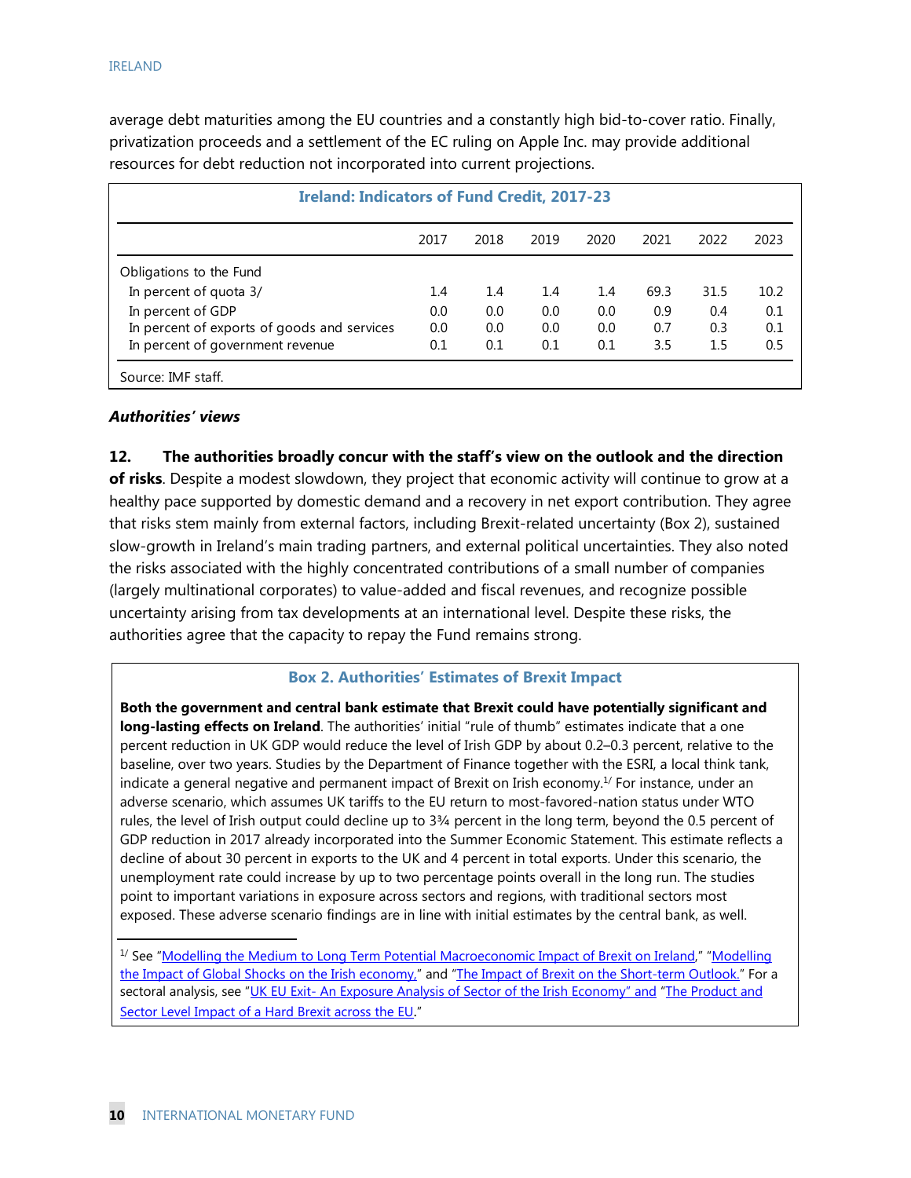average debt maturities among the EU countries and a constantly high bid-to-cover ratio. Finally, privatization proceeds and a settlement of the EC ruling on Apple Inc. may provide additional resources for debt reduction not incorporated into current projections.

**Ireland: Indicators of Fund Credit, 2017-23**

| | 2017 | 2018 | 2019 | 2020 | 2021 | 2022 | 2023 |
|---|---|---|---|---|---|---|---|
| Obligations to the Fund | | | | | | | |
| In percent of quota 3/ | 1.4 | 1.4 | 1.4 | 1.4 | 69.3 | 31.5 | 10.2 |
| In percent of GDP | 0.0 | 0.0 | 0.0 | 0.0 | 0.9 | 0.4 | 0.1 |
| In percent of exports of goods and services | 0.0 | 0.0 | 0.0 | 0.0 | 0.7 | 0.3 | 0.1 |
| In percent of government revenue | 0.1 | 0.1 | 0.1 | 0.1 | 3.5 | 1.5 | 0.5 |

Source: IMF staff.

***Authorities' views***

12. **The authorities broadly concur with the staff's view on the outlook and the direction of risks**. Despite a modest slowdown, they project that economic activity will continue to grow at a healthy pace supported by domestic demand and a recovery in net export contribution. They agree that risks stem mainly from external factors, including Brexit-related uncertainty (Box 2), sustained slow-growth in Ireland's main trading partners, and external political uncertainties. They also noted the risks associated with the highly concentrated contributions of a small number of companies (largely multinational corporates) to value-added and fiscal revenues, and recognize possible uncertainty arising from tax developments at an international level. Despite these risks, the authorities agree that the capacity to repay the Fund remains strong.

### Box 2. Authorities' Estimates of Brexit Impact

**Both the government and central bank estimate that Brexit could have potentially significant and long-lasting effects on Ireland**. The authorities' initial "rule of thumb" estimates indicate that a one percent reduction in UK GDP would reduce the level of Irish GDP by about 0.2–0.3 percent, relative to the baseline, over two years. Studies by the Department of Finance together with the ESRI, a local think tank, indicate a general negative and permanent impact of Brexit on Irish economy.[1/] For instance, under an adverse scenario, which assumes UK tariffs to the EU return to most-favored-nation status under WTO rules, the level of Irish output could decline up to 3¾ percent in the long term, beyond the 0.5 percent of GDP reduction in 2017 already incorporated into the Summer Economic Statement. This estimate reflects a decline of about 30 percent in exports to the UK and 4 percent in total exports. Under this scenario, the unemployment rate could increase by up to two percentage points overall in the long run. The studies point to important variations in exposure across sectors and regions, with traditional sectors most exposed. These adverse scenario findings are in line with initial estimates by the central bank, as well.

[1/] See "Modelling the Medium to Long Term Potential Macroeconomic Impact of Brexit on Ireland," "Modelling the Impact of Global Shocks on the Irish economy," and "The Impact of Brexit on the Short-term Outlook." For a sectoral analysis, see "UK EU Exit- An Exposure Analysis of Sector of the Irish Economy" and "The Product and Sector Level Impact of a Hard Brexit across the EU."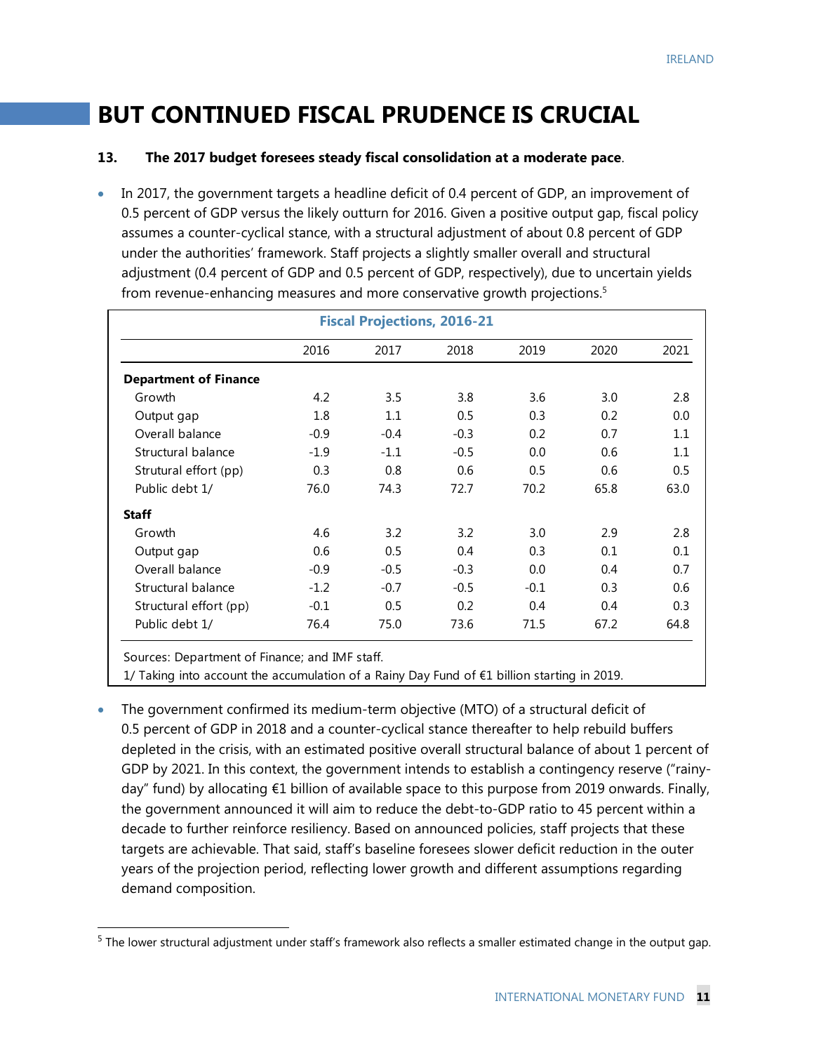# BUT CONTINUED FISCAL PRUDENCE IS CRUCIAL

**13. The 2017 budget foresees steady fiscal consolidation at a moderate pace**.

- In 2017, the government targets a headline deficit of 0.4 percent of GDP, an improvement of 0.5 percent of GDP versus the likely outturn for 2016. Given a positive output gap, fiscal policy assumes a counter-cyclical stance, with a structural adjustment of about 0.8 percent of GDP under the authorities' framework. Staff projects a slightly smaller overall and structural adjustment (0.4 percent of GDP and 0.5 percent of GDP, respectively), due to uncertain yields from revenue-enhancing measures and more conservative growth projections.[5]

**Fiscal Projections, 2016-21**

| | 2016 | 2017 | 2018 | 2019 | 2020 | 2021 |
|---|---|---|---|---|---|---|
| **Department of Finance** | | | | | | |
| Growth | 4.2 | 3.5 | 3.8 | 3.6 | 3.0 | 2.8 |
| Output gap | 1.8 | 1.1 | 0.5 | 0.3 | 0.2 | 0.0 |
| Overall balance | -0.9 | -0.4 | -0.3 | 0.2 | 0.7 | 1.1 |
| Structural balance | -1.9 | -1.1 | -0.5 | 0.0 | 0.6 | 1.1 |
| Strutural effort (pp) | 0.3 | 0.8 | 0.6 | 0.5 | 0.6 | 0.5 |
| Public debt 1/ | 76.0 | 74.3 | 72.7 | 70.2 | 65.8 | 63.0 |
| **Staff** | | | | | | |
| Growth | 4.6 | 3.2 | 3.2 | 3.0 | 2.9 | 2.8 |
| Output gap | 0.6 | 0.5 | 0.4 | 0.3 | 0.1 | 0.1 |
| Overall balance | -0.9 | -0.5 | -0.3 | 0.0 | 0.4 | 0.7 |
| Structural balance | -1.2 | -0.7 | -0.5 | -0.1 | 0.3 | 0.6 |
| Structural effort (pp) | -0.1 | 0.5 | 0.2 | 0.4 | 0.4 | 0.3 |
| Public debt 1/ | 76.4 | 75.0 | 73.6 | 71.5 | 67.2 | 64.8 |

Sources: Department of Finance; and IMF staff.

1/ Taking into account the accumulation of a Rainy Day Fund of €1 billion starting in 2019.

- The government confirmed its medium-term objective (MTO) of a structural deficit of 0.5 percent of GDP in 2018 and a counter-cyclical stance thereafter to help rebuild buffers depleted in the crisis, with an estimated positive overall structural balance of about 1 percent of GDP by 2021. In this context, the government intends to establish a contingency reserve ("rainy-day" fund) by allocating €1 billion of available space to this purpose from 2019 onwards. Finally, the government announced it will aim to reduce the debt-to-GDP ratio to 45 percent within a decade to further reinforce resiliency. Based on announced policies, staff projects that these targets are achievable. That said, staff's baseline foresees slower deficit reduction in the outer years of the projection period, reflecting lower growth and different assumptions regarding demand composition.

[5] The lower structural adjustment under staff's framework also reflects a smaller estimated change in the output gap.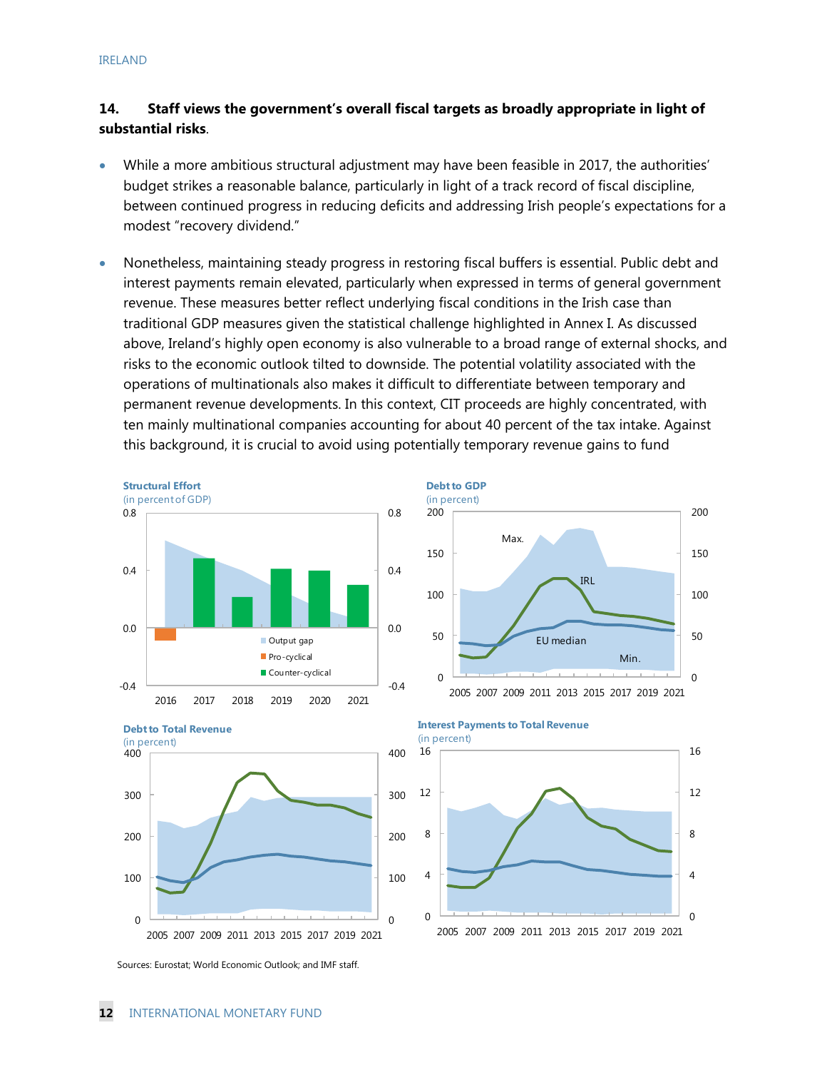**14. Staff views the government's overall fiscal targets as broadly appropriate in light of substantial risks**.

- While a more ambitious structural adjustment may have been feasible in 2017, the authorities' budget strikes a reasonable balance, particularly in light of a track record of fiscal discipline, between continued progress in reducing deficits and addressing Irish people's expectations for a modest "recovery dividend."

- Nonetheless, maintaining steady progress in restoring fiscal buffers is essential. Public debt and interest payments remain elevated, particularly when expressed in terms of general government revenue. These measures better reflect underlying fiscal conditions in the Irish case than traditional GDP measures given the statistical challenge highlighted in Annex I. As discussed above, Ireland's highly open economy is also vulnerable to a broad range of external shocks, and risks to the economic outlook tilted to downside. The potential volatility associated with the operations of multinationals also makes it difficult to differentiate between temporary and permanent revenue developments. In this context, CIT proceeds are highly concentrated, with ten mainly multinational companies accounting for about 40 percent of the tax intake. Against this background, it is crucial to avoid using potentially temporary revenue gains to fund

**Structural Effort**
(in percent of GDP)

**Debt to GDP**
(in percent)

**Debt to Total Revenue**
(in percent)

**Interest Payments to Total Revenue**
(in percent)

Sources: Eurostat; World Economic Outlook; and IMF staff.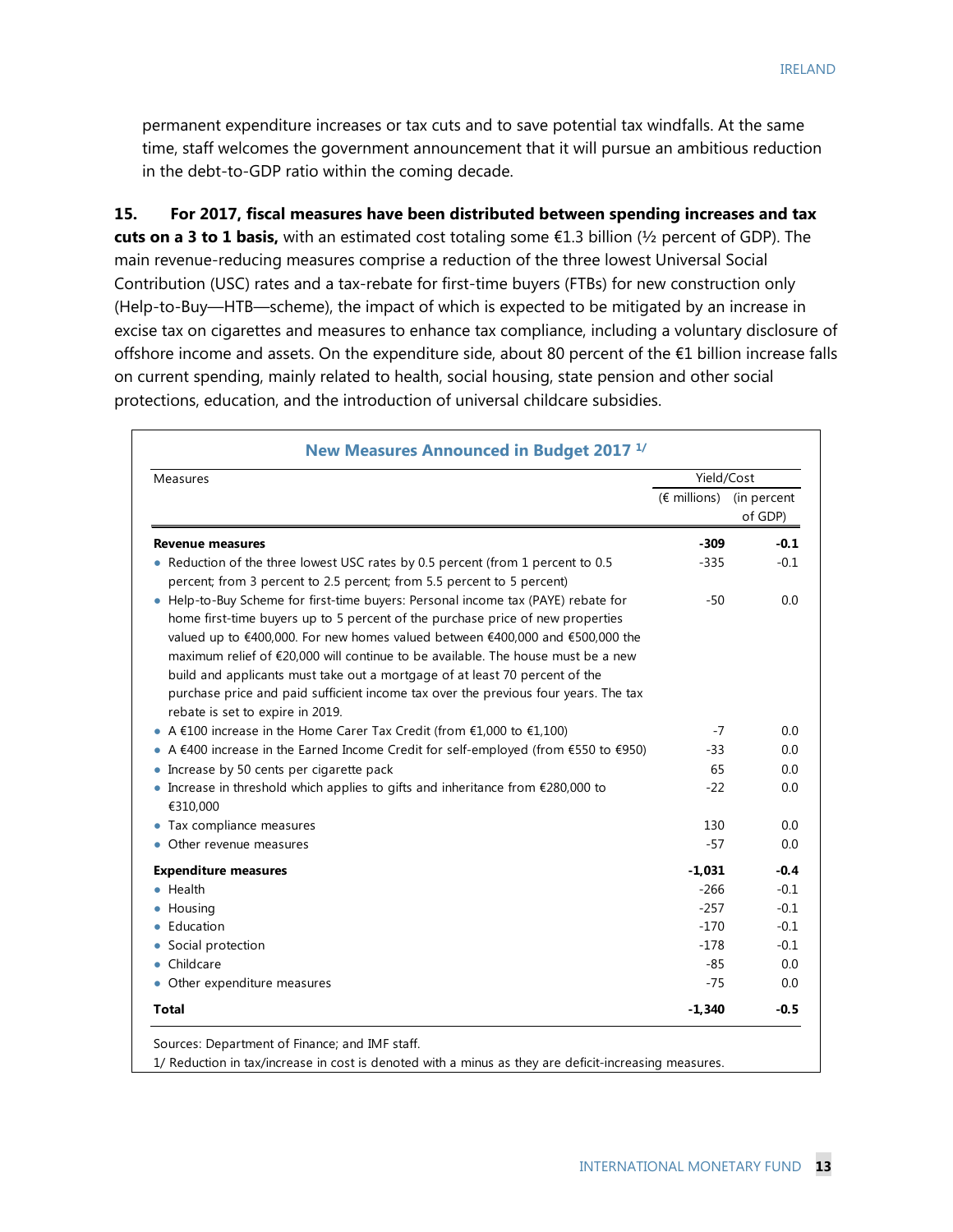permanent expenditure increases or tax cuts and to save potential tax windfalls. At the same time, staff welcomes the government announcement that it will pursue an ambitious reduction in the debt-to-GDP ratio within the coming decade.

**15. For 2017, fiscal measures have been distributed between spending increases and tax cuts on a 3 to 1 basis,** with an estimated cost totaling some €1.3 billion (½ percent of GDP). The main revenue-reducing measures comprise a reduction of the three lowest Universal Social Contribution (USC) rates and a tax-rebate for first-time buyers (FTBs) for new construction only (Help-to-Buy—HTB—scheme), the impact of which is expected to be mitigated by an increase in excise tax on cigarettes and measures to enhance tax compliance, including a voluntary disclosure of offshore income and assets. On the expenditure side, about 80 percent of the €1 billion increase falls on current spending, mainly related to health, social housing, state pension and other social protections, education, and the introduction of universal childcare subsidies.

**New Measures Announced in Budget 2017 1/**

| Measures | Yield/Cost | |
|---|---|---|
| | (€ millions) | (in percent of GDP) |
| **Revenue measures** | **-309** | **-0.1** |
| • Reduction of the three lowest USC rates by 0.5 percent (from 1 percent to 0.5 percent; from 3 percent to 2.5 percent; from 5.5 percent to 5 percent) | -335 | -0.1 |
| • Help-to-Buy Scheme for first-time buyers: Personal income tax (PAYE) rebate for home first-time buyers up to 5 percent of the purchase price of new properties valued up to €400,000. For new homes valued between €400,000 and €500,000 the maximum relief of €20,000 will continue to be available. The house must be a new build and applicants must take out a mortgage of at least 70 percent of the purchase price and paid sufficient income tax over the previous four years. The tax rebate is set to expire in 2019. | -50 | 0.0 |
| • A €100 increase in the Home Carer Tax Credit (from €1,000 to €1,100) | -7 | 0.0 |
| • A €400 increase in the Earned Income Credit for self-employed (from €550 to €950) | -33 | 0.0 |
| • Increase by 50 cents per cigarette pack | 65 | 0.0 |
| • Increase in threshold which applies to gifts and inheritance from €280,000 to €310,000 | -22 | 0.0 |
| • Tax compliance measures | 130 | 0.0 |
| • Other revenue measures | -57 | 0.0 |
| **Expenditure measures** | **-1,031** | **-0.4** |
| • Health | -266 | -0.1 |
| • Housing | -257 | -0.1 |
| • Education | -170 | -0.1 |
| • Social protection | -178 | -0.1 |
| • Childcare | -85 | 0.0 |
| • Other expenditure measures | -75 | 0.0 |
| **Total** | **-1,340** | **-0.5** |

Sources: Department of Finance; and IMF staff.

1/ Reduction in tax/increase in cost is denoted with a minus as they are deficit-increasing measures.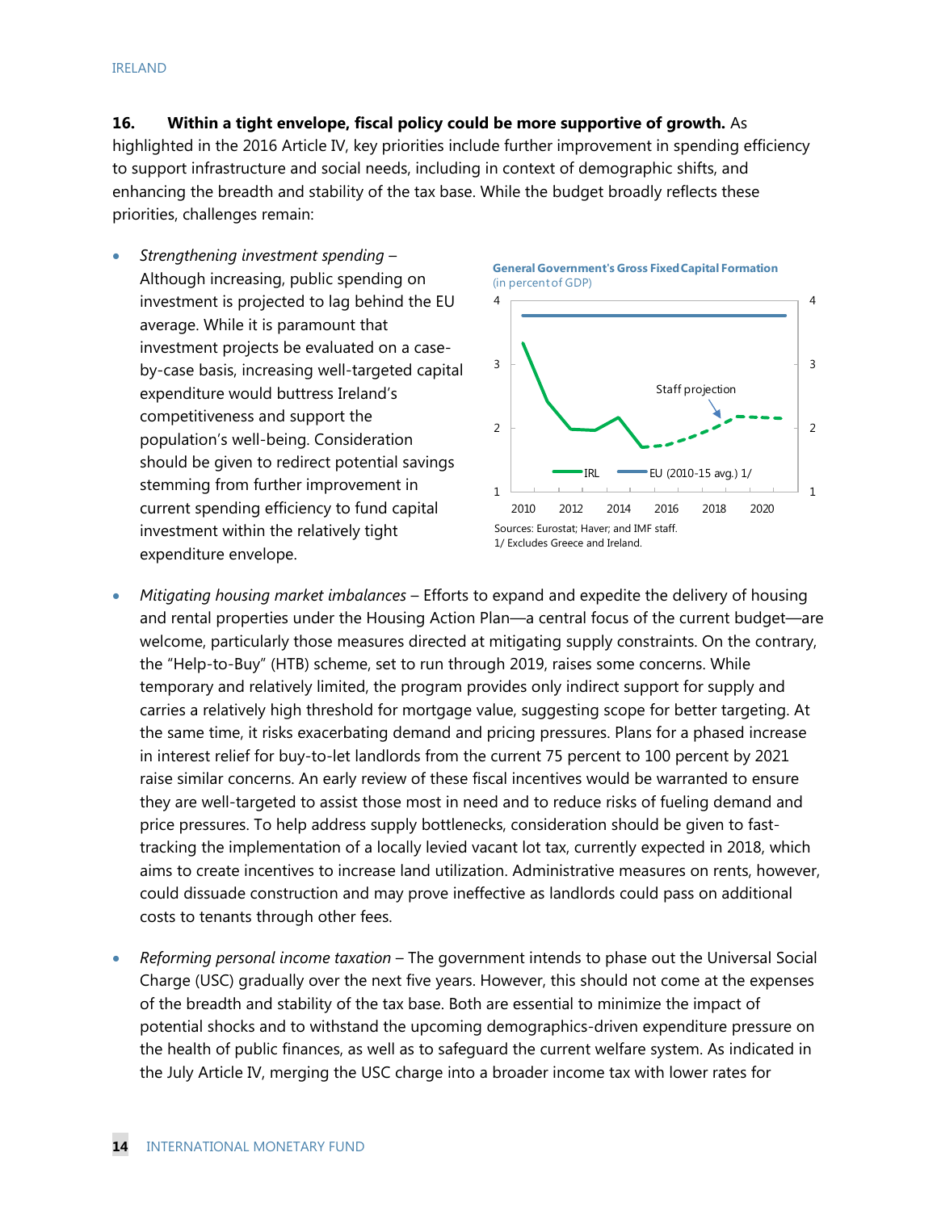**16. Within a tight envelope, fiscal policy could be more supportive of growth.** As highlighted in the 2016 Article IV, key priorities include further improvement in spending efficiency to support infrastructure and social needs, including in context of demographic shifts, and enhancing the breadth and stability of the tax base. While the budget broadly reflects these priorities, challenges remain:

- *Strengthening investment spending* – Although increasing, public spending on investment is projected to lag behind the EU average. While it is paramount that investment projects be evaluated on a case-by-case basis, increasing well-targeted capital expenditure would buttress Ireland's competitiveness and support the population's well-being. Consideration should be given to redirect potential savings stemming from further improvement in current spending efficiency to fund capital investment within the relatively tight expenditure envelope.

**General Government's Gross Fixed Capital Formation**
(in percent of GDP)

Sources: Eurostat; Haver; and IMF staff.
1/ Excludes Greece and Ireland.

- *Mitigating housing market imbalances* – Efforts to expand and expedite the delivery of housing and rental properties under the Housing Action Plan—a central focus of the current budget—are welcome, particularly those measures directed at mitigating supply constraints. On the contrary, the "Help-to-Buy" (HTB) scheme, set to run through 2019, raises some concerns. While temporary and relatively limited, the program provides only indirect support for supply and carries a relatively high threshold for mortgage value, suggesting scope for better targeting. At the same time, it risks exacerbating demand and pricing pressures. Plans for a phased increase in interest relief for buy-to-let landlords from the current 75 percent to 100 percent by 2021 raise similar concerns. An early review of these fiscal incentives would be warranted to ensure they are well-targeted to assist those most in need and to reduce risks of fueling demand and price pressures. To help address supply bottlenecks, consideration should be given to fast-tracking the implementation of a locally levied vacant lot tax, currently expected in 2018, which aims to create incentives to increase land utilization. Administrative measures on rents, however, could dissuade construction and may prove ineffective as landlords could pass on additional costs to tenants through other fees.

- *Reforming personal income taxation* – The government intends to phase out the Universal Social Charge (USC) gradually over the next five years. However, this should not come at the expenses of the breadth and stability of the tax base. Both are essential to minimize the impact of potential shocks and to withstand the upcoming demographics-driven expenditure pressure on the health of public finances, as well as to safeguard the current welfare system. As indicated in the July Article IV, merging the USC charge into a broader income tax with lower rates for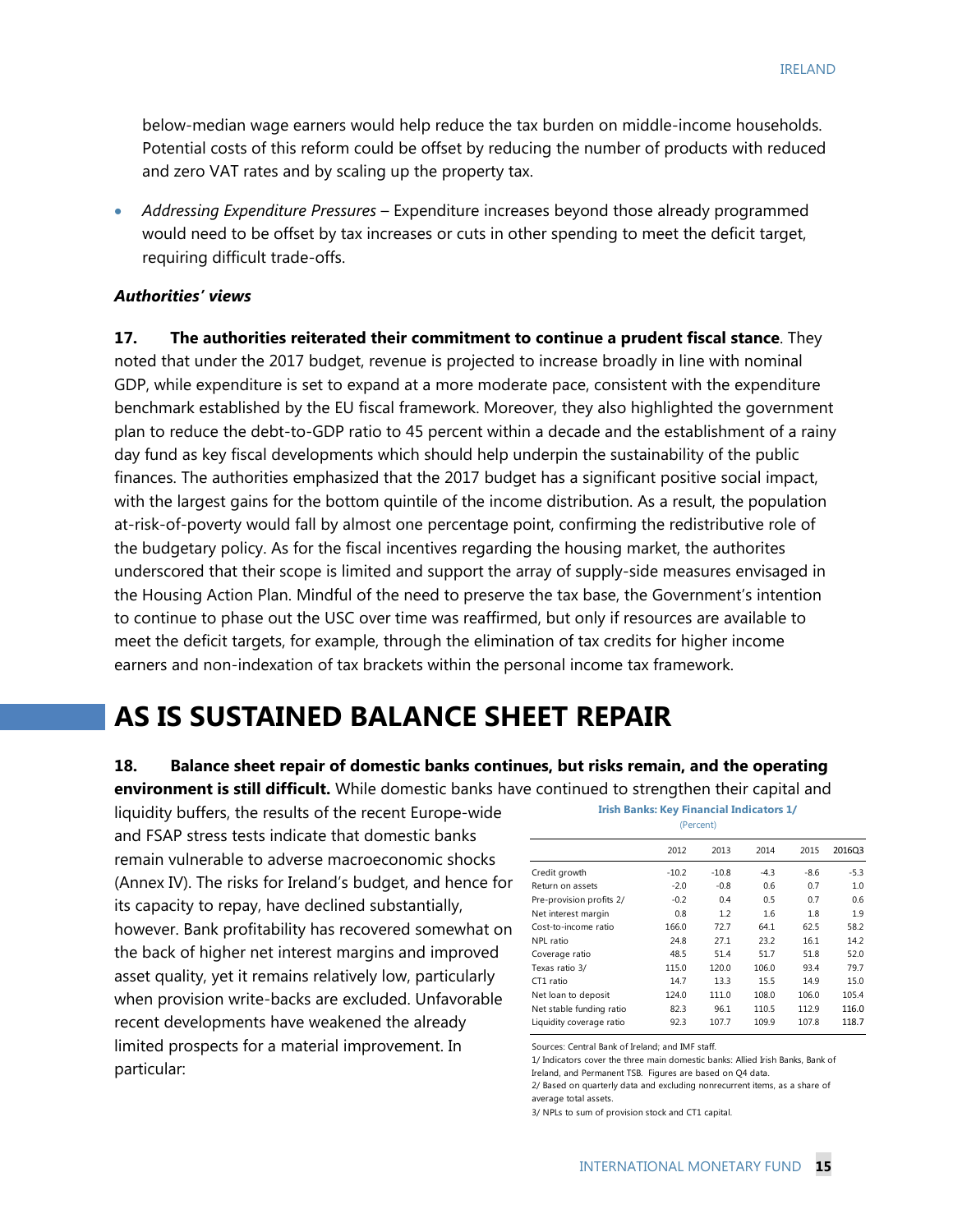below-median wage earners would help reduce the tax burden on middle-income households. Potential costs of this reform could be offset by reducing the number of products with reduced and zero VAT rates and by scaling up the property tax.

- *Addressing Expenditure Pressures* – Expenditure increases beyond those already programmed would need to be offset by tax increases or cuts in other spending to meet the deficit target, requiring difficult trade-offs.

***Authorities' views***

**17. The authorities reiterated their commitment to continue a prudent fiscal stance**. They noted that under the 2017 budget, revenue is projected to increase broadly in line with nominal GDP, while expenditure is set to expand at a more moderate pace, consistent with the expenditure benchmark established by the EU fiscal framework. Moreover, they also highlighted the government plan to reduce the debt-to-GDP ratio to 45 percent within a decade and the establishment of a rainy day fund as key fiscal developments which should help underpin the sustainability of the public finances. The authorities emphasized that the 2017 budget has a significant positive social impact, with the largest gains for the bottom quintile of the income distribution. As a result, the population at-risk-of-poverty would fall by almost one percentage point, confirming the redistributive role of the budgetary policy. As for the fiscal incentives regarding the housing market, the authorites underscored that their scope is limited and support the array of supply-side measures envisaged in the Housing Action Plan. Mindful of the need to preserve the tax base, the Government's intention to continue to phase out the USC over time was reaffirmed, but only if resources are available to meet the deficit targets, for example, through the elimination of tax credits for higher income earners and non-indexation of tax brackets within the personal income tax framework.

# AS IS SUSTAINED BALANCE SHEET REPAIR

**18. Balance sheet repair of domestic banks continues, but risks remain, and the operating environment is still difficult.** While domestic banks have continued to strengthen their capital and liquidity buffers, the results of the recent Europe-wide and FSAP stress tests indicate that domestic banks remain vulnerable to adverse macroeconomic shocks (Annex IV). The risks for Ireland's budget, and hence for its capacity to repay, have declined substantially, however. Bank profitability has recovered somewhat on the back of higher net interest margins and improved asset quality, yet it remains relatively low, particularly when provision write-backs are excluded. Unfavorable recent developments have weakened the already limited prospects for a material improvement. In particular:

**Irish Banks: Key Financial Indicators 1/**
(Percent)

| | 2012 | 2013 | 2014 | 2015 | 2016Q3 |
|---|---|---|---|---|---|
| Credit growth | -10.2 | -10.8 | -4.3 | -8.6 | -5.3 |
| Return on assets | -2.0 | -0.8 | 0.6 | 0.7 | 1.0 |
| Pre-provision profits 2/ | -0.2 | 0.4 | 0.5 | 0.7 | 0.6 |
| Net interest margin | 0.8 | 1.2 | 1.6 | 1.8 | 1.9 |
| Cost-to-income ratio | 166.0 | 72.7 | 64.1 | 62.5 | 58.2 |
| NPL ratio | 24.8 | 27.1 | 23.2 | 16.1 | 14.2 |
| Coverage ratio | 48.5 | 51.4 | 51.7 | 51.8 | 52.0 |
| Texas ratio 3/ | 115.0 | 120.0 | 106.0 | 93.4 | 79.7 |
| CT1 ratio | 14.7 | 13.3 | 15.5 | 14.9 | 15.0 |
| Net loan to deposit | 124.0 | 111.0 | 108.0 | 106.0 | 105.4 |
| Net stable funding ratio | 82.3 | 96.1 | 110.5 | 112.9 | 116.0 |
| Liquidity coverage ratio | 92.3 | 107.7 | 109.9 | 107.8 | 118.7 |

Sources: Central Bank of Ireland; and IMF staff.
1/ Indicators cover the three main domestic banks: Allied Irish Banks, Bank of Ireland, and Permanent TSB. Figures are based on Q4 data.
2/ Based on quarterly data and excluding nonrecurrent items, as a share of average total assets.
3/ NPLs to sum of provision stock and CT1 capital.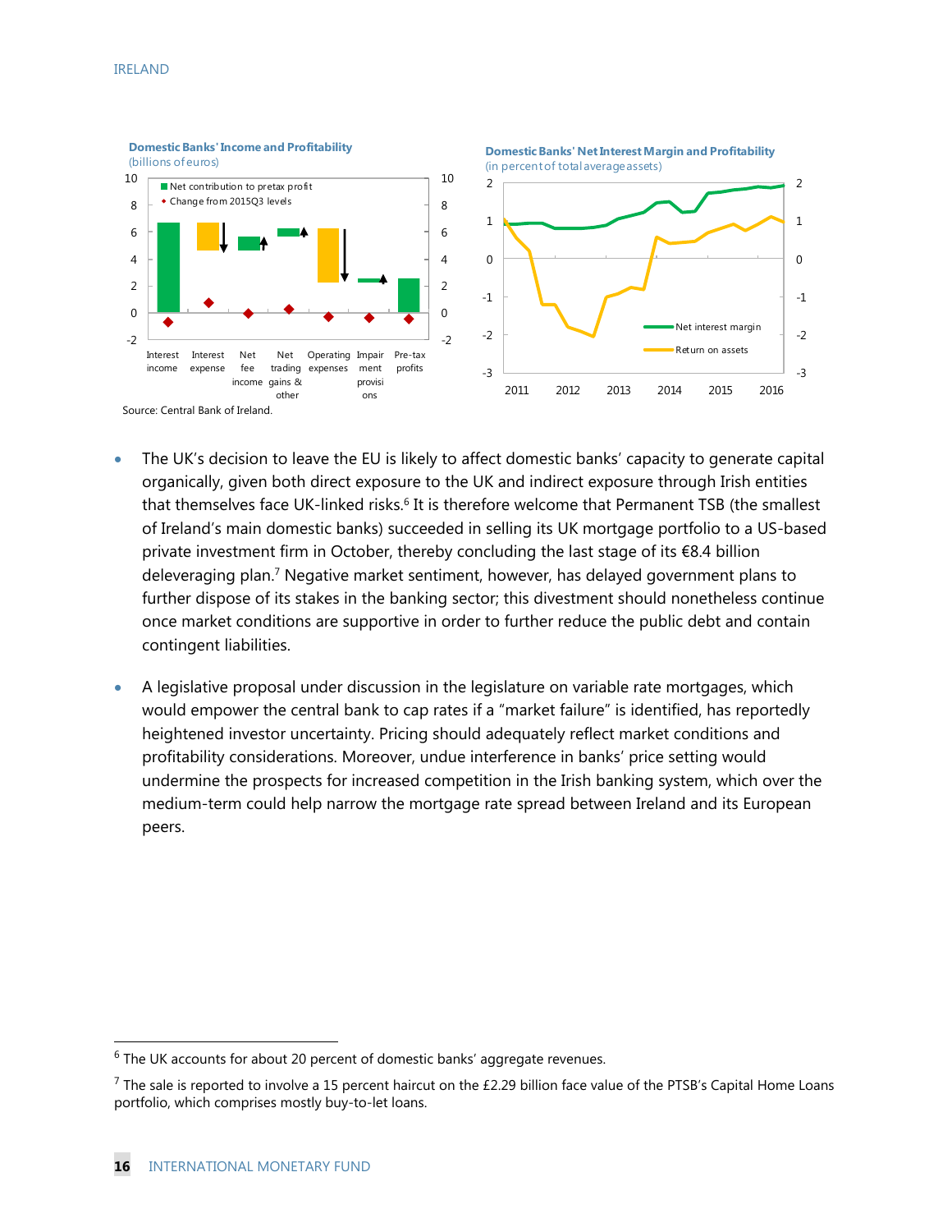**Domestic Banks' Income and Profitability**
(billions of euros)

**Domestic Banks' Net Interest Margin and Profitability**
(in percent of total average assets)

Source: Central Bank of Ireland.

- The UK's decision to leave the EU is likely to affect domestic banks' capacity to generate capital organically, given both direct exposure to the UK and indirect exposure through Irish entities that themselves face UK-linked risks.[6] It is therefore welcome that Permanent TSB (the smallest of Ireland's main domestic banks) succeeded in selling its UK mortgage portfolio to a US-based private investment firm in October, thereby concluding the last stage of its €8.4 billion deleveraging plan.[7] Negative market sentiment, however, has delayed government plans to further dispose of its stakes in the banking sector; this divestment should nonetheless continue once market conditions are supportive in order to further reduce the public debt and contain contingent liabilities.

- A legislative proposal under discussion in the legislature on variable rate mortgages, which would empower the central bank to cap rates if a "market failure" is identified, has reportedly heightened investor uncertainty. Pricing should adequately reflect market conditions and profitability considerations. Moreover, undue interference in banks' price setting would undermine the prospects for increased competition in the Irish banking system, which over the medium-term could help narrow the mortgage rate spread between Ireland and its European peers.

---

[6] The UK accounts for about 20 percent of domestic banks' aggregate revenues.

[7] The sale is reported to involve a 15 percent haircut on the £2.29 billion face value of the PTSB's Capital Home Loans portfolio, which comprises mostly buy-to-let loans.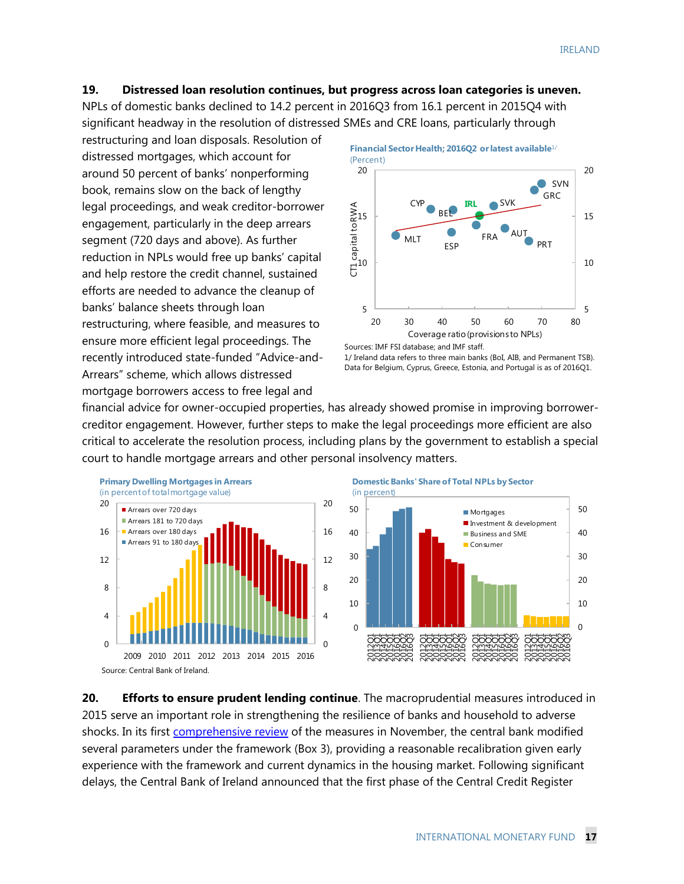**19. Distressed loan resolution continues, but progress across loan categories is uneven.** NPLs of domestic banks declined to 14.2 percent in 2016Q3 from 16.1 percent in 2015Q4 with significant headway in the resolution of distressed SMEs and CRE loans, particularly through restructuring and loan disposals. Resolution of distressed mortgages, which account for around 50 percent of banks' nonperforming book, remains slow on the back of lengthy legal proceedings, and weak creditor-borrower engagement, particularly in the deep arrears segment (720 days and above). As further reduction in NPLs would free up banks' capital and help restore the credit channel, sustained efforts are needed to advance the cleanup of banks' balance sheets through loan restructuring, where feasible, and measures to ensure more efficient legal proceedings. The recently introduced state-funded "Advice-and-Arrears" scheme, which allows distressed mortgage borrowers access to free legal and financial advice for owner-occupied properties, has already showed promise in improving borrower-creditor engagement. However, further steps to make the legal proceedings more efficient are also critical to accelerate the resolution process, including plans by the government to establish a special court to handle mortgage arrears and other personal insolvency matters.

**Financial Sector Health; 2016Q2 or latest available**[1/]
(Percent)

Sources: IMF FSI database; and IMF staff.
1/ Ireland data refers to three main banks (BoI, AIB, and Permanent TSB). Data for Belgium, Cyprus, Greece, Estonia, and Portugal is as of 2016Q1.

**Primary Dwelling Mortgages in Arrears**
(in percent of total mortgage value)

**Domestic Banks' Share of Total NPLs by Sector**
(in percent)

Source: Central Bank of Ireland.

**20. Efforts to ensure prudent lending continue**. The macroprudential measures introduced in 2015 serve an important role in strengthening the resilience of banks and household to adverse shocks. In its first comprehensive review of the measures in November, the central bank modified several parameters under the framework (Box 3), providing a reasonable recalibration given early experience with the framework and current dynamics in the housing market. Following significant delays, the Central Bank of Ireland announced that the first phase of the Central Credit Register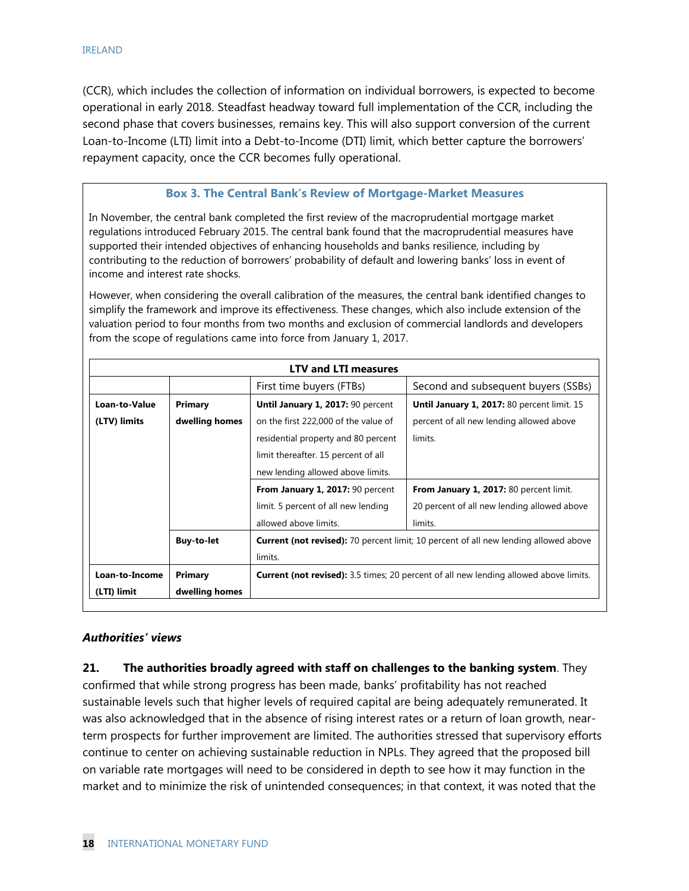(CCR), which includes the collection of information on individual borrowers, is expected to become operational in early 2018. Steadfast headway toward full implementation of the CCR, including the second phase that covers businesses, remains key. This will also support conversion of the current Loan-to-Income (LTI) limit into a Debt-to-Income (DTI) limit, which better capture the borrowers' repayment capacity, once the CCR becomes fully operational.

### Box 3. The Central Bank's Review of Mortgage-Market Measures

In November, the central bank completed the first review of the macroprudential mortgage market regulations introduced February 2015. The central bank found that the macroprudential measures have supported their intended objectives of enhancing households and banks resilience, including by contributing to the reduction of borrowers' probability of default and lowering banks' loss in event of income and interest rate shocks.

However, when considering the overall calibration of the measures, the central bank identified changes to simplify the framework and improve its effectiveness. These changes, which also include extension of the valuation period to four months from two months and exclusion of commercial landlords and developers from the scope of regulations came into force from January 1, 2017.

| LTV and LTI measures | | | |
|---|---|---|---|
| | | First time buyers (FTBs) | Second and subsequent buyers (SSBs) |
| **Loan-to-Value (LTV) limits** | **Primary dwelling homes** | **Until January 1, 2017:** 90 percent on the first 222,000 of the value of residential property and 80 percent limit thereafter. 15 percent of all new lending allowed above limits. | **Until January 1, 2017:** 80 percent limit. 15 percent of all new lending allowed above limits. |
| | | **From January 1, 2017:** 90 percent limit. 5 percent of all new lending allowed above limits. | **From January 1, 2017:** 80 percent limit. 20 percent of all new lending allowed above limits. |
| | **Buy-to-let** | **Current (not revised):** 70 percent limit; 10 percent of all new lending allowed above limits. | |
| **Loan-to-Income (LTI) limit** | **Primary dwelling homes** | **Current (not revised):** 3.5 times; 20 percent of all new lending allowed above limits. | |

***Authorities' views***

**21. The authorities broadly agreed with staff on challenges to the banking system**. They confirmed that while strong progress has been made, banks' profitability has not reached sustainable levels such that higher levels of required capital are being adequately remunerated. It was also acknowledged that in the absence of rising interest rates or a return of loan growth, near-term prospects for further improvement are limited. The authorities stressed that supervisory efforts continue to center on achieving sustainable reduction in NPLs. They agreed that the proposed bill on variable rate mortgages will need to be considered in depth to see how it may function in the market and to minimize the risk of unintended consequences; in that context, it was noted that the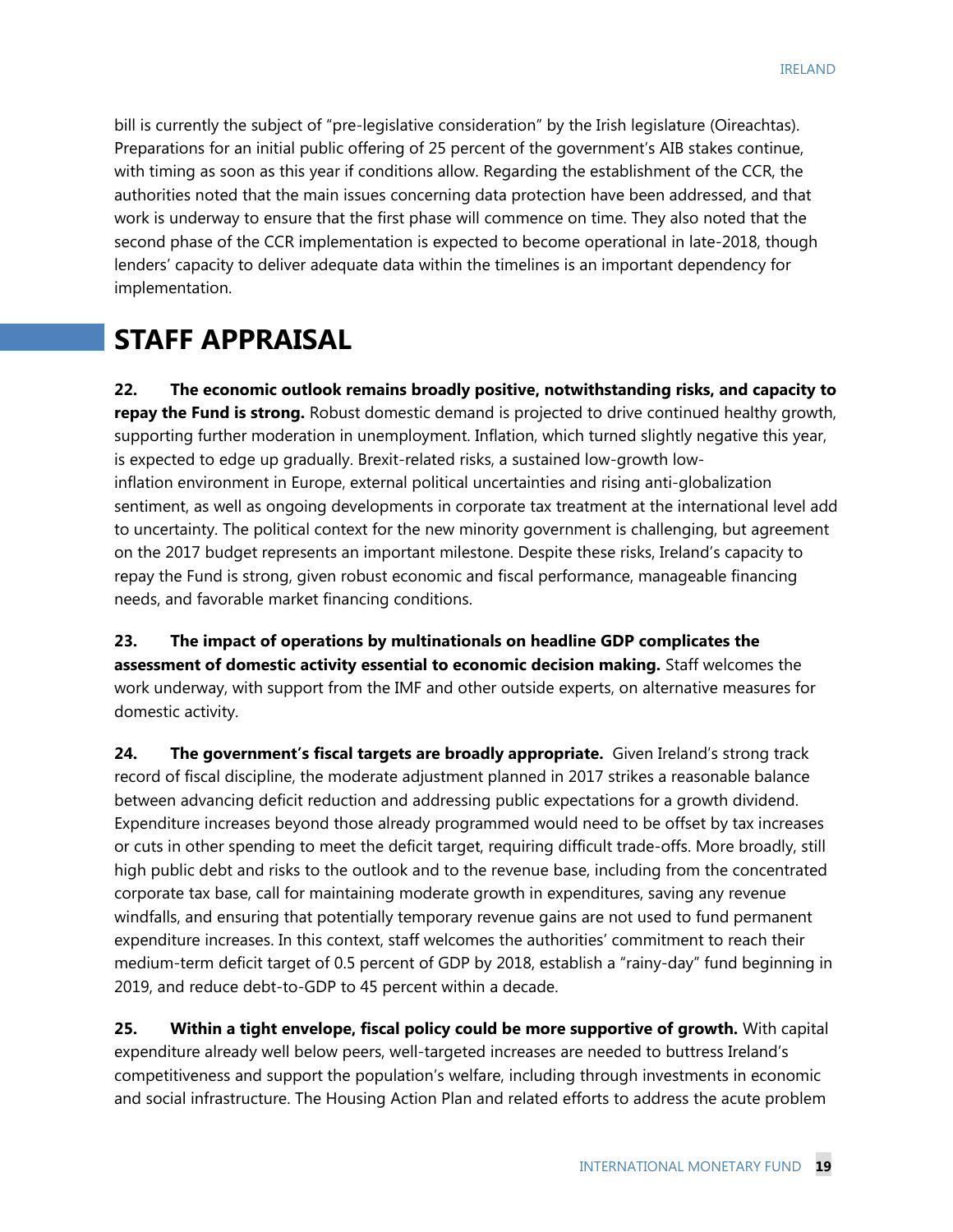bill is currently the subject of "pre-legislative consideration" by the Irish legislature (Oireachtas). Preparations for an initial public offering of 25 percent of the government's AIB stakes continue, with timing as soon as this year if conditions allow. Regarding the establishment of the CCR, the authorities noted that the main issues concerning data protection have been addressed, and that work is underway to ensure that the first phase will commence on time. They also noted that the second phase of the CCR implementation is expected to become operational in late-2018, though lenders' capacity to deliver adequate data within the timelines is an important dependency for implementation.

# STAFF APPRAISAL

**22. The economic outlook remains broadly positive, notwithstanding risks, and capacity to repay the Fund is strong.** Robust domestic demand is projected to drive continued healthy growth, supporting further moderation in unemployment. Inflation, which turned slightly negative this year, is expected to edge up gradually. Brexit-related risks, a sustained low-growth low-inflation environment in Europe, external political uncertainties and rising anti-globalization sentiment, as well as ongoing developments in corporate tax treatment at the international level add to uncertainty. The political context for the new minority government is challenging, but agreement on the 2017 budget represents an important milestone. Despite these risks, Ireland's capacity to repay the Fund is strong, given robust economic and fiscal performance, manageable financing needs, and favorable market financing conditions.

**23. The impact of operations by multinationals on headline GDP complicates the assessment of domestic activity essential to economic decision making.** Staff welcomes the work underway, with support from the IMF and other outside experts, on alternative measures for domestic activity.

**24. The government's fiscal targets are broadly appropriate.** Given Ireland's strong track record of fiscal discipline, the moderate adjustment planned in 2017 strikes a reasonable balance between advancing deficit reduction and addressing public expectations for a growth dividend. Expenditure increases beyond those already programmed would need to be offset by tax increases or cuts in other spending to meet the deficit target, requiring difficult trade-offs. More broadly, still high public debt and risks to the outlook and to the revenue base, including from the concentrated corporate tax base, call for maintaining moderate growth in expenditures, saving any revenue windfalls, and ensuring that potentially temporary revenue gains are not used to fund permanent expenditure increases. In this context, staff welcomes the authorities' commitment to reach their medium-term deficit target of 0.5 percent of GDP by 2018, establish a "rainy-day" fund beginning in 2019, and reduce debt-to-GDP to 45 percent within a decade.

**25. Within a tight envelope, fiscal policy could be more supportive of growth.** With capital expenditure already well below peers, well-targeted increases are needed to buttress Ireland's competitiveness and support the population's welfare, including through investments in economic and social infrastructure. The Housing Action Plan and related efforts to address the acute problem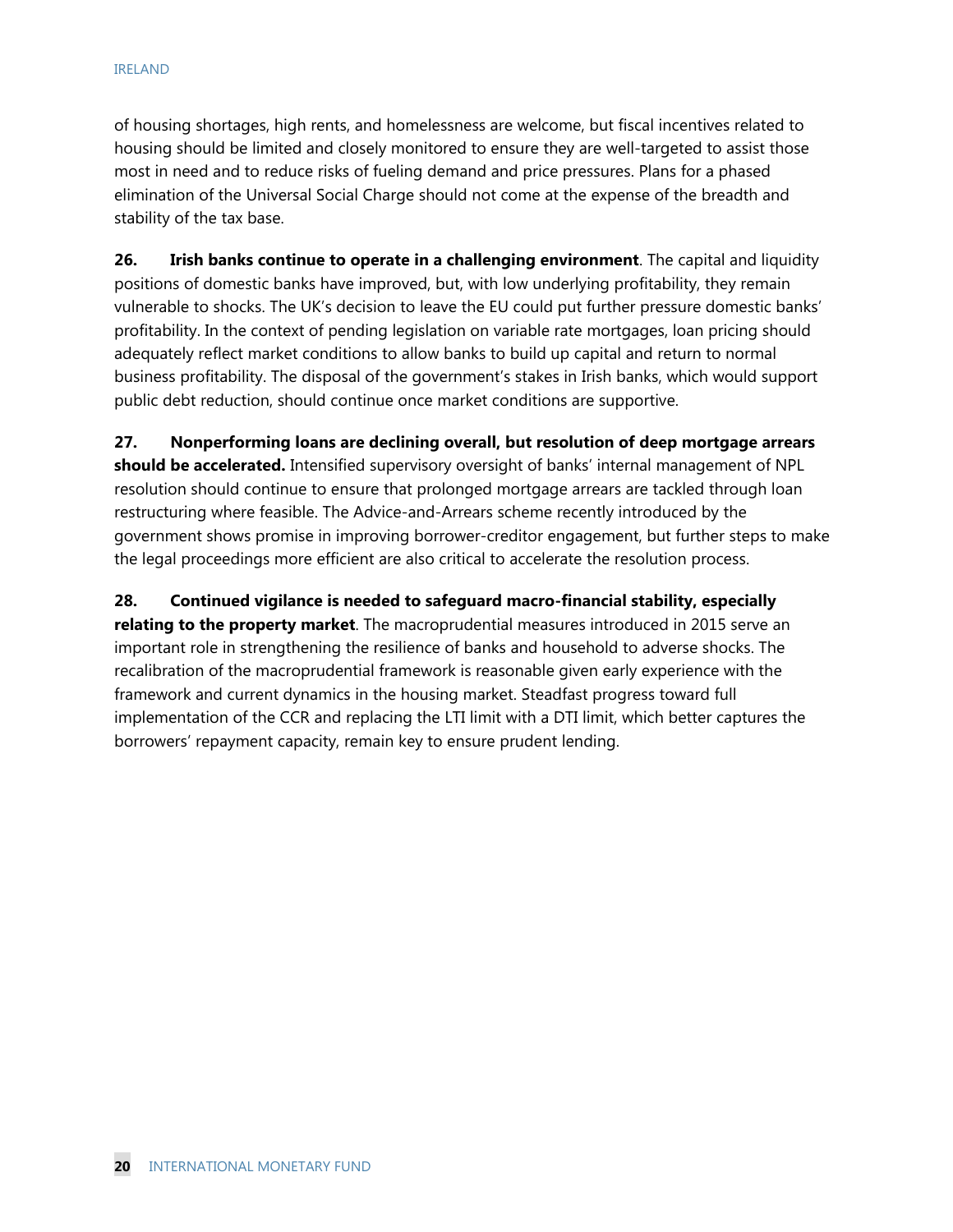of housing shortages, high rents, and homelessness are welcome, but fiscal incentives related to housing should be limited and closely monitored to ensure they are well-targeted to assist those most in need and to reduce risks of fueling demand and price pressures. Plans for a phased elimination of the Universal Social Charge should not come at the expense of the breadth and stability of the tax base.

**26. Irish banks continue to operate in a challenging environment**. The capital and liquidity positions of domestic banks have improved, but, with low underlying profitability, they remain vulnerable to shocks. The UK's decision to leave the EU could put further pressure domestic banks' profitability. In the context of pending legislation on variable rate mortgages, loan pricing should adequately reflect market conditions to allow banks to build up capital and return to normal business profitability. The disposal of the government's stakes in Irish banks, which would support public debt reduction, should continue once market conditions are supportive.

**27. Nonperforming loans are declining overall, but resolution of deep mortgage arrears should be accelerated.** Intensified supervisory oversight of banks' internal management of NPL resolution should continue to ensure that prolonged mortgage arrears are tackled through loan restructuring where feasible. The Advice-and-Arrears scheme recently introduced by the government shows promise in improving borrower-creditor engagement, but further steps to make the legal proceedings more efficient are also critical to accelerate the resolution process.

**28. Continued vigilance is needed to safeguard macro-financial stability, especially relating to the property market**. The macroprudential measures introduced in 2015 serve an important role in strengthening the resilience of banks and household to adverse shocks. The recalibration of the macroprudential framework is reasonable given early experience with the framework and current dynamics in the housing market. Steadfast progress toward full implementation of the CCR and replacing the LTI limit with a DTI limit, which better captures the borrowers' repayment capacity, remain key to ensure prudent lending.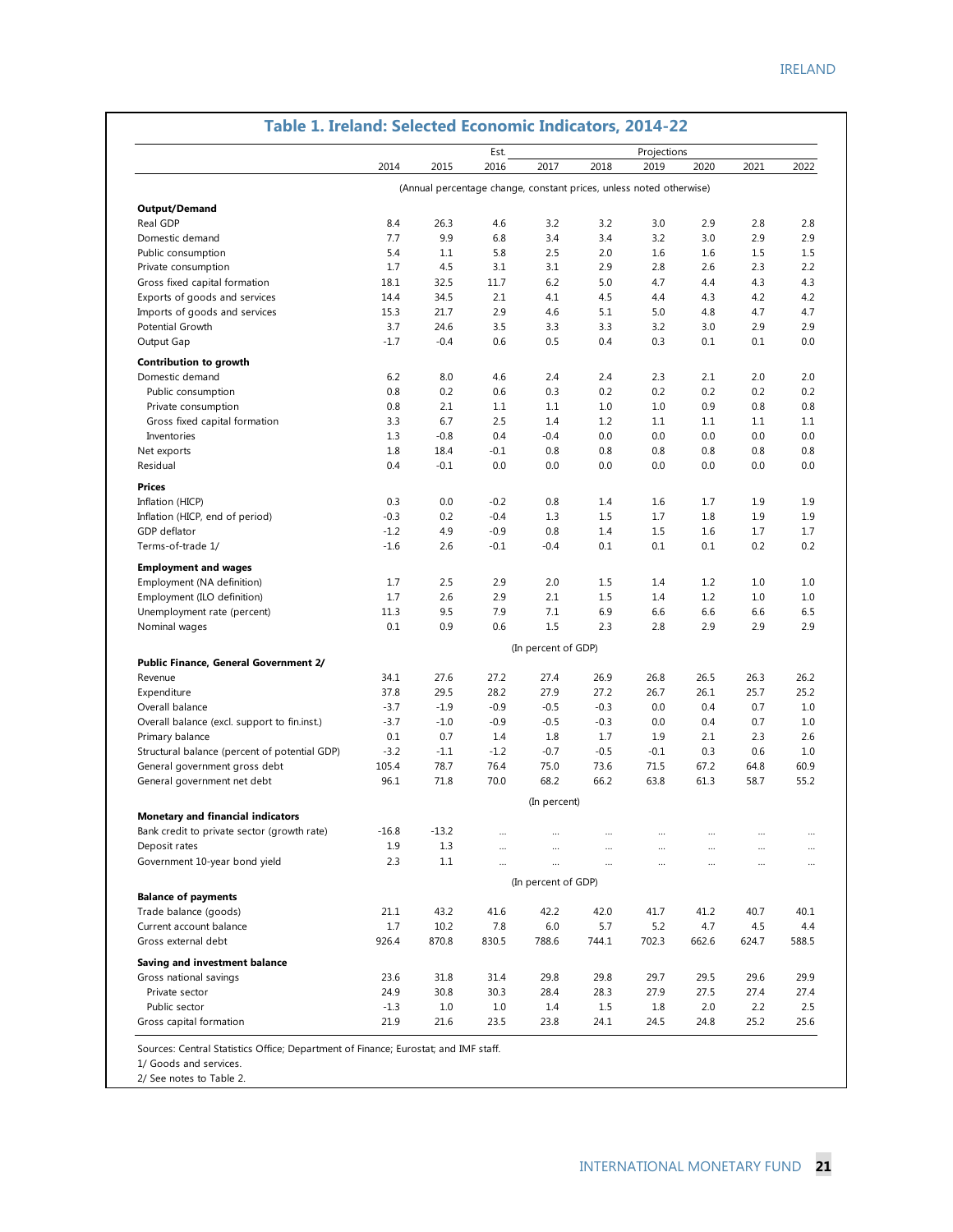## Table 1. Ireland: Selected Economic Indicators, 2014-22

| | 2014 | 2015 | Est. 2016 | Projections 2017 | 2018 | 2019 | 2020 | 2021 | 2022 |
|---|---|---|---|---|---|---|---|---|---|
| | (Annual percentage change, constant prices, unless noted otherwise) | | | | | | | | |
| **Output/Demand** | | | | | | | | | |
| Real GDP | 8.4 | 26.3 | 4.6 | 3.2 | 3.2 | 3.0 | 2.9 | 2.8 | 2.8 |
| Domestic demand | 7.7 | 9.9 | 6.8 | 3.4 | 3.4 | 3.2 | 3.0 | 2.9 | 2.9 |
| Public consumption | 5.4 | 1.1 | 5.8 | 2.5 | 2.0 | 1.6 | 1.6 | 1.5 | 1.5 |
| Private consumption | 1.7 | 4.5 | 3.1 | 3.1 | 2.9 | 2.8 | 2.6 | 2.3 | 2.2 |
| Gross fixed capital formation | 18.1 | 32.5 | 11.7 | 6.2 | 5.0 | 4.7 | 4.4 | 4.3 | 4.3 |
| Exports of goods and services | 14.4 | 34.5 | 2.1 | 4.1 | 4.5 | 4.4 | 4.3 | 4.2 | 4.2 |
| Imports of goods and services | 15.3 | 21.7 | 2.9 | 4.6 | 5.1 | 5.0 | 4.8 | 4.7 | 4.7 |
| Potential Growth | 3.7 | 24.6 | 3.5 | 3.3 | 3.3 | 3.2 | 3.0 | 2.9 | 2.9 |
| Output Gap | -1.7 | -0.4 | 0.6 | 0.5 | 0.4 | 0.3 | 0.1 | 0.1 | 0.0 |
| **Contribution to growth** | | | | | | | | | |
| Domestic demand | 6.2 | 8.0 | 4.6 | 2.4 | 2.4 | 2.3 | 2.1 | 2.0 | 2.0 |
| Public consumption | 0.8 | 0.2 | 0.6 | 0.3 | 0.2 | 0.2 | 0.2 | 0.2 | 0.2 |
| Private consumption | 0.8 | 2.1 | 1.1 | 1.1 | 1.0 | 1.0 | 0.9 | 0.8 | 0.8 |
| Gross fixed capital formation | 3.3 | 6.7 | 2.5 | 1.4 | 1.2 | 1.1 | 1.1 | 1.1 | 1.1 |
| Inventories | 1.3 | -0.8 | 0.4 | -0.4 | 0.0 | 0.0 | 0.0 | 0.0 | 0.0 |
| Net exports | 1.8 | 18.4 | -0.1 | 0.8 | 0.8 | 0.8 | 0.8 | 0.8 | 0.8 |
| Residual | 0.4 | -0.1 | 0.0 | 0.0 | 0.0 | 0.0 | 0.0 | 0.0 | 0.0 |
| **Prices** | | | | | | | | | |
| Inflation (HICP) | 0.3 | 0.0 | -0.2 | 0.8 | 1.4 | 1.6 | 1.7 | 1.9 | 1.9 |
| Inflation (HICP, end of period) | -0.3 | 0.2 | -0.4 | 1.3 | 1.5 | 1.7 | 1.8 | 1.9 | 1.9 |
| GDP deflator | -1.2 | 4.9 | -0.9 | 0.8 | 1.4 | 1.5 | 1.6 | 1.7 | 1.7 |
| Terms-of-trade 1/ | -1.6 | 2.6 | -0.1 | -0.4 | 0.1 | 0.1 | 0.1 | 0.2 | 0.2 |
| **Employment and wages** | | | | | | | | | |
| Employment (NA definition) | 1.7 | 2.5 | 2.9 | 2.0 | 1.5 | 1.4 | 1.2 | 1.0 | 1.0 |
| Employment (ILO definition) | 1.7 | 2.6 | 2.9 | 2.1 | 1.5 | 1.4 | 1.2 | 1.0 | 1.0 |
| Unemployment rate (percent) | 11.3 | 9.5 | 7.9 | 7.1 | 6.9 | 6.6 | 6.6 | 6.6 | 6.5 |
| Nominal wages | 0.1 | 0.9 | 0.6 | 1.5 | 2.3 | 2.8 | 2.9 | 2.9 | 2.9 |
| | (In percent of GDP) | | | | | | | | |
| **Public Finance, General Government 2/** | | | | | | | | | |
| Revenue | 34.1 | 27.6 | 27.2 | 27.4 | 26.9 | 26.8 | 26.5 | 26.3 | 26.2 |
| Expenditure | 37.8 | 29.5 | 28.2 | 27.9 | 27.2 | 26.7 | 26.1 | 25.7 | 25.2 |
| Overall balance | -3.7 | -1.9 | -0.9 | -0.5 | -0.3 | 0.0 | 0.4 | 0.7 | 1.0 |
| Overall balance (excl. support to fin.inst.) | -3.7 | -1.0 | -0.9 | -0.5 | -0.3 | 0.0 | 0.4 | 0.7 | 1.0 |
| Primary balance | 0.1 | 0.7 | 1.4 | 1.8 | 1.7 | 1.9 | 2.1 | 2.3 | 2.6 |
| Structural balance (percent of potential GDP) | -3.2 | -1.1 | -1.2 | -0.7 | -0.5 | -0.1 | 0.3 | 0.6 | 1.0 |
| General government gross debt | 105.4 | 78.7 | 76.4 | 75.0 | 73.6 | 71.5 | 67.2 | 64.8 | 60.9 |
| General government net debt | 96.1 | 71.8 | 70.0 | 68.2 | 66.2 | 63.8 | 61.3 | 58.7 | 55.2 |
| | (In percent) | | | | | | | | |
| **Monetary and financial indicators** | | | | | | | | | |
| Bank credit to private sector (growth rate) | -16.8 | -13.2 | ... | ... | ... | ... | ... | ... | ... |
| Deposit rates | 1.9 | 1.3 | ... | ... | ... | ... | ... | ... | ... |
| Government 10-year bond yield | 2.3 | 1.1 | ... | ... | ... | ... | ... | ... | ... |
| | (In percent of GDP) | | | | | | | | |
| **Balance of payments** | | | | | | | | | |
| Trade balance (goods) | 21.1 | 43.2 | 41.6 | 42.2 | 42.0 | 41.7 | 41.2 | 40.7 | 40.1 |
| Current account balance | 1.7 | 10.2 | 7.8 | 6.0 | 5.7 | 5.2 | 4.7 | 4.5 | 4.4 |
| Gross external debt | 926.4 | 870.8 | 830.5 | 788.6 | 744.1 | 702.3 | 662.6 | 624.7 | 588.5 |
| **Saving and investment balance** | | | | | | | | | |
| Gross national savings | 23.6 | 31.8 | 31.4 | 29.8 | 29.8 | 29.7 | 29.5 | 29.6 | 29.9 |
| Private sector | 24.9 | 30.8 | 30.3 | 28.4 | 28.3 | 27.9 | 27.5 | 27.4 | 27.4 |
| Public sector | -1.3 | 1.0 | 1.0 | 1.4 | 1.5 | 1.8 | 2.0 | 2.2 | 2.5 |
| Gross capital formation | 21.9 | 21.6 | 23.5 | 23.8 | 24.1 | 24.5 | 24.8 | 25.2 | 25.6 |

Sources: Central Statistics Office; Department of Finance; Eurostat; and IMF staff.

1/ Goods and services.

2/ See notes to Table 2.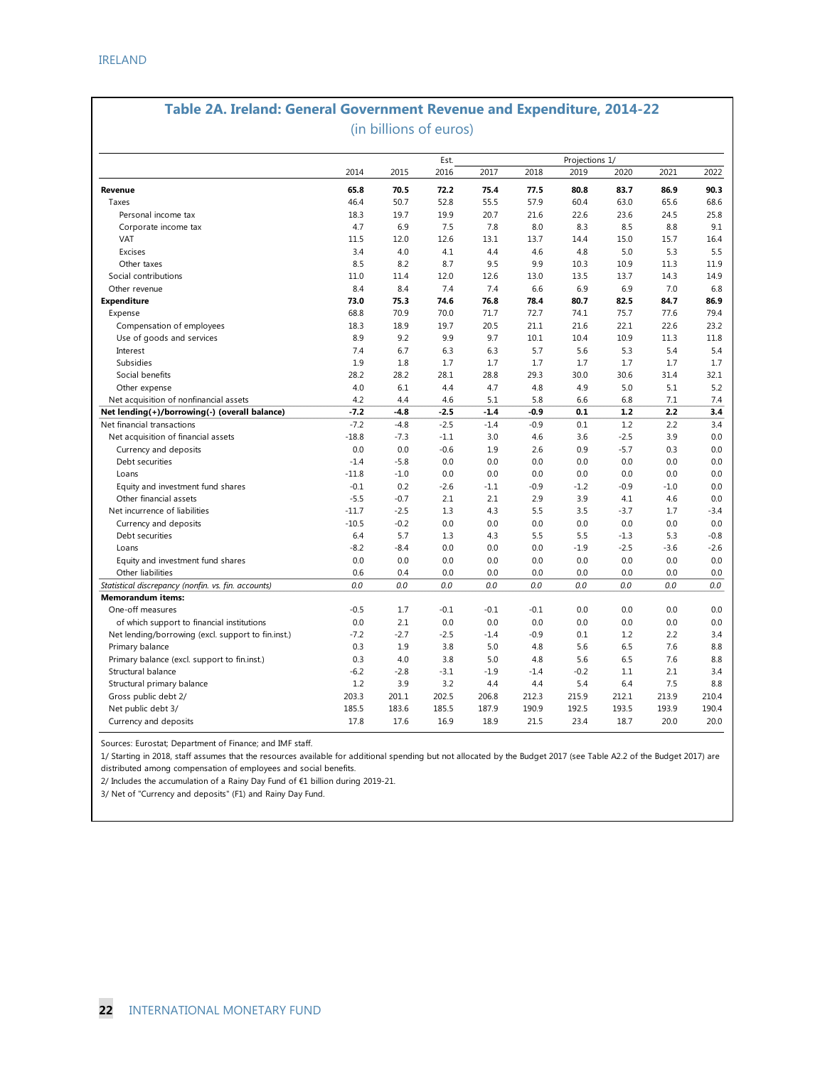## Table 2A. Ireland: General Government Revenue and Expenditure, 2014-22

(in billions of euros)

| | | | Est. | Projections 1/ | | | | | |
|---|---|---|---|---|---|---|---|---|---|
| | 2014 | 2015 | 2016 | 2017 | 2018 | 2019 | 2020 | 2021 | 2022 |
| **Revenue** | **65.8** | **70.5** | **72.2** | **75.4** | **77.5** | **80.8** | **83.7** | **86.9** | **90.3** |
| Taxes | 46.4 | 50.7 | 52.8 | 55.5 | 57.9 | 60.4 | 63.0 | 65.6 | 68.6 |
| Personal income tax | 18.3 | 19.7 | 19.9 | 20.7 | 21.6 | 22.6 | 23.6 | 24.5 | 25.8 |
| Corporate income tax | 4.7 | 6.9 | 7.5 | 7.8 | 8.0 | 8.3 | 8.5 | 8.8 | 9.1 |
| VAT | 11.5 | 12.0 | 12.6 | 13.1 | 13.7 | 14.4 | 15.0 | 15.7 | 16.4 |
| Excises | 3.4 | 4.0 | 4.1 | 4.4 | 4.6 | 4.8 | 5.0 | 5.3 | 5.5 |
| Other taxes | 8.5 | 8.2 | 8.7 | 9.5 | 9.9 | 10.3 | 10.9 | 11.3 | 11.9 |
| Social contributions | 11.0 | 11.4 | 12.0 | 12.6 | 13.0 | 13.5 | 13.7 | 14.3 | 14.9 |
| Other revenue | 8.4 | 8.4 | 7.4 | 7.4 | 6.6 | 6.9 | 6.9 | 7.0 | 6.8 |
| **Expenditure** | **73.0** | **75.3** | **74.6** | **76.8** | **78.4** | **80.7** | **82.5** | **84.7** | **86.9** |
| Expense | 68.8 | 70.9 | 70.0 | 71.7 | 72.7 | 74.1 | 75.7 | 77.6 | 79.4 |
| Compensation of employees | 18.3 | 18.9 | 19.7 | 20.5 | 21.1 | 21.6 | 22.1 | 22.6 | 23.2 |
| Use of goods and services | 8.9 | 9.2 | 9.9 | 9.7 | 10.1 | 10.4 | 10.9 | 11.3 | 11.8 |
| Interest | 7.4 | 6.7 | 6.3 | 6.3 | 5.7 | 5.6 | 5.3 | 5.4 | 5.4 |
| Subsidies | 1.9 | 1.8 | 1.7 | 1.7 | 1.7 | 1.7 | 1.7 | 1.7 | 1.7 |
| Social benefits | 28.2 | 28.2 | 28.1 | 28.8 | 29.3 | 30.0 | 30.6 | 31.4 | 32.1 |
| Other expense | 4.0 | 6.1 | 4.4 | 4.7 | 4.8 | 4.9 | 5.0 | 5.1 | 5.2 |
| Net acquisition of nonfinancial assets | 4.2 | 4.4 | 4.6 | 5.1 | 5.8 | 6.6 | 6.8 | 7.1 | 7.4 |
| **Net lending(+)/borrowing(-) (overall balance)** | **-7.2** | **-4.8** | **-2.5** | **-1.4** | **-0.9** | **0.1** | **1.2** | **2.2** | **3.4** |
| Net financial transactions | -7.2 | -4.8 | -2.5 | -1.4 | -0.9 | 0.1 | 1.2 | 2.2 | 3.4 |
| Net acquisition of financial assets | -18.8 | -7.3 | -1.1 | 3.0 | 4.6 | 3.6 | -2.5 | 3.9 | 0.0 |
| Currency and deposits | 0.0 | 0.0 | -0.6 | 1.9 | 2.6 | 0.9 | -5.7 | 0.3 | 0.0 |
| Debt securities | -1.4 | -5.8 | 0.0 | 0.0 | 0.0 | 0.0 | 0.0 | 0.0 | 0.0 |
| Loans | -11.8 | -1.0 | 0.0 | 0.0 | 0.0 | 0.0 | 0.0 | 0.0 | 0.0 |
| Equity and investment fund shares | -0.1 | 0.2 | -2.6 | -1.1 | -0.9 | -1.2 | -0.9 | -1.0 | 0.0 |
| Other financial assets | -5.5 | -0.7 | 2.1 | 2.1 | 2.9 | 3.9 | 4.1 | 4.6 | 0.0 |
| Net incurrence of liabilities | -11.7 | -2.5 | 1.3 | 4.3 | 5.5 | 3.5 | -3.7 | 1.7 | -3.4 |
| Currency and deposits | -10.5 | -0.2 | 0.0 | 0.0 | 0.0 | 0.0 | 0.0 | 0.0 | 0.0 |
| Debt securities | 6.4 | 5.7 | 1.3 | 4.3 | 5.5 | 5.5 | -1.3 | 5.3 | -0.8 |
| Loans | -8.2 | -8.4 | 0.0 | 0.0 | 0.0 | -1.9 | -2.5 | -3.6 | -2.6 |
| Equity and investment fund shares | 0.0 | 0.0 | 0.0 | 0.0 | 0.0 | 0.0 | 0.0 | 0.0 | 0.0 |
| Other liabilities | 0.6 | 0.4 | 0.0 | 0.0 | 0.0 | 0.0 | 0.0 | 0.0 | 0.0 |
| *Statistical discrepancy (nonfin. vs. fin. accounts)* | *0.0* | *0.0* | *0.0* | *0.0* | *0.0* | *0.0* | *0.0* | *0.0* | *0.0* |
| **Memorandum items:** | | | | | | | | | |
| One-off measures | -0.5 | 1.7 | -0.1 | -0.1 | -0.1 | 0.0 | 0.0 | 0.0 | 0.0 |
| of which support to financial institutions | 0.0 | 2.1 | 0.0 | 0.0 | 0.0 | 0.0 | 0.0 | 0.0 | 0.0 |
| Net lending/borrowing (excl. support to fin.inst.) | -7.2 | -2.7 | -2.5 | -1.4 | -0.9 | 0.1 | 1.2 | 2.2 | 3.4 |
| Primary balance | 0.3 | 1.9 | 3.8 | 5.0 | 4.8 | 5.6 | 6.5 | 7.6 | 8.8 |
| Primary balance (excl. support to fin.inst.) | 0.3 | 4.0 | 3.8 | 5.0 | 4.8 | 5.6 | 6.5 | 7.6 | 8.8 |
| Structural balance | -6.2 | -2.8 | -3.1 | -1.9 | -1.4 | -0.2 | 1.1 | 2.1 | 3.4 |
| Structural primary balance | 1.2 | 3.9 | 3.2 | 4.4 | 4.4 | 5.4 | 6.4 | 7.5 | 8.8 |
| Gross public debt 2/ | 203.3 | 201.1 | 202.5 | 206.8 | 212.3 | 215.9 | 212.1 | 213.9 | 210.4 |
| Net public debt 3/ | 185.5 | 183.6 | 185.5 | 187.9 | 190.9 | 192.5 | 193.5 | 193.9 | 190.4 |
| Currency and deposits | 17.8 | 17.6 | 16.9 | 18.9 | 21.5 | 23.4 | 18.7 | 20.0 | 20.0 |

Sources: Eurostat; Department of Finance; and IMF staff.

1/ Starting in 2018, staff assumes that the resources available for additional spending but not allocated by the Budget 2017 (see Table A2.2 of the Budget 2017) are distributed among compensation of employees and social benefits.

2/ Includes the accumulation of a Rainy Day Fund of €1 billion during 2019-21.

3/ Net of "Currency and deposits" (F1) and Rainy Day Fund.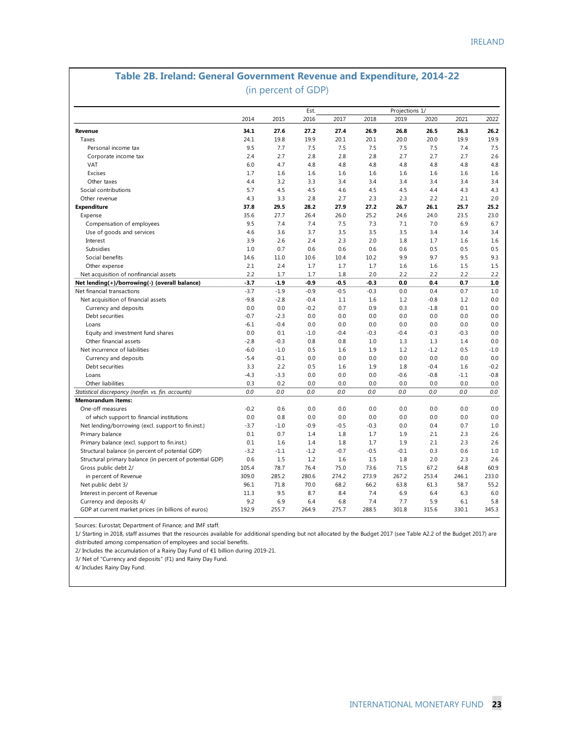## Table 2B. Ireland: General Government Revenue and Expenditure, 2014-22

(in percent of GDP)

| | 2014 | 2015 | Est. 2016 | Projections 1/ 2017 | 2018 | 2019 | 2020 | 2021 | 2022 |
|---|---|---|---|---|---|---|---|---|---|
| **Revenue** | **34.1** | **27.6** | **27.2** | **27.4** | **26.9** | **26.8** | **26.5** | **26.3** | **26.2** |
| Taxes | 24.1 | 19.8 | 19.9 | 20.1 | 20.1 | 20.0 | 20.0 | 19.9 | 19.9 |
| Personal income tax | 9.5 | 7.7 | 7.5 | 7.5 | 7.5 | 7.5 | 7.5 | 7.4 | 7.5 |
| Corporate income tax | 2.4 | 2.7 | 2.8 | 2.8 | 2.8 | 2.7 | 2.7 | 2.7 | 2.6 |
| VAT | 6.0 | 4.7 | 4.8 | 4.8 | 4.8 | 4.8 | 4.8 | 4.8 | 4.8 |
| Excises | 1.7 | 1.6 | 1.6 | 1.6 | 1.6 | 1.6 | 1.6 | 1.6 | 1.6 |
| Other taxes | 4.4 | 3.2 | 3.3 | 3.4 | 3.4 | 3.4 | 3.4 | 3.4 | 3.4 |
| Social contributions | 5.7 | 4.5 | 4.5 | 4.6 | 4.5 | 4.5 | 4.4 | 4.3 | 4.3 |
| Other revenue | 4.3 | 3.3 | 2.8 | 2.7 | 2.3 | 2.3 | 2.2 | 2.1 | 2.0 |
| **Expenditure** | **37.8** | **29.5** | **28.2** | **27.9** | **27.2** | **26.7** | **26.1** | **25.7** | **25.2** |
| Expense | 35.6 | 27.7 | 26.4 | 26.0 | 25.2 | 24.6 | 24.0 | 23.5 | 23.0 |
| Compensation of employees | 9.5 | 7.4 | 7.4 | 7.5 | 7.3 | 7.1 | 7.0 | 6.9 | 6.7 |
| Use of goods and services | 4.6 | 3.6 | 3.7 | 3.5 | 3.5 | 3.5 | 3.4 | 3.4 | 3.4 |
| Interest | 3.9 | 2.6 | 2.4 | 2.3 | 2.0 | 1.8 | 1.7 | 1.6 | 1.6 |
| Subsidies | 1.0 | 0.7 | 0.6 | 0.6 | 0.6 | 0.6 | 0.5 | 0.5 | 0.5 |
| Social benefits | 14.6 | 11.0 | 10.6 | 10.4 | 10.2 | 9.9 | 9.7 | 9.5 | 9.3 |
| Other expense | 2.1 | 2.4 | 1.7 | 1.7 | 1.7 | 1.6 | 1.6 | 1.5 | 1.5 |
| Net acquisition of nonfinancial assets | 2.2 | 1.7 | 1.7 | 1.8 | 2.0 | 2.2 | 2.2 | 2.2 | 2.2 |
| **Net lending(+)/borrowing(-) (overall balance)** | **-3.7** | **-1.9** | **-0.9** | **-0.5** | **-0.3** | **0.0** | **0.4** | **0.7** | **1.0** |
| Net financial transactions | -3.7 | -1.9 | -0.9 | -0.5 | -0.3 | 0.0 | 0.4 | 0.7 | 1.0 |
| Net acquisition of financial assets | -9.8 | -2.8 | -0.4 | 1.1 | 1.6 | 1.2 | -0.8 | 1.2 | 0.0 |
| Currency and deposits | 0.0 | 0.0 | -0.2 | 0.7 | 0.9 | 0.3 | -1.8 | 0.1 | 0.0 |
| Debt securities | -0.7 | -2.3 | 0.0 | 0.0 | 0.0 | 0.0 | 0.0 | 0.0 | 0.0 |
| Loans | -6.1 | -0.4 | 0.0 | 0.0 | 0.0 | 0.0 | 0.0 | 0.0 | 0.0 |
| Equity and investment fund shares | 0.0 | 0.1 | -1.0 | -0.4 | -0.3 | -0.4 | -0.3 | -0.3 | 0.0 |
| Other financial assets | -2.8 | -0.3 | 0.8 | 0.8 | 1.0 | 1.3 | 1.3 | 1.4 | 0.0 |
| Net incurrence of liabilities | -6.0 | -1.0 | 0.5 | 1.6 | 1.9 | 1.2 | -1.2 | 0.5 | -1.0 |
| Currency and deposits | -5.4 | -0.1 | 0.0 | 0.0 | 0.0 | 0.0 | 0.0 | 0.0 | 0.0 |
| Debt securities | 3.3 | 2.2 | 0.5 | 1.6 | 1.9 | 1.8 | -0.4 | 1.6 | -0.2 |
| Loans | -4.3 | -3.3 | 0.0 | 0.0 | 0.0 | -0.6 | -0.8 | -1.1 | -0.8 |
| Other liabilities | 0.3 | 0.2 | 0.0 | 0.0 | 0.0 | 0.0 | 0.0 | 0.0 | 0.0 |
| *Statistical discrepancy (nonfin. vs. fin. accounts)* | *0.0* | *0.0* | *0.0* | *0.0* | *0.0* | *0.0* | *0.0* | *0.0* | *0.0* |
| **Memorandum items:** | | | | | | | | | |
| One-off measures | -0.2 | 0.6 | 0.0 | 0.0 | 0.0 | 0.0 | 0.0 | 0.0 | 0.0 |
| of which support to financial institutions | 0.0 | 0.8 | 0.0 | 0.0 | 0.0 | 0.0 | 0.0 | 0.0 | 0.0 |
| Net lending/borrowing (excl. support to fin.inst.) | -3.7 | -1.0 | -0.9 | -0.5 | -0.3 | 0.0 | 0.4 | 0.7 | 1.0 |
| Primary balance | 0.1 | 0.7 | 1.4 | 1.8 | 1.7 | 1.9 | 2.1 | 2.3 | 2.6 |
| Primary balance (excl. support to fin.inst.) | 0.1 | 1.6 | 1.4 | 1.8 | 1.7 | 1.9 | 2.1 | 2.3 | 2.6 |
| Structural balance (in percent of potential GDP) | -3.2 | -1.1 | -1.2 | -0.7 | -0.5 | -0.1 | 0.3 | 0.6 | 1.0 |
| Structural primary balance (in percent of potential GDP) | 0.6 | 1.5 | 1.2 | 1.6 | 1.5 | 1.8 | 2.0 | 2.3 | 2.6 |
| Gross public debt 2/ | 105.4 | 78.7 | 76.4 | 75.0 | 73.6 | 71.5 | 67.2 | 64.8 | 60.9 |
| in percent of Revenue | 309.0 | 285.2 | 280.6 | 274.2 | 273.9 | 267.2 | 253.4 | 246.1 | 233.0 |
| Net public debt 3/ | 96.1 | 71.8 | 70.0 | 68.2 | 66.2 | 63.8 | 61.3 | 58.7 | 55.2 |
| Interest in percent of Revenue | 11.3 | 9.5 | 8.7 | 8.4 | 7.4 | 6.9 | 6.4 | 6.3 | 6.0 |
| Currency and deposits 4/ | 9.2 | 6.9 | 6.4 | 6.8 | 7.4 | 7.7 | 5.9 | 6.1 | 5.8 |
| GDP at current market prices (in billions of euros) | 192.9 | 255.7 | 264.9 | 275.7 | 288.5 | 301.8 | 315.6 | 330.1 | 345.3 |

Sources: Eurostat; Department of Finance; and IMF staff.

1/ Starting in 2018, staff assumes that the resources available for additional spending but not allocated by the Budget 2017 (see Table A2.2 of the Budget 2017) are distributed among compensation of employees and social benefits.

2/ Includes the accumulation of a Rainy Day Fund of €1 billion during 2019-21.

3/ Net of "Currency and deposits" (F1) and Rainy Day Fund.

4/ Includes Rainy Day Fund.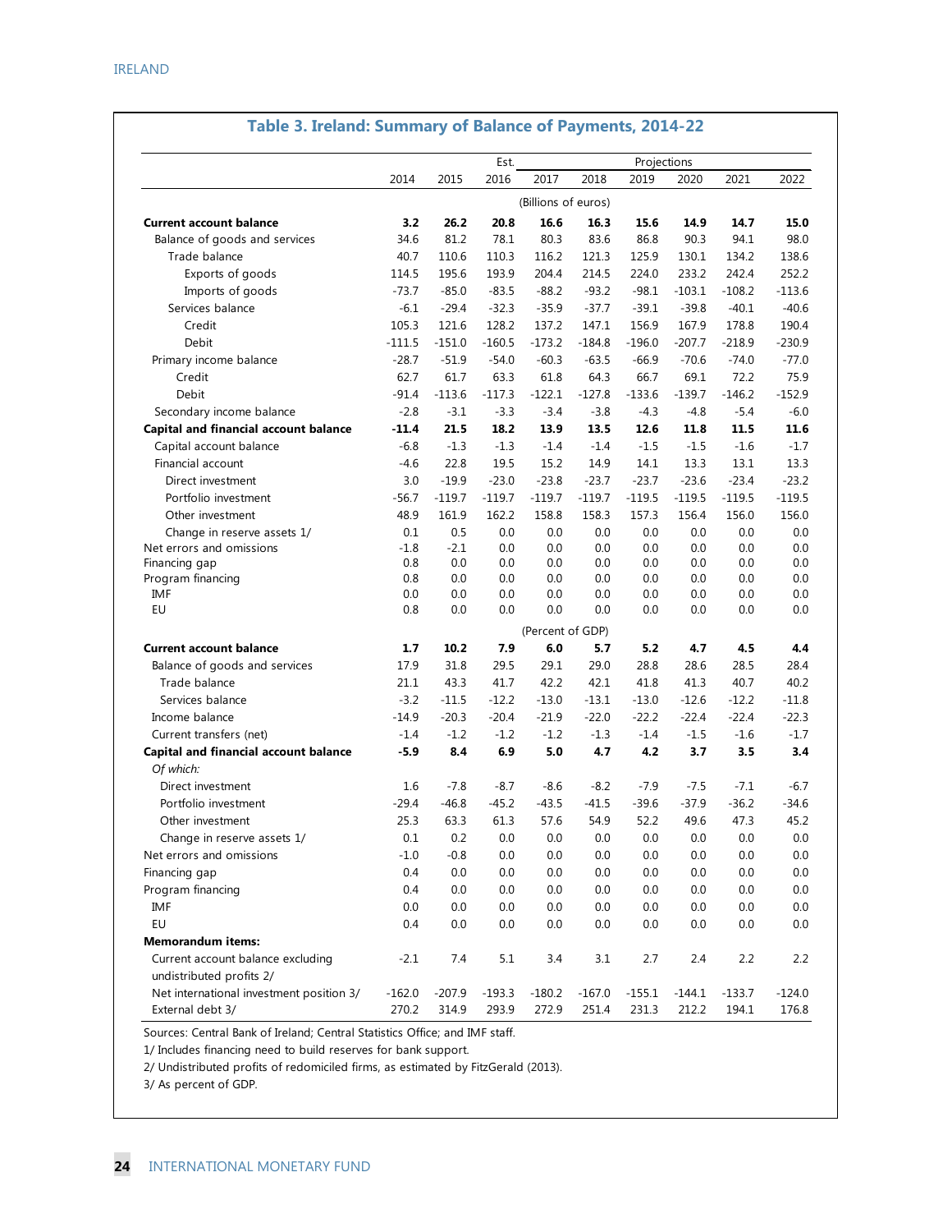## Table 3. Ireland: Summary of Balance of Payments, 2014-22

| | 2014 | 2015 | Est. 2016 | 2017 | 2018 | Projections 2019 | 2020 | 2021 | 2022 |
|---|---|---|---|---|---|---|---|---|---|
| | (Billions of euros) | | | | | | | | |
| **Current account balance** | **3.2** | **26.2** | **20.8** | **16.6** | **16.3** | **15.6** | **14.9** | **14.7** | **15.0** |
| Balance of goods and services | 34.6 | 81.2 | 78.1 | 80.3 | 83.6 | 86.8 | 90.3 | 94.1 | 98.0 |
| Trade balance | 40.7 | 110.6 | 110.3 | 116.2 | 121.3 | 125.9 | 130.1 | 134.2 | 138.6 |
| Exports of goods | 114.5 | 195.6 | 193.9 | 204.4 | 214.5 | 224.0 | 233.2 | 242.4 | 252.2 |
| Imports of goods | -73.7 | -85.0 | -83.5 | -88.2 | -93.2 | -98.1 | -103.1 | -108.2 | -113.6 |
| Services balance | -6.1 | -29.4 | -32.3 | -35.9 | -37.7 | -39.1 | -39.8 | -40.1 | -40.6 |
| Credit | 105.3 | 121.6 | 128.2 | 137.2 | 147.1 | 156.9 | 167.9 | 178.8 | 190.4 |
| Debit | -111.5 | -151.0 | -160.5 | -173.2 | -184.8 | -196.0 | -207.7 | -218.9 | -230.9 |
| Primary income balance | -28.7 | -51.9 | -54.0 | -60.3 | -63.5 | -66.9 | -70.6 | -74.0 | -77.0 |
| Credit | 62.7 | 61.7 | 63.3 | 61.8 | 64.3 | 66.7 | 69.1 | 72.2 | 75.9 |
| Debit | -91.4 | -113.6 | -117.3 | -122.1 | -127.8 | -133.6 | -139.7 | -146.2 | -152.9 |
| Secondary income balance | -2.8 | -3.1 | -3.3 | -3.4 | -3.8 | -4.3 | -4.8 | -5.4 | -6.0 |
| **Capital and financial account balance** | **-11.4** | **21.5** | **18.2** | **13.9** | **13.5** | **12.6** | **11.8** | **11.5** | **11.6** |
| Capital account balance | -6.8 | -1.3 | -1.3 | -1.4 | -1.4 | -1.5 | -1.5 | -1.6 | -1.7 |
| Financial account | -4.6 | 22.8 | 19.5 | 15.2 | 14.9 | 14.1 | 13.3 | 13.1 | 13.3 |
| Direct investment | 3.0 | -19.9 | -23.0 | -23.8 | -23.7 | -23.7 | -23.6 | -23.4 | -23.2 |
| Portfolio investment | -56.7 | -119.7 | -119.7 | -119.7 | -119.7 | -119.5 | -119.5 | -119.5 | -119.5 |
| Other investment | 48.9 | 161.9 | 162.2 | 158.8 | 158.3 | 157.3 | 156.4 | 156.0 | 156.0 |
| Change in reserve assets 1/ | 0.1 | 0.5 | 0.0 | 0.0 | 0.0 | 0.0 | 0.0 | 0.0 | 0.0 |
| Net errors and omissions | -1.8 | -2.1 | 0.0 | 0.0 | 0.0 | 0.0 | 0.0 | 0.0 | 0.0 |
| Financing gap | 0.8 | 0.0 | 0.0 | 0.0 | 0.0 | 0.0 | 0.0 | 0.0 | 0.0 |
| Program financing | 0.8 | 0.0 | 0.0 | 0.0 | 0.0 | 0.0 | 0.0 | 0.0 | 0.0 |
| IMF | 0.0 | 0.0 | 0.0 | 0.0 | 0.0 | 0.0 | 0.0 | 0.0 | 0.0 |
| EU | 0.8 | 0.0 | 0.0 | 0.0 | 0.0 | 0.0 | 0.0 | 0.0 | 0.0 |
| | (Percent of GDP) | | | | | | | | |
| **Current account balance** | **1.7** | **10.2** | **7.9** | **6.0** | **5.7** | **5.2** | **4.7** | **4.5** | **4.4** |
| Balance of goods and services | 17.9 | 31.8 | 29.5 | 29.1 | 29.0 | 28.8 | 28.6 | 28.5 | 28.4 |
| Trade balance | 21.1 | 43.3 | 41.7 | 42.2 | 42.1 | 41.8 | 41.3 | 40.7 | 40.2 |
| Services balance | -3.2 | -11.5 | -12.2 | -13.0 | -13.1 | -13.0 | -12.6 | -12.2 | -11.8 |
| Income balance | -14.9 | -20.3 | -20.4 | -21.9 | -22.0 | -22.2 | -22.4 | -22.4 | -22.3 |
| Current transfers (net) | -1.4 | -1.2 | -1.2 | -1.2 | -1.3 | -1.4 | -1.5 | -1.6 | -1.7 |
| **Capital and financial account balance** | **-5.9** | **8.4** | **6.9** | **5.0** | **4.7** | **4.2** | **3.7** | **3.5** | **3.4** |
| *Of which:* | | | | | | | | | |
| Direct investment | 1.6 | -7.8 | -8.7 | -8.6 | -8.2 | -7.9 | -7.5 | -7.1 | -6.7 |
| Portfolio investment | -29.4 | -46.8 | -45.2 | -43.5 | -41.5 | -39.6 | -37.9 | -36.2 | -34.6 |
| Other investment | 25.3 | 63.3 | 61.3 | 57.6 | 54.9 | 52.2 | 49.6 | 47.3 | 45.2 |
| Change in reserve assets 1/ | 0.1 | 0.2 | 0.0 | 0.0 | 0.0 | 0.0 | 0.0 | 0.0 | 0.0 |
| Net errors and omissions | -1.0 | -0.8 | 0.0 | 0.0 | 0.0 | 0.0 | 0.0 | 0.0 | 0.0 |
| Financing gap | 0.4 | 0.0 | 0.0 | 0.0 | 0.0 | 0.0 | 0.0 | 0.0 | 0.0 |
| Program financing | 0.4 | 0.0 | 0.0 | 0.0 | 0.0 | 0.0 | 0.0 | 0.0 | 0.0 |
| IMF | 0.0 | 0.0 | 0.0 | 0.0 | 0.0 | 0.0 | 0.0 | 0.0 | 0.0 |
| EU | 0.4 | 0.0 | 0.0 | 0.0 | 0.0 | 0.0 | 0.0 | 0.0 | 0.0 |
| **Memorandum items:** | | | | | | | | | |
| Current account balance excluding undistributed profits 2/ | -2.1 | 7.4 | 5.1 | 3.4 | 3.1 | 2.7 | 2.4 | 2.2 | 2.2 |
| Net international investment position 3/ | -162.0 | -207.9 | -193.3 | -180.2 | -167.0 | -155.1 | -144.1 | -133.7 | -124.0 |
| External debt 3/ | 270.2 | 314.9 | 293.9 | 272.9 | 251.4 | 231.3 | 212.2 | 194.1 | 176.8 |

Sources: Central Bank of Ireland; Central Statistics Office; and IMF staff.

1/ Includes financing need to build reserves for bank support.

2/ Undistributed profits of redomiciled firms, as estimated by FitzGerald (2013).

3/ As percent of GDP.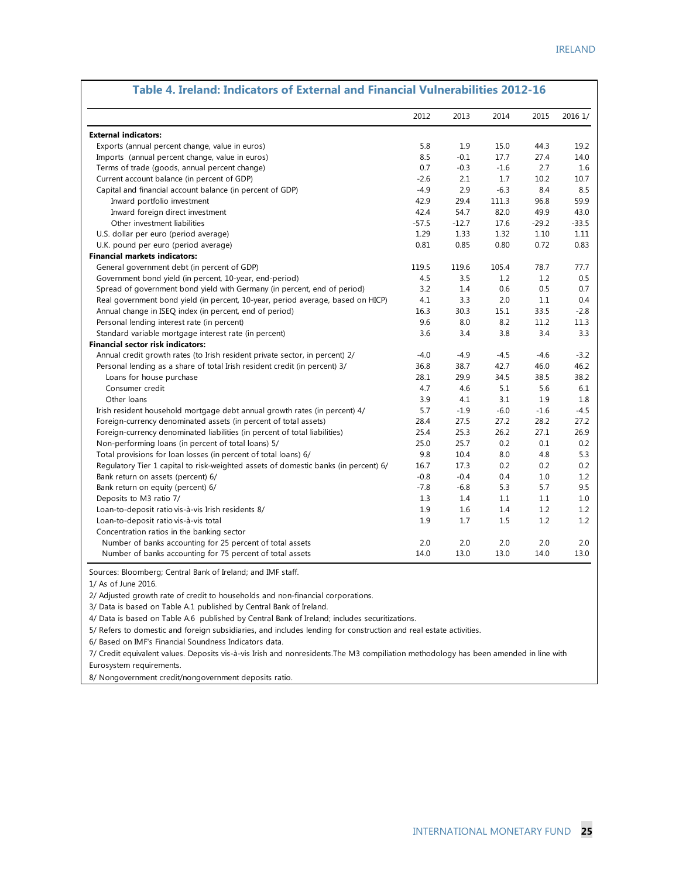## Table 4. Ireland: Indicators of External and Financial Vulnerabilities 2012-16

| | 2012 | 2013 | 2014 | 2015 | 2016 1/ |
|---|---|---|---|---|---|
| **External indicators:** | | | | | |
| Exports (annual percent change, value in euros) | 5.8 | 1.9 | 15.0 | 44.3 | 19.2 |
| Imports (annual percent change, value in euros) | 8.5 | -0.1 | 17.7 | 27.4 | 14.0 |
| Terms of trade (goods, annual percent change) | 0.7 | -0.3 | -1.6 | 2.7 | 1.6 |
| Current account balance (in percent of GDP) | -2.6 | 2.1 | 1.7 | 10.2 | 10.7 |
| Capital and financial account balance (in percent of GDP) | -4.9 | 2.9 | -6.3 | 8.4 | 8.5 |
| Inward portfolio investment | 42.9 | 29.4 | 111.3 | 96.8 | 59.9 |
| Inward foreign direct investment | 42.4 | 54.7 | 82.0 | 49.9 | 43.0 |
| Other investment liabilities | -57.5 | -12.7 | 17.6 | -29.2 | -33.5 |
| U.S. dollar per euro (period average) | 1.29 | 1.33 | 1.32 | 1.10 | 1.11 |
| U.K. pound per euro (period average) | 0.81 | 0.85 | 0.80 | 0.72 | 0.83 |
| **Financial markets indicators:** | | | | | |
| General government debt (in percent of GDP) | 119.5 | 119.6 | 105.4 | 78.7 | 77.7 |
| Government bond yield (in percent, 10-year, end-period) | 4.5 | 3.5 | 1.2 | 1.2 | 0.5 |
| Spread of government bond yield with Germany (in percent, end of period) | 3.2 | 1.4 | 0.6 | 0.5 | 0.7 |
| Real government bond yield (in percent, 10-year, period average, based on HICP) | 4.1 | 3.3 | 2.0 | 1.1 | 0.4 |
| Annual change in ISEQ index (in percent, end of period) | 16.3 | 30.3 | 15.1 | 33.5 | -2.8 |
| Personal lending interest rate (in percent) | 9.6 | 8.0 | 8.2 | 11.2 | 11.3 |
| Standard variable mortgage interest rate (in percent) | 3.6 | 3.4 | 3.8 | 3.4 | 3.3 |
| **Financial sector risk indicators:** | | | | | |
| Annual credit growth rates (to Irish resident private sector, in percent) 2/ | -4.0 | -4.9 | -4.5 | -4.6 | -3.2 |
| Personal lending as a share of total Irish resident credit (in percent) 3/ | 36.8 | 38.7 | 42.7 | 46.0 | 46.2 |
| Loans for house purchase | 28.1 | 29.9 | 34.5 | 38.5 | 38.2 |
| Consumer credit | 4.7 | 4.6 | 5.1 | 5.6 | 6.1 |
| Other loans | 3.9 | 4.1 | 3.1 | 1.9 | 1.8 |
| Irish resident household mortgage debt annual growth rates (in percent) 4/ | 5.7 | -1.9 | -6.0 | -1.6 | -4.5 |
| Foreign-currency denominated assets (in percent of total assets) | 28.4 | 27.5 | 27.2 | 28.2 | 27.2 |
| Foreign-currency denominated liabilities (in percent of total liabilities) | 25.4 | 25.3 | 26.2 | 27.1 | 26.9 |
| Non-performing loans (in percent of total loans) 5/ | 25.0 | 25.7 | 0.2 | 0.1 | 0.2 |
| Total provisions for loan losses (in percent of total loans) 6/ | 9.8 | 10.4 | 8.0 | 4.8 | 5.3 |
| Regulatory Tier 1 capital to risk-weighted assets of domestic banks (in percent) 6/ | 16.7 | 17.3 | 0.2 | 0.2 | 0.2 |
| Bank return on assets (percent) 6/ | -0.8 | -0.4 | 0.4 | 1.0 | 1.2 |
| Bank return on equity (percent) 6/ | -7.8 | -6.8 | 5.3 | 5.7 | 9.5 |
| Deposits to M3 ratio 7/ | 1.3 | 1.4 | 1.1 | 1.1 | 1.0 |
| Loan-to-deposit ratio vis-à-vis Irish residents 8/ | 1.9 | 1.6 | 1.4 | 1.2 | 1.2 |
| Loan-to-deposit ratio vis-à-vis total | 1.9 | 1.7 | 1.5 | 1.2 | 1.2 |
| Concentration ratios in the banking sector | | | | | |
| Number of banks accounting for 25 percent of total assets | 2.0 | 2.0 | 2.0 | 2.0 | 2.0 |
| Number of banks accounting for 75 percent of total assets | 14.0 | 13.0 | 13.0 | 14.0 | 13.0 |

Sources: Bloomberg; Central Bank of Ireland; and IMF staff.

1/ As of June 2016.

2/ Adjusted growth rate of credit to households and non-financial corporations.

3/ Data is based on Table A.1 published by Central Bank of Ireland.

4/ Data is based on Table A.6 published by Central Bank of Ireland; includes securitizations.

5/ Refers to domestic and foreign subsidiaries, and includes lending for construction and real estate activities.

6/ Based on IMF's Financial Soundness Indicators data.

7/ Credit equivalent values. Deposits vis-à-vis Irish and nonresidents.The M3 compiliation methodology has been amended in line with Eurosystem requirements.

8/ Nongovernment credit/nongovernment deposits ratio.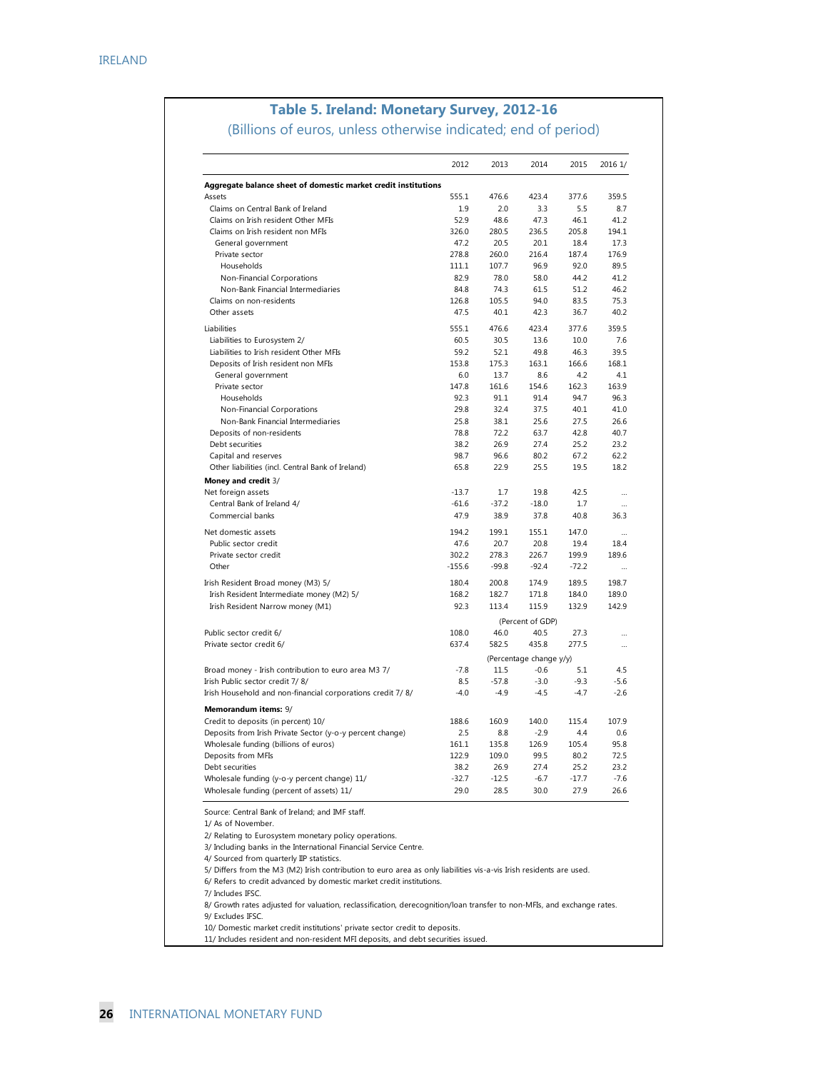## Table 5. Ireland: Monetary Survey, 2012-16

(Billions of euros, unless otherwise indicated; end of period)

| | 2012 | 2013 | 2014 | 2015 | 2016 1/ |
|---|---|---|---|---|---|
| **Aggregate balance sheet of domestic market credit institutions** | | | | | |
| Assets | 555.1 | 476.6 | 423.4 | 377.6 | 359.5 |
| Claims on Central Bank of Ireland | 1.9 | 2.0 | 3.3 | 5.5 | 8.7 |
| Claims on Irish resident Other MFIs | 52.9 | 48.6 | 47.3 | 46.1 | 41.2 |
| Claims on Irish resident non MFIs | 326.0 | 280.5 | 236.5 | 205.8 | 194.1 |
| General government | 47.2 | 20.5 | 20.1 | 18.4 | 17.3 |
| Private sector | 278.8 | 260.0 | 216.4 | 187.4 | 176.9 |
| Households | 111.1 | 107.7 | 96.9 | 92.0 | 89.5 |
| Non-Financial Corporations | 82.9 | 78.0 | 58.0 | 44.2 | 41.2 |
| Non-Bank Financial Intermediaries | 84.8 | 74.3 | 61.5 | 51.2 | 46.2 |
| Claims on non-residents | 126.8 | 105.5 | 94.0 | 83.5 | 75.3 |
| Other assets | 47.5 | 40.1 | 42.3 | 36.7 | 40.2 |
| Liabilities | 555.1 | 476.6 | 423.4 | 377.6 | 359.5 |
| Liabilities to Eurosystem 2/ | 60.5 | 30.5 | 13.6 | 10.0 | 7.6 |
| Liabilities to Irish resident Other MFIs | 59.2 | 52.1 | 49.8 | 46.3 | 39.5 |
| Deposits of Irish resident non MFIs | 153.8 | 175.3 | 163.1 | 166.6 | 168.1 |
| General government | 6.0 | 13.7 | 8.6 | 4.2 | 4.1 |
| Private sector | 147.8 | 161.6 | 154.6 | 162.3 | 163.9 |
| Households | 92.3 | 91.1 | 91.4 | 94.7 | 96.3 |
| Non-Financial Corporations | 29.8 | 32.4 | 37.5 | 40.1 | 41.0 |
| Non-Bank Financial Intermediaries | 25.8 | 38.1 | 25.6 | 27.5 | 26.6 |
| Deposits of non-residents | 78.8 | 72.2 | 63.7 | 42.8 | 40.7 |
| Debt securities | 38.2 | 26.9 | 27.4 | 25.2 | 23.2 |
| Capital and reserves | 98.7 | 96.6 | 80.2 | 67.2 | 62.2 |
| Other liabilities (incl. Central Bank of Ireland) | 65.8 | 22.9 | 25.5 | 19.5 | 18.2 |
| **Money and credit** 3/ | | | | | |
| Net foreign assets | -13.7 | 1.7 | 19.8 | 42.5 | … |
| Central Bank of Ireland 4/ | -61.6 | -37.2 | -18.0 | 1.7 | … |
| Commercial banks | 47.9 | 38.9 | 37.8 | 40.8 | 36.3 |
| Net domestic assets | 194.2 | 199.1 | 155.1 | 147.0 | … |
| Public sector credit | 47.6 | 20.7 | 20.8 | 19.4 | 18.4 |
| Private sector credit | 302.2 | 278.3 | 226.7 | 199.9 | 189.6 |
| Other | -155.6 | -99.8 | -92.4 | -72.2 | … |
| Irish Resident Broad money (M3) 5/ | 180.4 | 200.8 | 174.9 | 189.5 | 198.7 |
| Irish Resident Intermediate money (M2) 5/ | 168.2 | 182.7 | 171.8 | 184.0 | 189.0 |
| Irish Resident Narrow money (M1) | 92.3 | 113.4 | 115.9 | 132.9 | 142.9 |
| | | | (Percent of GDP) | | |
| Public sector credit 6/ | 108.0 | 46.0 | 40.5 | 27.3 | … |
| Private sector credit 6/ | 637.4 | 582.5 | 435.8 | 277.5 | … |
| | | | (Percentage change y/y) | | |
| Broad money - Irish contribution to euro area M3 7/ | -7.8 | 11.5 | -0.6 | 5.1 | 4.5 |
| Irish Public sector credit 7/ 8/ | 8.5 | -57.8 | -3.0 | -9.3 | -5.6 |
| Irish Household and non-financial corporations credit 7/ 8/ | -4.0 | -4.9 | -4.5 | -4.7 | -2.6 |
| **Memorandum items:** 9/ | | | | | |
| Credit to deposits (in percent) 10/ | 188.6 | 160.9 | 140.0 | 115.4 | 107.9 |
| Deposits from Irish Private Sector (y-o-y percent change) | 2.5 | 8.8 | -2.9 | 4.4 | 0.6 |
| Wholesale funding (billions of euros) | 161.1 | 135.8 | 126.9 | 105.4 | 95.8 |
| Deposits from MFIs | 122.9 | 109.0 | 99.5 | 80.2 | 72.5 |
| Debt securities | 38.2 | 26.9 | 27.4 | 25.2 | 23.2 |
| Wholesale funding (y-o-y percent change) 11/ | -32.7 | -12.5 | -6.7 | -17.7 | -7.6 |
| Wholesale funding (percent of assets) 11/ | 29.0 | 28.5 | 30.0 | 27.9 | 26.6 |

Source: Central Bank of Ireland; and IMF staff.

1/ As of November.

2/ Relating to Eurosystem monetary policy operations.

3/ Including banks in the International Financial Service Centre.

4/ Sourced from quarterly IIP statistics.

5/ Differs from the M3 (M2) Irish contribution to euro area as only liabilities vis-a-vis Irish residents are used.

6/ Refers to credit advanced by domestic market credit institutions.

7/ Includes IFSC.

8/ Growth rates adjusted for valuation, reclassification, derecognition/loan transfer to non-MFIs, and exchange rates.

9/ Excludes IFSC.

10/ Domestic market credit institutions' private sector credit to deposits.

11/ Includes resident and non-resident MFI deposits, and debt securities issued.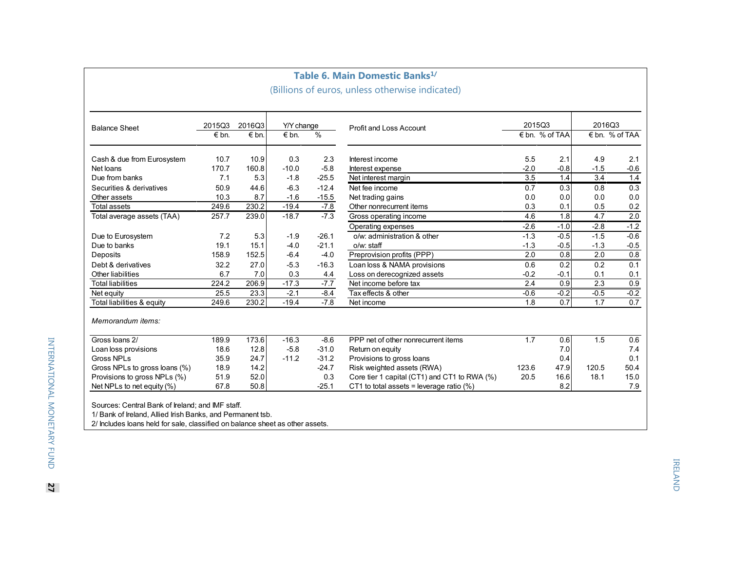## Table 6. Main Domestic Banks[1/]

(Billions of euros, unless otherwise indicated)

| Balance Sheet | 2015Q3 | 2016Q3 | Y/Y change | | Profit and Loss Account | 2015Q3 | | 2016Q3 | |
|---|---|---|---|---|---|---|---|---|---|
| | € bn. | € bn. | € bn. | % | | € bn. | % of TAA | € bn. | % of TAA |
| Cash & due from Eurosystem | 10.7 | 10.9 | 0.3 | 2.3 | Interest income | 5.5 | 2.1 | 4.9 | 2.1 |
| Net loans | 170.7 | 160.8 | -10.0 | -5.8 | Interest expense | -2.0 | -0.8 | -1.5 | -0.6 |
| Due from banks | 7.1 | 5.3 | -1.8 | -25.5 | Net interest margin | 3.5 | 1.4 | 3.4 | 1.4 |
| Securities & derivatives | 50.9 | 44.6 | -6.3 | -12.4 | Net fee income | 0.7 | 0.3 | 0.8 | 0.3 |
| Other assets | 10.3 | 8.7 | -1.6 | -15.5 | Net trading gains | 0.0 | 0.0 | 0.0 | 0.0 |
| Total assets | 249.6 | 230.2 | -19.4 | -7.8 | Other nonrecurrent items | 0.3 | 0.1 | 0.5 | 0.2 |
| Total average assets (TAA) | 257.7 | 239.0 | -18.7 | -7.3 | Gross operating income | 4.6 | 1.8 | 4.7 | 2.0 |
| | | | | | Operating expenses | -2.6 | -1.0 | -2.8 | -1.2 |
| Due to Eurosystem | 7.2 | 5.3 | -1.9 | -26.1 | o/w: administration & other | -1.3 | -0.5 | -1.5 | -0.6 |
| Due to banks | 19.1 | 15.1 | -4.0 | -21.1 | o/w: staff | -1.3 | -0.5 | -1.3 | -0.5 |
| Deposits | 158.9 | 152.5 | -6.4 | -4.0 | Preprovision profits (PPP) | 2.0 | 0.8 | 2.0 | 0.8 |
| Debt & derivatives | 32.2 | 27.0 | -5.3 | -16.3 | Loan loss & NAMA provisions | 0.6 | 0.2 | 0.2 | 0.1 |
| Other liabilities | 6.7 | 7.0 | 0.3 | 4.4 | Loss on derecognized assets | -0.2 | -0.1 | 0.1 | 0.1 |
| Total liabilities | 224.2 | 206.9 | -17.3 | -7.7 | Net income before tax | 2.4 | 0.9 | 2.3 | 0.9 |
| Net equity | 25.5 | 23.3 | -2.1 | -8.4 | Tax effects & other | -0.6 | -0.2 | -0.5 | -0.2 |
| Total liabilities & equity | 249.6 | 230.2 | -19.4 | -7.8 | Net income | 1.8 | 0.7 | 1.7 | 0.7 |
| *Memorandum items:* | | | | | | | | | |
| Gross loans 2/ | 189.9 | 173.6 | -16.3 | -8.6 | PPP net of other nonrecurrent items | 1.7 | 0.6 | 1.5 | 0.6 |
| Loan loss provisions | 18.6 | 12.8 | -5.8 | -31.0 | Return on equity | | 7.0 | | 7.4 |
| Gross NPLs | 35.9 | 24.7 | -11.2 | -31.2 | Provisions to gross loans | | 0.4 | | 0.1 |
| Gross NPLs to gross loans (%) | 18.9 | 14.2 | | -24.7 | Risk weighted assets (RWA) | 123.6 | 47.9 | 120.5 | 50.4 |
| Provisions to gross NPLs (%) | 51.9 | 52.0 | | 0.3 | Core tier 1 capital (CT1) and CT1 to RWA (%) | 20.5 | 16.6 | 18.1 | 15.0 |
| Net NPLs to net equity (%) | 67.8 | 50.8 | | -25.1 | CT1 to total assets = leverage ratio (%) | | 8.2 | | 7.9 |

Sources: Central Bank of Ireland; and IMF staff.

1/ Bank of Ireland, Allied Irish Banks, and Permanent tsb.

2/ Includes loans held for sale, classified on balance sheet as other assets.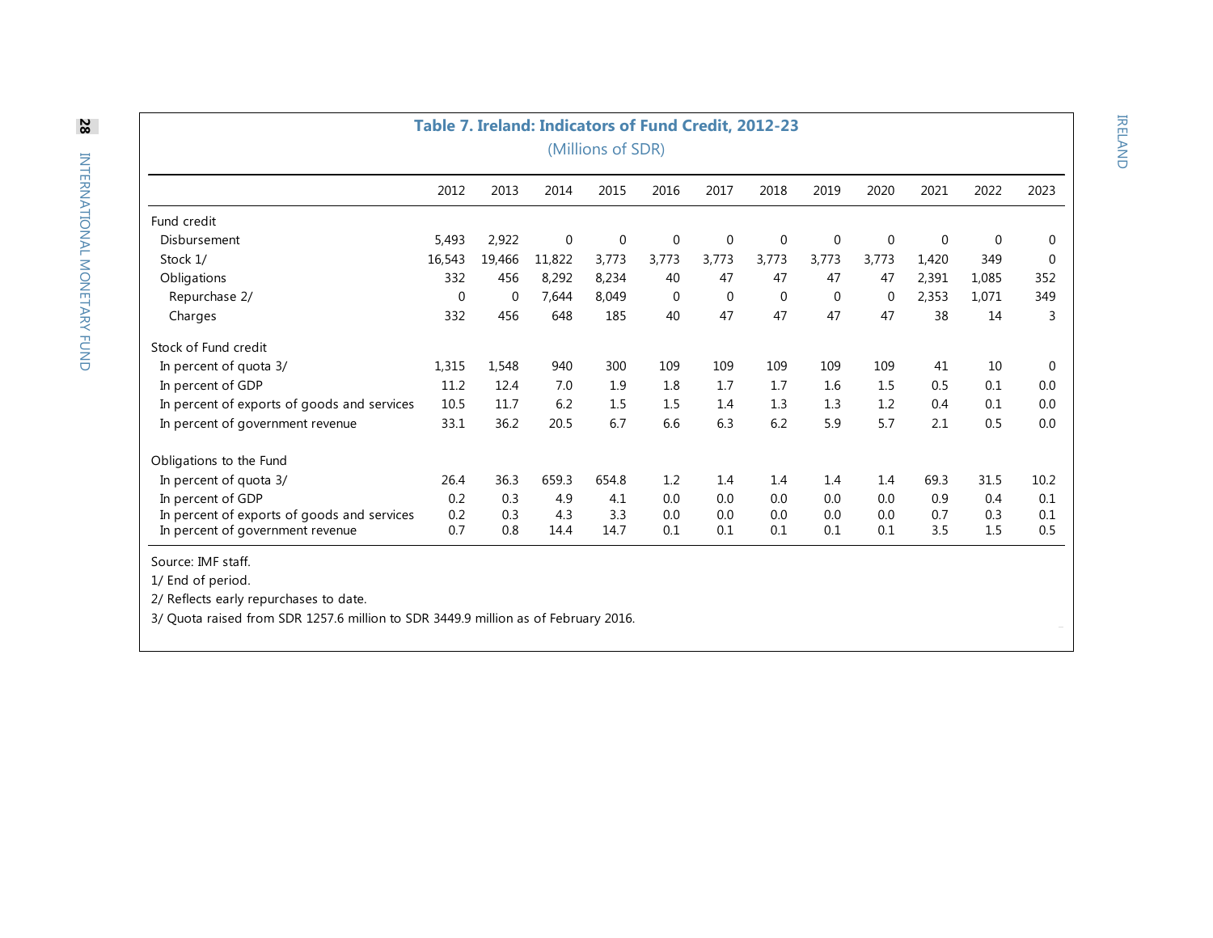## Table 7. Ireland: Indicators of Fund Credit, 2012-23

(Millions of SDR)

| | 2012 | 2013 | 2014 | 2015 | 2016 | 2017 | 2018 | 2019 | 2020 | 2021 | 2022 | 2023 |
|---|---|---|---|---|---|---|---|---|---|---|---|---|
| Fund credit | | | | | | | | | | | | |
| Disbursement | 5,493 | 2,922 | 0 | 0 | 0 | 0 | 0 | 0 | 0 | 0 | 0 | 0 |
| Stock 1/ | 16,543 | 19,466 | 11,822 | 3,773 | 3,773 | 3,773 | 3,773 | 3,773 | 3,773 | 1,420 | 349 | 0 |
| Obligations | 332 | 456 | 8,292 | 8,234 | 40 | 47 | 47 | 47 | 47 | 2,391 | 1,085 | 352 |
| Repurchase 2/ | 0 | 0 | 7,644 | 8,049 | 0 | 0 | 0 | 0 | 0 | 2,353 | 1,071 | 349 |
| Charges | 332 | 456 | 648 | 185 | 40 | 47 | 47 | 47 | 47 | 38 | 14 | 3 |
| Stock of Fund credit | | | | | | | | | | | | |
| In percent of quota 3/ | 1,315 | 1,548 | 940 | 300 | 109 | 109 | 109 | 109 | 109 | 41 | 10 | 0 |
| In percent of GDP | 11.2 | 12.4 | 7.0 | 1.9 | 1.8 | 1.7 | 1.7 | 1.6 | 1.5 | 0.5 | 0.1 | 0.0 |
| In percent of exports of goods and services | 10.5 | 11.7 | 6.2 | 1.5 | 1.5 | 1.4 | 1.3 | 1.3 | 1.2 | 0.4 | 0.1 | 0.0 |
| In percent of government revenue | 33.1 | 36.2 | 20.5 | 6.7 | 6.6 | 6.3 | 6.2 | 5.9 | 5.7 | 2.1 | 0.5 | 0.0 |
| Obligations to the Fund | | | | | | | | | | | | |
| In percent of quota 3/ | 26.4 | 36.3 | 659.3 | 654.8 | 1.2 | 1.4 | 1.4 | 1.4 | 1.4 | 69.3 | 31.5 | 10.2 |
| In percent of GDP | 0.2 | 0.3 | 4.9 | 4.1 | 0.0 | 0.0 | 0.0 | 0.0 | 0.0 | 0.9 | 0.4 | 0.1 |
| In percent of exports of goods and services | 0.2 | 0.3 | 4.3 | 3.3 | 0.0 | 0.0 | 0.0 | 0.0 | 0.0 | 0.7 | 0.3 | 0.1 |
| In percent of government revenue | 0.7 | 0.8 | 14.4 | 14.7 | 0.1 | 0.1 | 0.1 | 0.1 | 0.1 | 3.5 | 1.5 | 0.5 |

Source: IMF staff.

1/ End of period.

2/ Reflects early repurchases to date.

3/ Quota raised from SDR 1257.6 million to SDR 3449.9 million as of February 2016.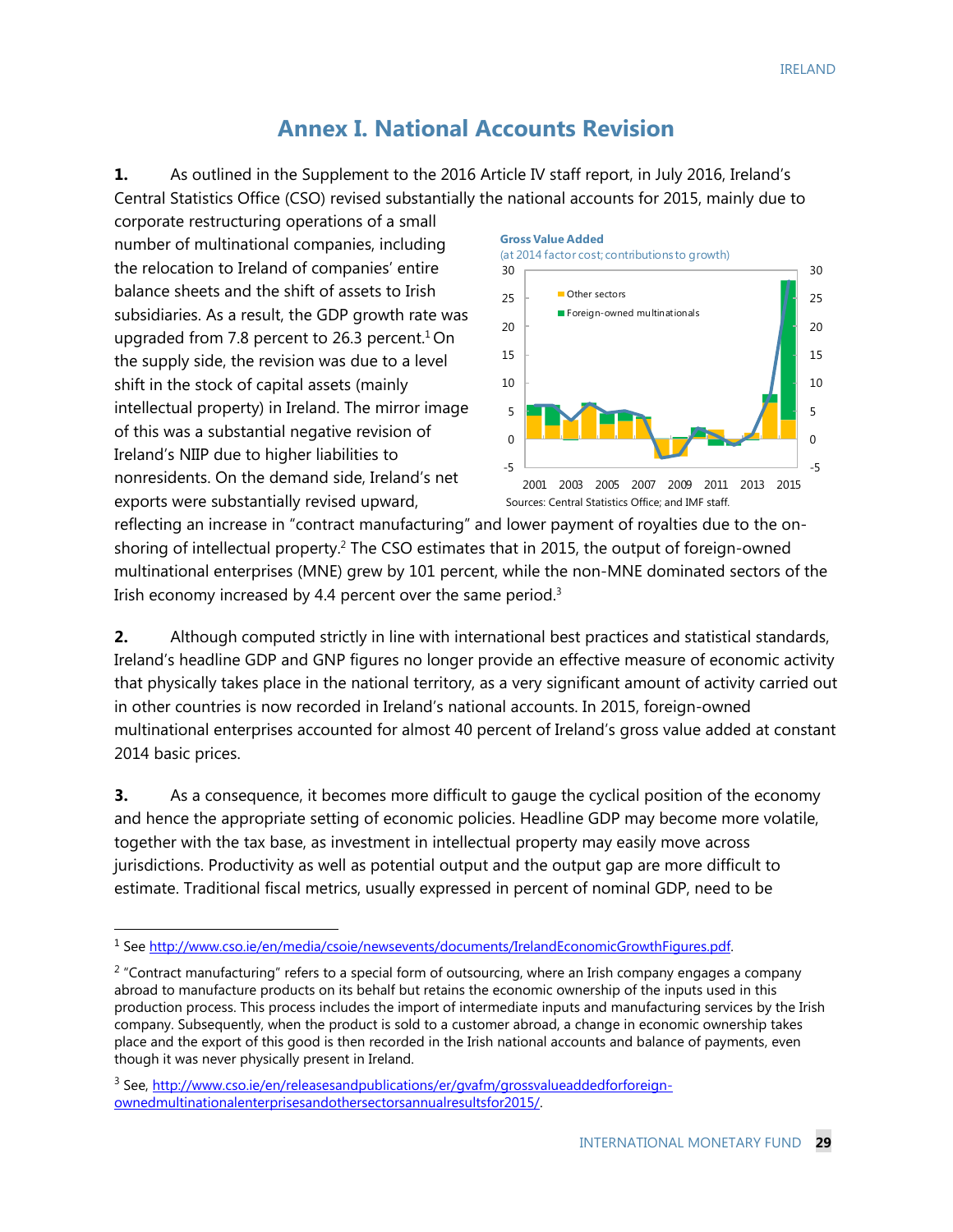# Annex I. National Accounts Revision

**1.** As outlined in the Supplement to the 2016 Article IV staff report, in July 2016, Ireland's Central Statistics Office (CSO) revised substantially the national accounts for 2015, mainly due to corporate restructuring operations of a small number of multinational companies, including the relocation to Ireland of companies' entire balance sheets and the shift of assets to Irish subsidiaries. As a result, the GDP growth rate was upgraded from 7.8 percent to 26.3 percent.[1] On the supply side, the revision was due to a level shift in the stock of capital assets (mainly intellectual property) in Ireland. The mirror image of this was a substantial negative revision of Ireland's NIIP due to higher liabilities to nonresidents. On the demand side, Ireland's net exports were substantially revised upward, reflecting an increase in "contract manufacturing" and lower payment of royalties due to the on-shoring of intellectual property.[2] The CSO estimates that in 2015, the output of foreign-owned multinational enterprises (MNE) grew by 101 percent, while the non-MNE dominated sectors of the Irish economy increased by 4.4 percent over the same period.[3]

**Gross Value Added**
(at 2014 factor cost; contributions to growth)

Sources: Central Statistics Office; and IMF staff.

**2.** Although computed strictly in line with international best practices and statistical standards, Ireland's headline GDP and GNP figures no longer provide an effective measure of economic activity that physically takes place in the national territory, as a very significant amount of activity carried out in other countries is now recorded in Ireland's national accounts. In 2015, foreign-owned multinational enterprises accounted for almost 40 percent of Ireland's gross value added at constant 2014 basic prices.

**3.** As a consequence, it becomes more difficult to gauge the cyclical position of the economy and hence the appropriate setting of economic policies. Headline GDP may become more volatile, together with the tax base, as investment in intellectual property may easily move across jurisdictions. Productivity as well as potential output and the output gap are more difficult to estimate. Traditional fiscal metrics, usually expressed in percent of nominal GDP, need to be

---

[1] See http://www.cso.ie/en/media/csoie/newsevents/documents/IrelandEconomicGrowthFigures.pdf.

[2] "Contract manufacturing" refers to a special form of outsourcing, where an Irish company engages a company abroad to manufacture products on its behalf but retains the economic ownership of the inputs used in this production process. This process includes the import of intermediate inputs and manufacturing services by the Irish company. Subsequently, when the product is sold to a customer abroad, a change in economic ownership takes place and the export of this good is then recorded in the Irish national accounts and balance of payments, even though it was never physically present in Ireland.

[3] See, http://www.cso.ie/en/releasesandpublications/er/gvafm/grossvalueaddedforforeign-ownedmultinationalenterprisesandothersectorsannualresultsfor2015/.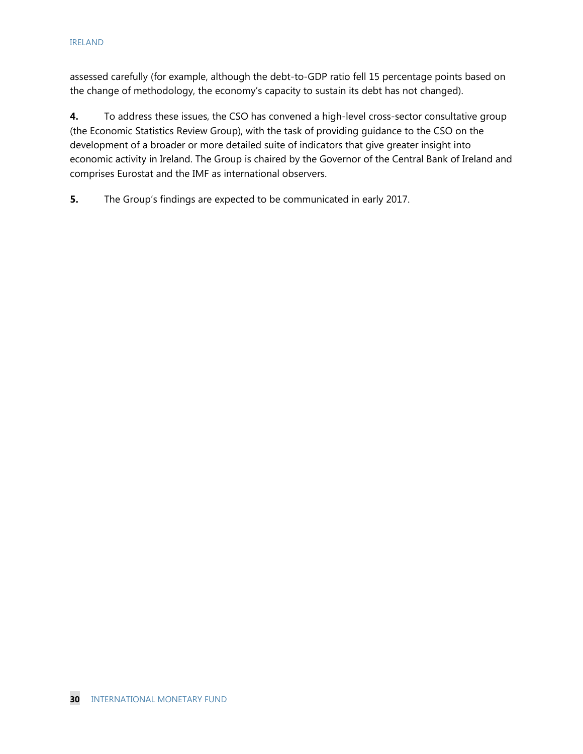assessed carefully (for example, although the debt-to-GDP ratio fell 15 percentage points based on the change of methodology, the economy's capacity to sustain its debt has not changed).

**4.** To address these issues, the CSO has convened a high-level cross-sector consultative group (the Economic Statistics Review Group), with the task of providing guidance to the CSO on the development of a broader or more detailed suite of indicators that give greater insight into economic activity in Ireland. The Group is chaired by the Governor of the Central Bank of Ireland and comprises Eurostat and the IMF as international observers.

**5.** The Group's findings are expected to be communicated in early 2017.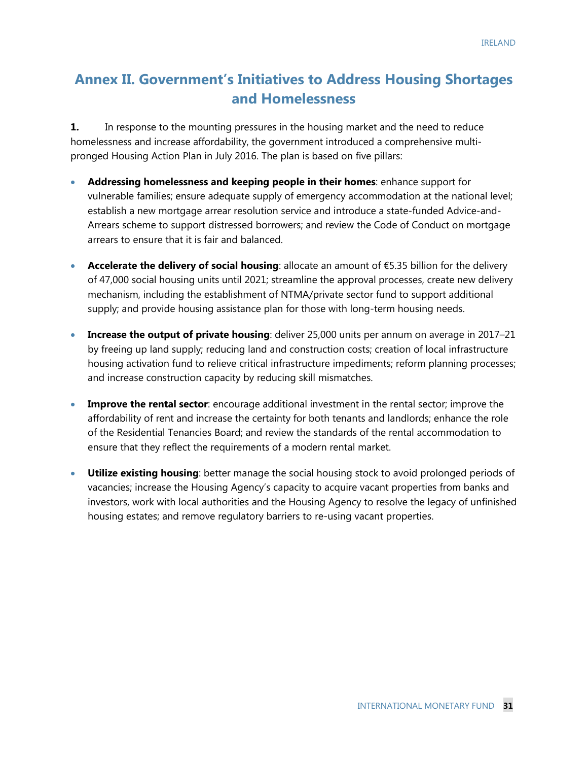# Annex II. Government's Initiatives to Address Housing Shortages and Homelessness

**1.** In response to the mounting pressures in the housing market and the need to reduce homelessness and increase affordability, the government introduced a comprehensive multi-pronged Housing Action Plan in July 2016. The plan is based on five pillars:

- **Addressing homelessness and keeping people in their homes**: enhance support for vulnerable families; ensure adequate supply of emergency accommodation at the national level; establish a new mortgage arrear resolution service and introduce a state-funded Advice-and-Arrears scheme to support distressed borrowers; and review the Code of Conduct on mortgage arrears to ensure that it is fair and balanced.

- **Accelerate the delivery of social housing**: allocate an amount of €5.35 billion for the delivery of 47,000 social housing units until 2021; streamline the approval processes, create new delivery mechanism, including the establishment of NTMA/private sector fund to support additional supply; and provide housing assistance plan for those with long-term housing needs.

- **Increase the output of private housing**: deliver 25,000 units per annum on average in 2017–21 by freeing up land supply; reducing land and construction costs; creation of local infrastructure housing activation fund to relieve critical infrastructure impediments; reform planning processes; and increase construction capacity by reducing skill mismatches.

- **Improve the rental sector**: encourage additional investment in the rental sector; improve the affordability of rent and increase the certainty for both tenants and landlords; enhance the role of the Residential Tenancies Board; and review the standards of the rental accommodation to ensure that they reflect the requirements of a modern rental market.

- **Utilize existing housing**: better manage the social housing stock to avoid prolonged periods of vacancies; increase the Housing Agency's capacity to acquire vacant properties from banks and investors, work with local authorities and the Housing Agency to resolve the legacy of unfinished housing estates; and remove regulatory barriers to re-using vacant properties.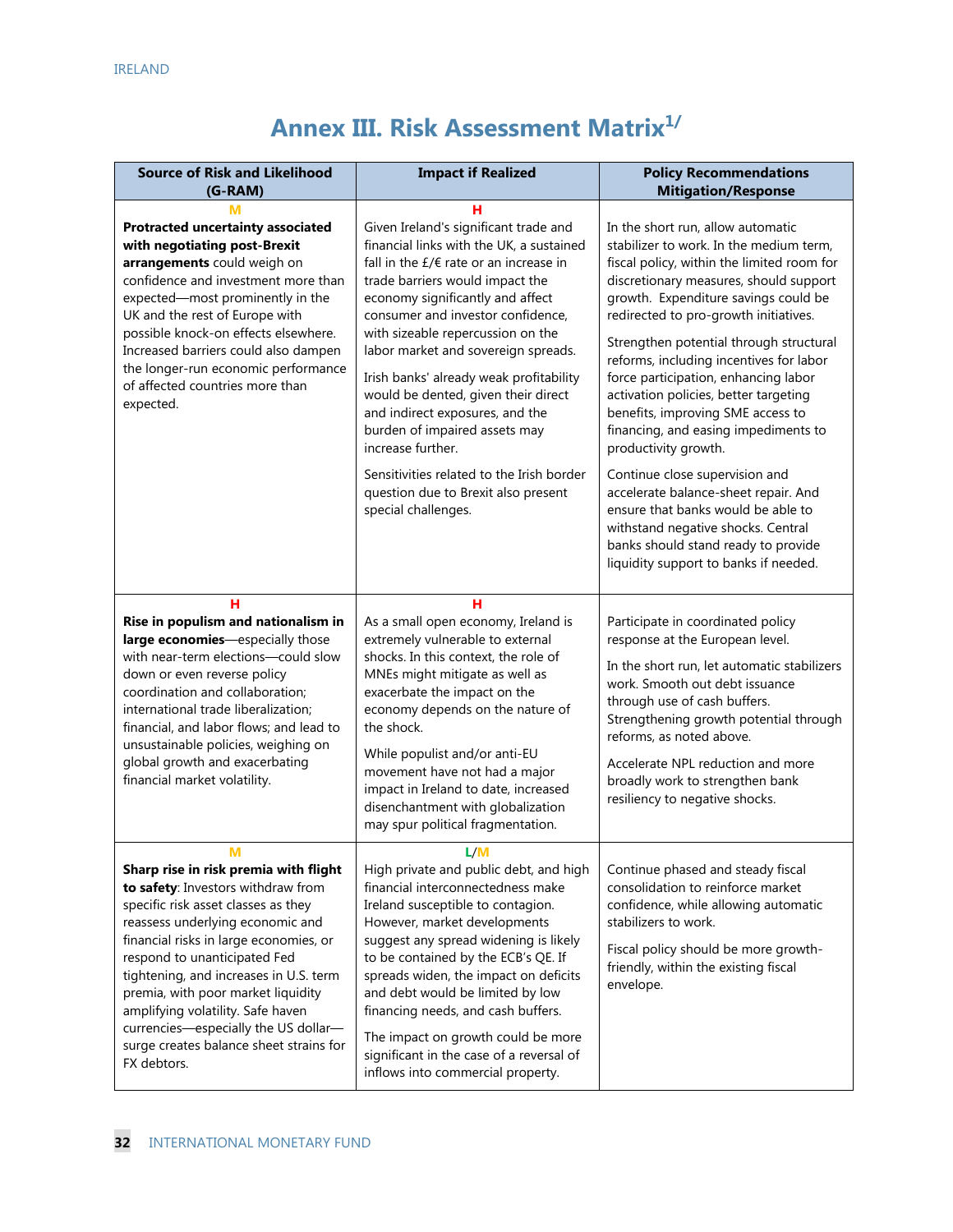# Annex III. Risk Assessment Matrix[1/]

| Source of Risk and Likelihood (G-RAM) | Impact if Realized | Policy Recommendations Mitigation/Response |
|---|---|---|
| M<br>**Protracted uncertainty associated with negotiating post-Brexit arrangements** could weigh on confidence and investment more than expected—most prominently in the UK and the rest of Europe with possible knock-on effects elsewhere. Increased barriers could also dampen the longer-run economic performance of affected countries more than expected. | H<br>Given Ireland's significant trade and financial links with the UK, a sustained fall in the £/€ rate or an increase in trade barriers would impact the economy significantly and affect consumer and investor confidence, with sizeable repercussion on the labor market and sovereign spreads.<br>Irish banks' already weak profitability would be dented, given their direct and indirect exposures, and the burden of impaired assets may increase further.<br>Sensitivities related to the Irish border question due to Brexit also present special challenges. | In the short run, allow automatic stabilizer to work. In the medium term, fiscal policy, within the limited room for discretionary measures, should support growth. Expenditure savings could be redirected to pro-growth initiatives.<br>Strengthen potential through structural reforms, including incentives for labor force participation, enhancing labor activation policies, better targeting benefits, improving SME access to financing, and easing impediments to productivity growth.<br>Continue close supervision and accelerate balance-sheet repair. And ensure that banks would be able to withstand negative shocks. Central banks should stand ready to provide liquidity support to banks if needed. |
| H<br>**Rise in populism and nationalism in large economies**—especially those with near-term elections—could slow down or even reverse policy coordination and collaboration; international trade liberalization; financial, and labor flows; and lead to unsustainable policies, weighing on global growth and exacerbating financial market volatility. | H<br>As a small open economy, Ireland is extremely vulnerable to external shocks. In this context, the role of MNEs might mitigate as well as exacerbate the impact on the economy depends on the nature of the shock.<br>While populist and/or anti-EU movement have not had a major impact in Ireland to date, increased disenchantment with globalization may spur political fragmentation. | Participate in coordinated policy response at the European level.<br>In the short run, let automatic stabilizers work. Smooth out debt issuance through use of cash buffers. Strengthening growth potential through reforms, as noted above.<br>Accelerate NPL reduction and more broadly work to strengthen bank resiliency to negative shocks. |
| M<br>**Sharp rise in risk premia with flight to safety**: Investors withdraw from specific risk asset classes as they reassess underlying economic and financial risks in large economies, or respond to unanticipated Fed tightening, and increases in U.S. term premia, with poor market liquidity amplifying volatility. Safe haven currencies—especially the US dollar—surge creates balance sheet strains for FX debtors. | L/M<br>High private and public debt, and high financial interconnectedness make Ireland susceptible to contagion. However, market developments suggest any spread widening is likely to be contained by the ECB's QE. If spreads widen, the impact on deficits and debt would be limited by low financing needs, and cash buffers.<br>The impact on growth could be more significant in the case of a reversal of inflows into commercial property. | Continue phased and steady fiscal consolidation to reinforce market confidence, while allowing automatic stabilizers to work.<br>Fiscal policy should be more growth-friendly, within the existing fiscal envelope. |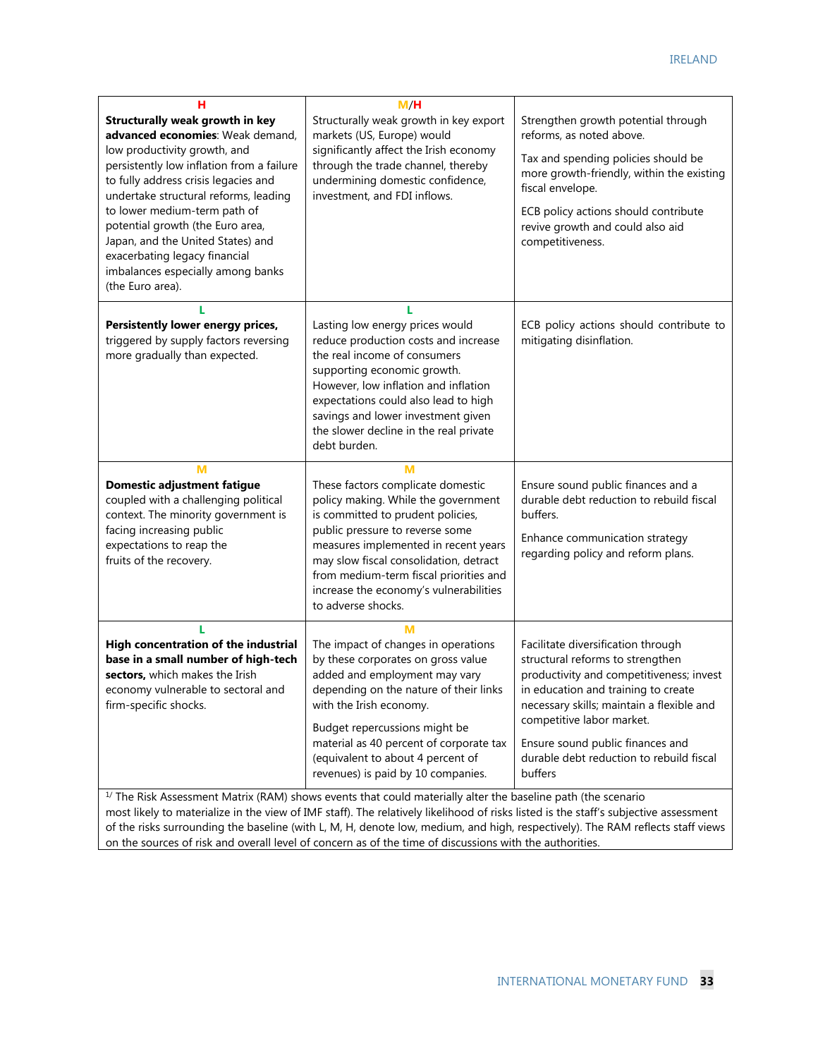| | | |
|---|---|---|
| H<br>**Structurally weak growth in key advanced economies**: Weak demand, low productivity growth, and persistently low inflation from a failure to fully address crisis legacies and undertake structural reforms, leading to lower medium-term path of potential growth (the Euro area, Japan, and the United States) and exacerbating legacy financial imbalances especially among banks (the Euro area). | M/H<br>Structurally weak growth in key export markets (US, Europe) would significantly affect the Irish economy through the trade channel, thereby undermining domestic confidence, investment, and FDI inflows. | Strengthen growth potential through reforms, as noted above.<br><br>Tax and spending policies should be more growth-friendly, within the existing fiscal envelope.<br><br>ECB policy actions should contribute revive growth and could also aid competitiveness. |
| L<br>**Persistently lower energy prices,** triggered by supply factors reversing more gradually than expected. | L<br>Lasting low energy prices would reduce production costs and increase the real income of consumers supporting economic growth. However, low inflation and inflation expectations could also lead to high savings and lower investment given the slower decline in the real private debt burden. | ECB policy actions should contribute to mitigating disinflation. |
| M<br>**Domestic adjustment fatigue** coupled with a challenging political context. The minority government is facing increasing public expectations to reap the fruits of the recovery. | M<br>These factors complicate domestic policy making. While the government is committed to prudent policies, public pressure to reverse some measures implemented in recent years may slow fiscal consolidation, detract from medium-term fiscal priorities and increase the economy's vulnerabilities to adverse shocks. | Ensure sound public finances and a durable debt reduction to rebuild fiscal buffers.<br><br>Enhance communication strategy regarding policy and reform plans. |
| L<br>**High concentration of the industrial base in a small number of high-tech sectors,** which makes the Irish economy vulnerable to sectoral and firm-specific shocks. | M<br>The impact of changes in operations by these corporates on gross value added and employment may vary depending on the nature of their links with the Irish economy.<br><br>Budget repercussions might be material as 40 percent of corporate tax (equivalent to about 4 percent of revenues) is paid by 10 companies. | Facilitate diversification through structural reforms to strengthen productivity and competitiveness; invest in education and training to create necessary skills; maintain a flexible and competitive labor market.<br><br>Ensure sound public finances and durable debt reduction to rebuild fiscal buffers |

[1/] The Risk Assessment Matrix (RAM) shows events that could materially alter the baseline path (the scenario most likely to materialize in the view of IMF staff). The relatively likelihood of risks listed is the staff's subjective assessment of the risks surrounding the baseline (with L, M, H, denote low, medium, and high, respectively). The RAM reflects staff views on the sources of risk and overall level of concern as of the time of discussions with the authorities.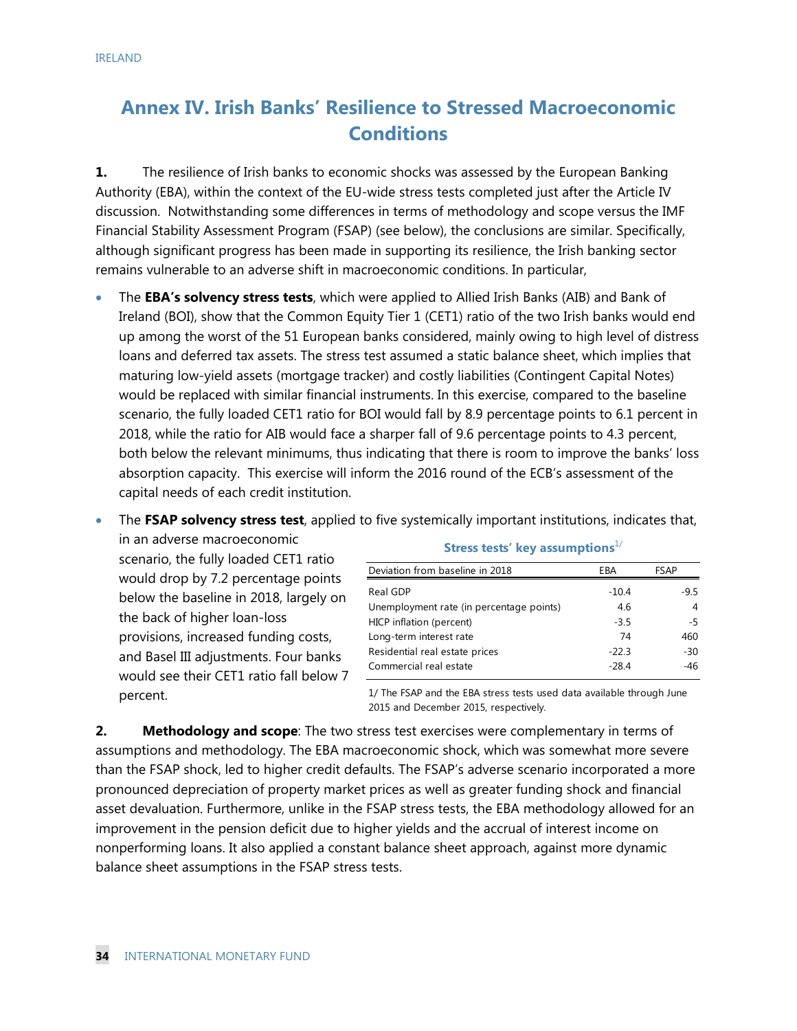# Annex IV. Irish Banks' Resilience to Stressed Macroeconomic Conditions

**1.** The resilience of Irish banks to economic shocks was assessed by the European Banking Authority (EBA), within the context of the EU-wide stress tests completed just after the Article IV discussion. Notwithstanding some differences in terms of methodology and scope versus the IMF Financial Stability Assessment Program (FSAP) (see below), the conclusions are similar. Specifically, although significant progress has been made in supporting its resilience, the Irish banking sector remains vulnerable to an adverse shift in macroeconomic conditions. In particular,

- The **EBA's solvency stress tests**, which were applied to Allied Irish Banks (AIB) and Bank of Ireland (BOI), show that the Common Equity Tier 1 (CET1) ratio of the two Irish banks would end up among the worst of the 51 European banks considered, mainly owing to high level of distress loans and deferred tax assets. The stress test assumed a static balance sheet, which implies that maturing low-yield assets (mortgage tracker) and costly liabilities (Contingent Capital Notes) would be replaced with similar financial instruments. In this exercise, compared to the baseline scenario, the fully loaded CET1 ratio for BOI would fall by 8.9 percentage points to 6.1 percent in 2018, while the ratio for AIB would face a sharper fall of 9.6 percentage points to 4.3 percent, both below the relevant minimums, thus indicating that there is room to improve the banks' loss absorption capacity. This exercise will inform the 2016 round of the ECB's assessment of the capital needs of each credit institution.

- The **FSAP solvency stress test**, applied to five systemically important institutions, indicates that, in an adverse macroeconomic scenario, the fully loaded CET1 ratio would drop by 7.2 percentage points below the baseline in 2018, largely on the back of higher loan-loss provisions, increased funding costs, and Basel III adjustments. Four banks would see their CET1 ratio fall below 7 percent.

**Stress tests' key assumptions**[1/]

| Deviation from baseline in 2018 | EBA | FSAP |
|---|---|---|
| Real GDP | -10.4 | -9.5 |
| Unemployment rate (in percentage points) | 4.6 | 4 |
| HICP inflation (percent) | -3.5 | -5 |
| Long-term interest rate | 74 | 460 |
| Residential real estate prices | -22.3 | -30 |
| Commercial real estate | -28.4 | -46 |

1/ The FSAP and the EBA stress tests used data available through June 2015 and December 2015, respectively.

**2.** **Methodology and scope**: The two stress test exercises were complementary in terms of assumptions and methodology. The EBA macroeconomic shock, which was somewhat more severe than the FSAP shock, led to higher credit defaults. The FSAP's adverse scenario incorporated a more pronounced depreciation of property market prices as well as greater funding shock and financial asset devaluation. Furthermore, unlike in the FSAP stress tests, the EBA methodology allowed for an improvement in the pension deficit due to higher yields and the accrual of interest income on nonperforming loans. It also applied a constant balance sheet approach, against more dynamic balance sheet assumptions in the FSAP stress tests.